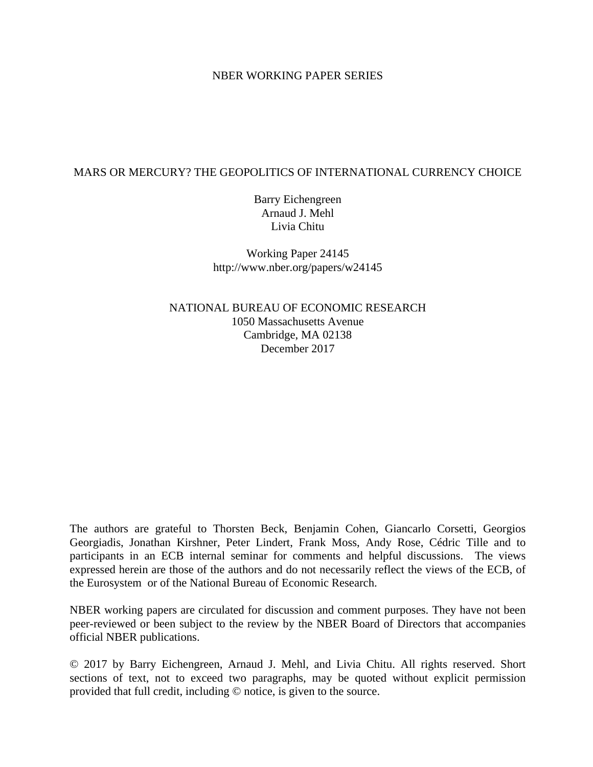NBER WORKING PAPER SERIES

# MARS OR MERCURY? THE GEOPOLITICS OF INTERNATIONAL CURRENCY CHOICE

Barry Eichengreen
Arnaud J. Mehl
Livia Chitu

Working Paper 24145
http://www.nber.org/papers/w24145

NATIONAL BUREAU OF ECONOMIC RESEARCH
1050 Massachusetts Avenue
Cambridge, MA 02138
December 2017

The authors are grateful to Thorsten Beck, Benjamin Cohen, Giancarlo Corsetti, Georgios Georgiadis, Jonathan Kirshner, Peter Lindert, Frank Moss, Andy Rose, Cédric Tille and to participants in an ECB internal seminar for comments and helpful discussions. The views expressed herein are those of the authors and do not necessarily reflect the views of the ECB, of the Eurosystem or of the National Bureau of Economic Research.

NBER working papers are circulated for discussion and comment purposes. They have not been peer-reviewed or been subject to the review by the NBER Board of Directors that accompanies official NBER publications.

© 2017 by Barry Eichengreen, Arnaud J. Mehl, and Livia Chitu. All rights reserved. Short sections of text, not to exceed two paragraphs, may be quoted without explicit permission provided that full credit, including © notice, is given to the source.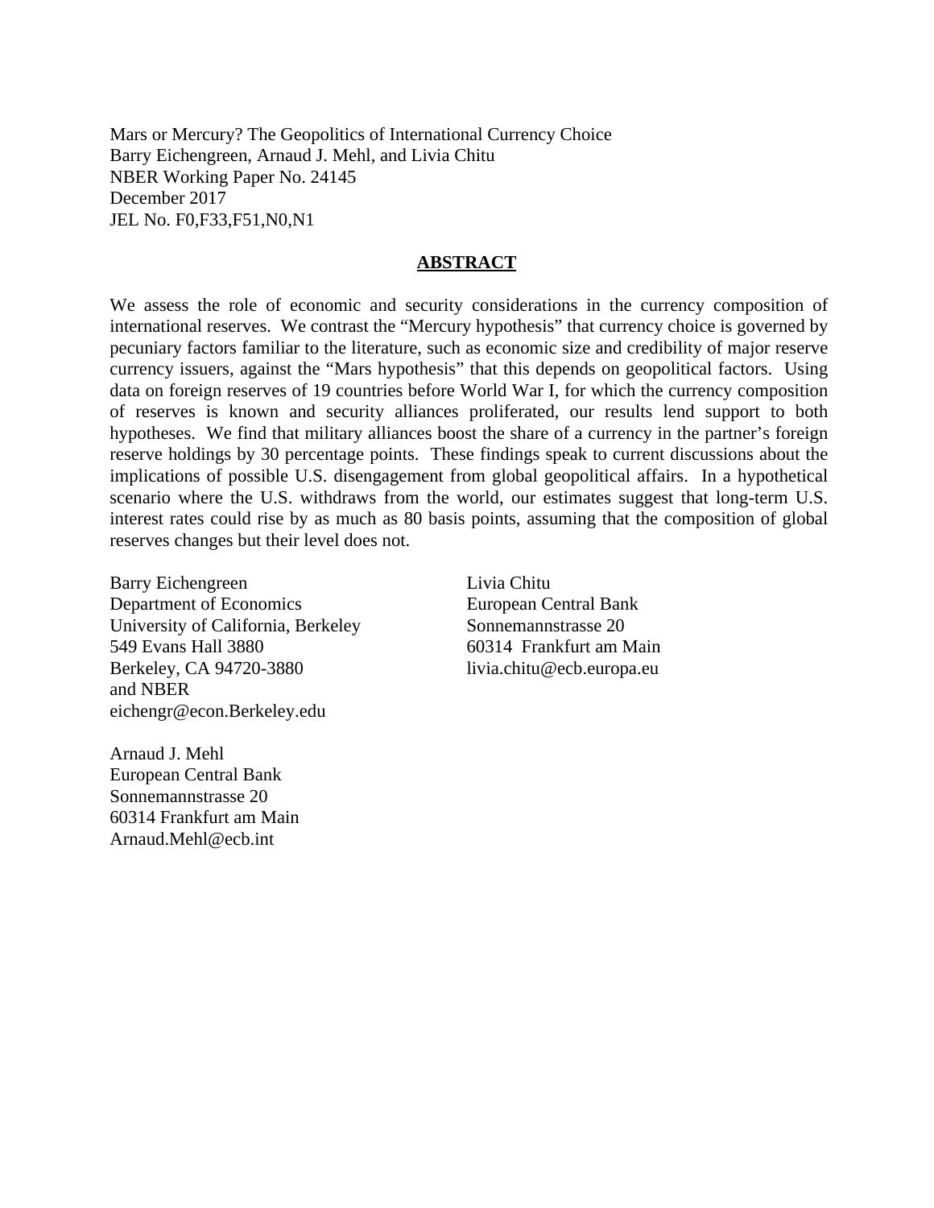Mars or Mercury? The Geopolitics of International Currency Choice
Barry Eichengreen, Arnaud J. Mehl, and Livia Chitu
NBER Working Paper No. 24145
December 2017
JEL No. F0,F33,F51,N0,N1

## ABSTRACT

We assess the role of economic and security considerations in the currency composition of international reserves. We contrast the "Mercury hypothesis" that currency choice is governed by pecuniary factors familiar to the literature, such as economic size and credibility of major reserve currency issuers, against the "Mars hypothesis" that this depends on geopolitical factors. Using data on foreign reserves of 19 countries before World War I, for which the currency composition of reserves is known and security alliances proliferated, our results lend support to both hypotheses. We find that military alliances boost the share of a currency in the partner's foreign reserve holdings by 30 percentage points. These findings speak to current discussions about the implications of possible U.S. disengagement from global geopolitical affairs. In a hypothetical scenario where the U.S. withdraws from the world, our estimates suggest that long-term U.S. interest rates could rise by as much as 80 basis points, assuming that the composition of global reserves changes but their level does not.

Barry Eichengreen
Department of Economics
University of California, Berkeley
549 Evans Hall 3880
Berkeley, CA 94720-3880
and NBER
eichengr@econ.Berkeley.edu

Livia Chitu
European Central Bank
Sonnemannstrasse 20
60314 Frankfurt am Main
livia.chitu@ecb.europa.eu

Arnaud J. Mehl
European Central Bank
Sonnemannstrasse 20
60314 Frankfurt am Main
Arnaud.Mehl@ecb.int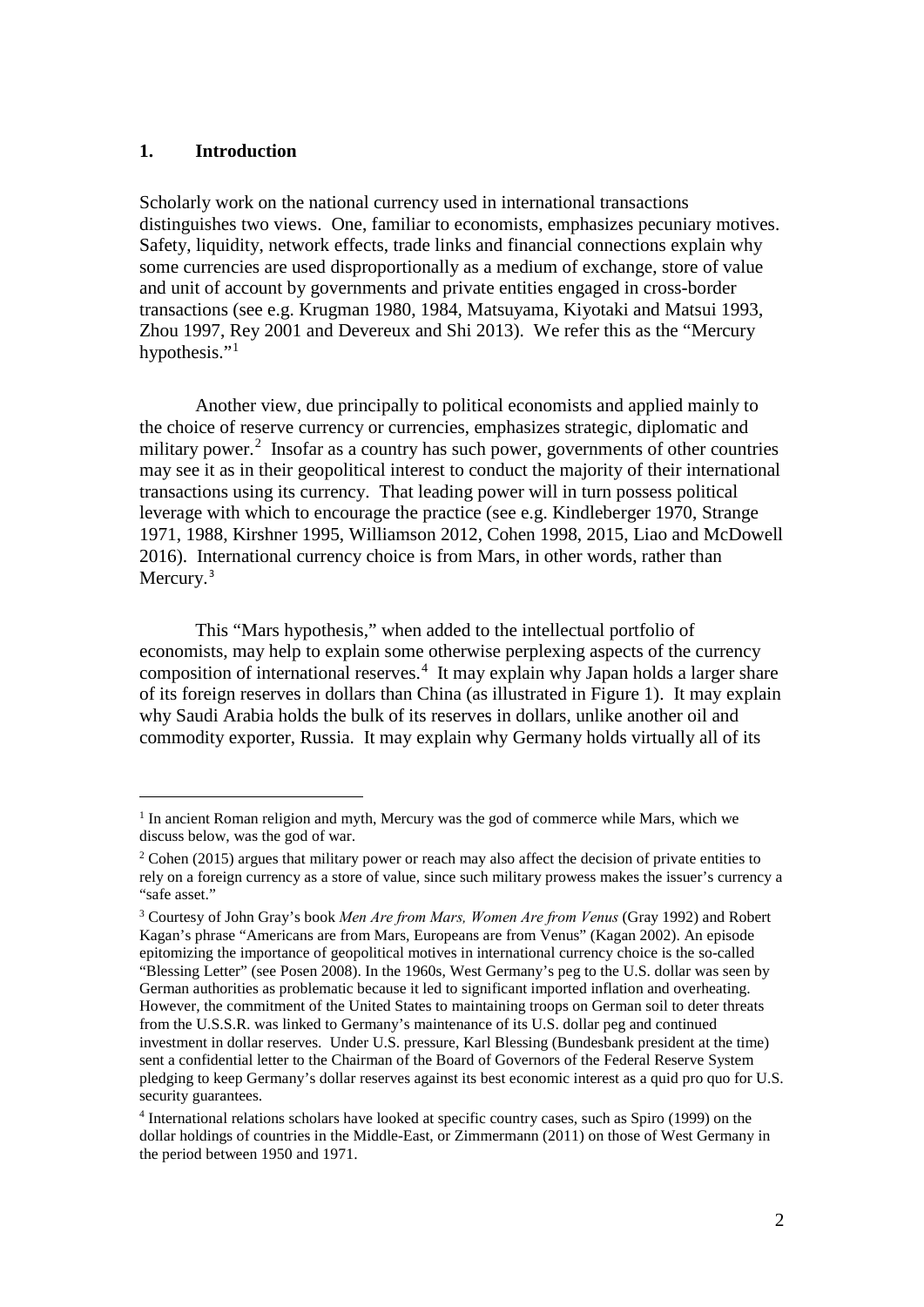## 1. Introduction

Scholarly work on the national currency used in international transactions distinguishes two views. One, familiar to economists, emphasizes pecuniary motives. Safety, liquidity, network effects, trade links and financial connections explain why some currencies are used disproportionally as a medium of exchange, store of value and unit of account by governments and private entities engaged in cross-border transactions (see e.g. Krugman 1980, 1984, Matsuyama, Kiyotaki and Matsui 1993, Zhou 1997, Rey 2001 and Devereux and Shi 2013). We refer this as the "Mercury hypothesis."[1]

Another view, due principally to political economists and applied mainly to the choice of reserve currency or currencies, emphasizes strategic, diplomatic and military power.[2] Insofar as a country has such power, governments of other countries may see it as in their geopolitical interest to conduct the majority of their international transactions using its currency. That leading power will in turn possess political leverage with which to encourage the practice (see e.g. Kindleberger 1970, Strange 1971, 1988, Kirshner 1995, Williamson 2012, Cohen 1998, 2015, Liao and McDowell 2016). International currency choice is from Mars, in other words, rather than Mercury.[3]

This "Mars hypothesis," when added to the intellectual portfolio of economists, may help to explain some otherwise perplexing aspects of the currency composition of international reserves.[4] It may explain why Japan holds a larger share of its foreign reserves in dollars than China (as illustrated in Figure 1). It may explain why Saudi Arabia holds the bulk of its reserves in dollars, unlike another oil and commodity exporter, Russia. It may explain why Germany holds virtually all of its

---

[1] In ancient Roman religion and myth, Mercury was the god of commerce while Mars, which we discuss below, was the god of war.

[2] Cohen (2015) argues that military power or reach may also affect the decision of private entities to rely on a foreign currency as a store of value, since such military prowess makes the issuer's currency a "safe asset."

[3] Courtesy of John Gray's book *Men Are from Mars, Women Are from Venus* (Gray 1992) and Robert Kagan's phrase "Americans are from Mars, Europeans are from Venus" (Kagan 2002). An episode epitomizing the importance of geopolitical motives in international currency choice is the so-called "Blessing Letter" (see Posen 2008). In the 1960s, West Germany's peg to the U.S. dollar was seen by German authorities as problematic because it led to significant imported inflation and overheating. However, the commitment of the United States to maintaining troops on German soil to deter threats from the U.S.S.R. was linked to Germany's maintenance of its U.S. dollar peg and continued investment in dollar reserves. Under U.S. pressure, Karl Blessing (Bundesbank president at the time) sent a confidential letter to the Chairman of the Board of Governors of the Federal Reserve System pledging to keep Germany's dollar reserves against its best economic interest as a quid pro quo for U.S. security guarantees.

[4] International relations scholars have looked at specific country cases, such as Spiro (1999) on the dollar holdings of countries in the Middle-East, or Zimmermann (2011) on those of West Germany in the period between 1950 and 1971.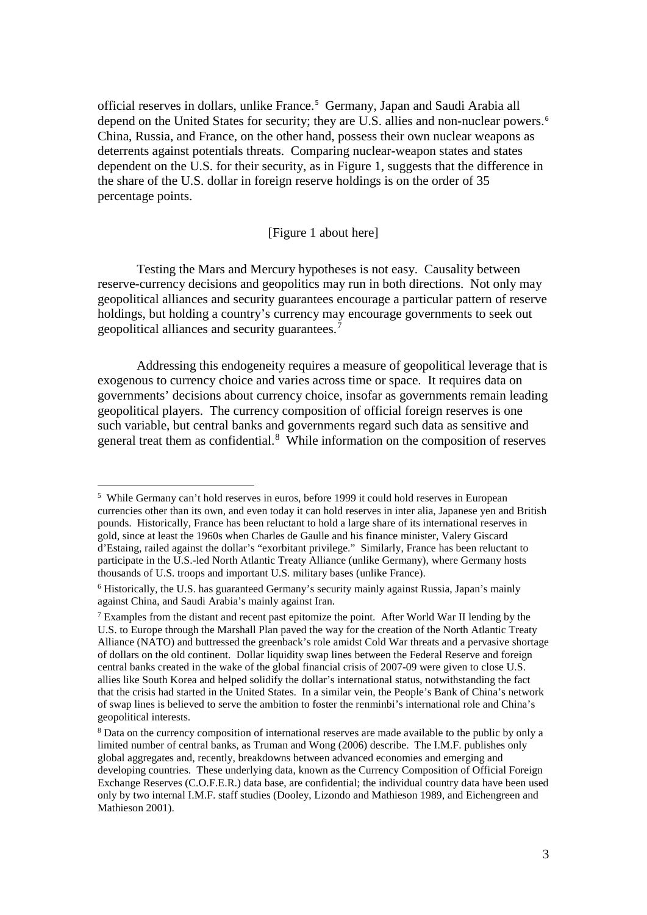official reserves in dollars, unlike France.[5] Germany, Japan and Saudi Arabia all depend on the United States for security; they are U.S. allies and non-nuclear powers.[6] China, Russia, and France, on the other hand, possess their own nuclear weapons as deterrents against potentials threats. Comparing nuclear-weapon states and states dependent on the U.S. for their security, as in Figure 1, suggests that the difference in the share of the U.S. dollar in foreign reserve holdings is on the order of 35 percentage points.

[Figure 1 about here]

Testing the Mars and Mercury hypotheses is not easy. Causality between reserve-currency decisions and geopolitics may run in both directions. Not only may geopolitical alliances and security guarantees encourage a particular pattern of reserve holdings, but holding a country's currency may encourage governments to seek out geopolitical alliances and security guarantees.[7]

Addressing this endogeneity requires a measure of geopolitical leverage that is exogenous to currency choice and varies across time or space. It requires data on governments' decisions about currency choice, insofar as governments remain leading geopolitical players. The currency composition of official foreign reserves is one such variable, but central banks and governments regard such data as sensitive and general treat them as confidential.[8] While information on the composition of reserves

---

[5] While Germany can't hold reserves in euros, before 1999 it could hold reserves in European currencies other than its own, and even today it can hold reserves in inter alia, Japanese yen and British pounds. Historically, France has been reluctant to hold a large share of its international reserves in gold, since at least the 1960s when Charles de Gaulle and his finance minister, Valery Giscard d'Estaing, railed against the dollar's "exorbitant privilege." Similarly, France has been reluctant to participate in the U.S.-led North Atlantic Treaty Alliance (unlike Germany), where Germany hosts thousands of U.S. troops and important U.S. military bases (unlike France).

[6] Historically, the U.S. has guaranteed Germany's security mainly against Russia, Japan's mainly against China, and Saudi Arabia's mainly against Iran.

[7] Examples from the distant and recent past epitomize the point. After World War II lending by the U.S. to Europe through the Marshall Plan paved the way for the creation of the North Atlantic Treaty Alliance (NATO) and buttressed the greenback's role amidst Cold War threats and a pervasive shortage of dollars on the old continent. Dollar liquidity swap lines between the Federal Reserve and foreign central banks created in the wake of the global financial crisis of 2007-09 were given to close U.S. allies like South Korea and helped solidify the dollar's international status, notwithstanding the fact that the crisis had started in the United States. In a similar vein, the People's Bank of China's network of swap lines is believed to serve the ambition to foster the renminbi's international role and China's geopolitical interests.

[8] Data on the currency composition of international reserves are made available to the public by only a limited number of central banks, as Truman and Wong (2006) describe. The I.M.F. publishes only global aggregates and, recently, breakdowns between advanced economies and emerging and developing countries. These underlying data, known as the Currency Composition of Official Foreign Exchange Reserves (C.O.F.E.R.) data base, are confidential; the individual country data have been used only by two internal I.M.F. staff studies (Dooley, Lizondo and Mathieson 1989, and Eichengreen and Mathieson 2001).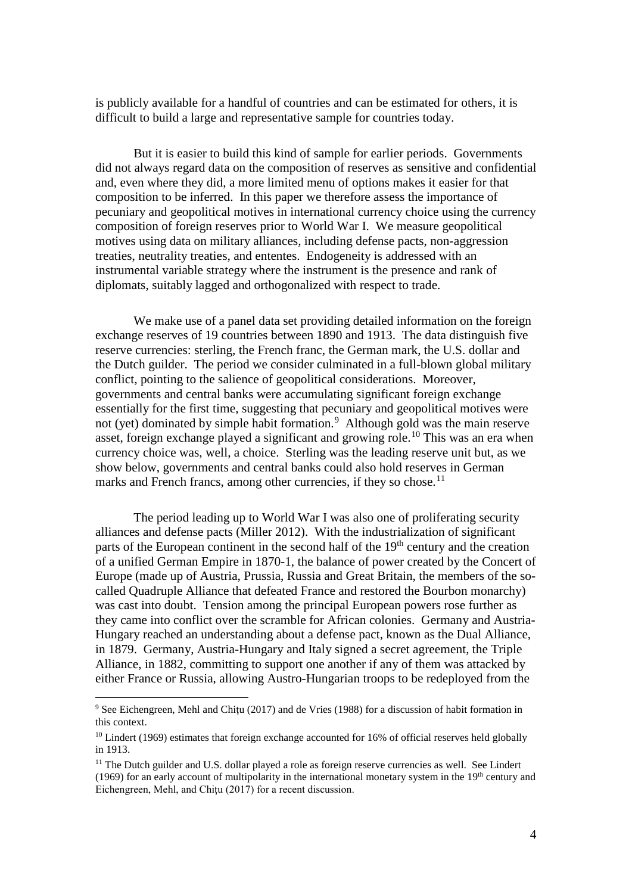is publicly available for a handful of countries and can be estimated for others, it is difficult to build a large and representative sample for countries today.

But it is easier to build this kind of sample for earlier periods. Governments did not always regard data on the composition of reserves as sensitive and confidential and, even where they did, a more limited menu of options makes it easier for that composition to be inferred. In this paper we therefore assess the importance of pecuniary and geopolitical motives in international currency choice using the currency composition of foreign reserves prior to World War I. We measure geopolitical motives using data on military alliances, including defense pacts, non-aggression treaties, neutrality treaties, and ententes. Endogeneity is addressed with an instrumental variable strategy where the instrument is the presence and rank of diplomats, suitably lagged and orthogonalized with respect to trade.

We make use of a panel data set providing detailed information on the foreign exchange reserves of 19 countries between 1890 and 1913. The data distinguish five reserve currencies: sterling, the French franc, the German mark, the U.S. dollar and the Dutch guilder. The period we consider culminated in a full-blown global military conflict, pointing to the salience of geopolitical considerations. Moreover, governments and central banks were accumulating significant foreign exchange essentially for the first time, suggesting that pecuniary and geopolitical motives were not (yet) dominated by simple habit formation.[9] Although gold was the main reserve asset, foreign exchange played a significant and growing role.[10] This was an era when currency choice was, well, a choice. Sterling was the leading reserve unit but, as we show below, governments and central banks could also hold reserves in German marks and French francs, among other currencies, if they so chose.[11]

The period leading up to World War I was also one of proliferating security alliances and defense pacts (Miller 2012). With the industrialization of significant parts of the European continent in the second half of the 19th century and the creation of a unified German Empire in 1870-1, the balance of power created by the Concert of Europe (made up of Austria, Prussia, Russia and Great Britain, the members of the so-called Quadruple Alliance that defeated France and restored the Bourbon monarchy) was cast into doubt. Tension among the principal European powers rose further as they came into conflict over the scramble for African colonies. Germany and Austria-Hungary reached an understanding about a defense pact, known as the Dual Alliance, in 1879. Germany, Austria-Hungary and Italy signed a secret agreement, the Triple Alliance, in 1882, committing to support one another if any of them was attacked by either France or Russia, allowing Austro-Hungarian troops to be redeployed from the

---

[9] See Eichengreen, Mehl and Chițu (2017) and de Vries (1988) for a discussion of habit formation in this context.

[10] Lindert (1969) estimates that foreign exchange accounted for 16% of official reserves held globally in 1913.

[11] The Dutch guilder and U.S. dollar played a role as foreign reserve currencies as well. See Lindert (1969) for an early account of multipolarity in the international monetary system in the 19th century and Eichengreen, Mehl, and Chițu (2017) for a recent discussion.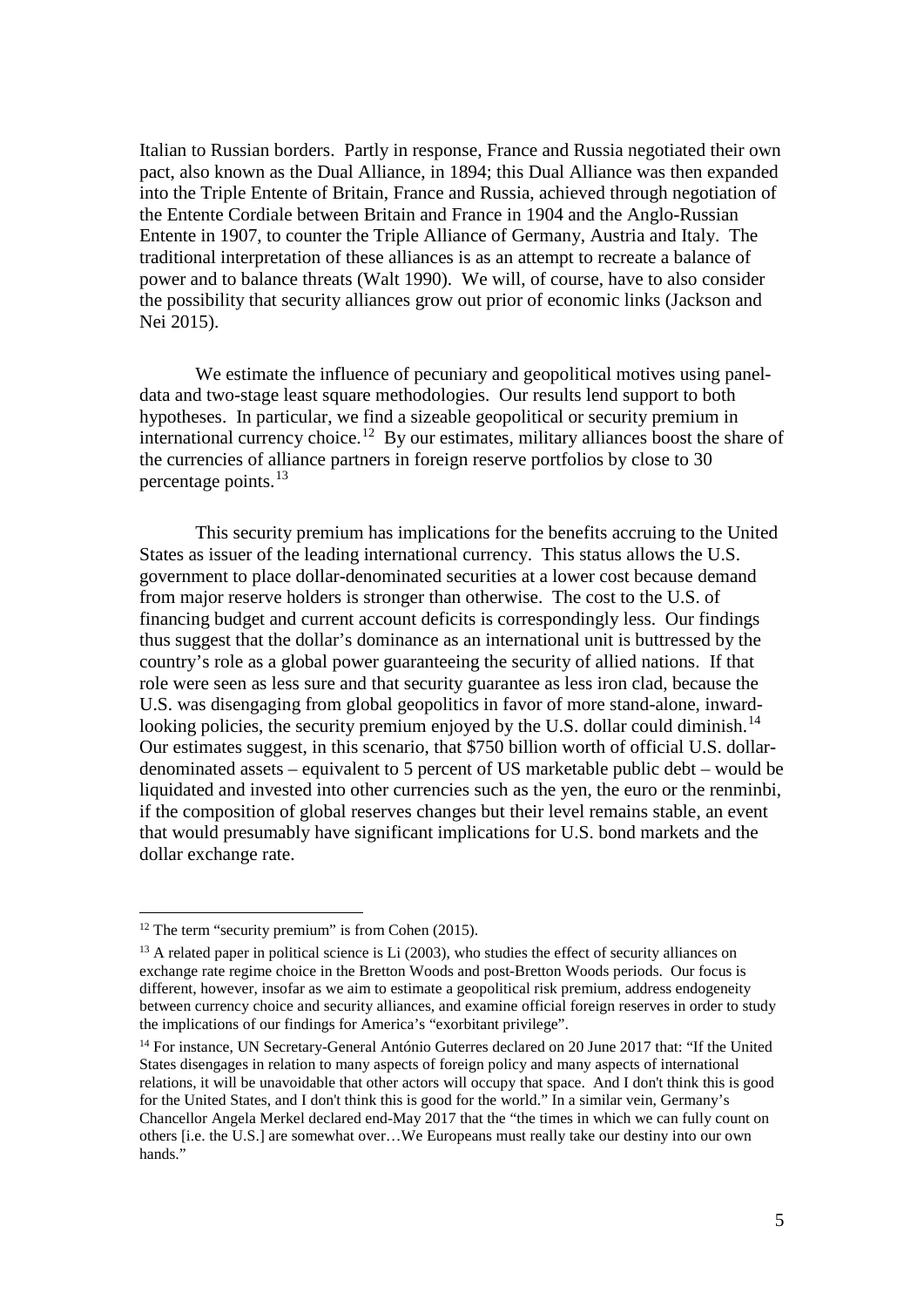Italian to Russian borders. Partly in response, France and Russia negotiated their own pact, also known as the Dual Alliance, in 1894; this Dual Alliance was then expanded into the Triple Entente of Britain, France and Russia, achieved through negotiation of the Entente Cordiale between Britain and France in 1904 and the Anglo-Russian Entente in 1907, to counter the Triple Alliance of Germany, Austria and Italy. The traditional interpretation of these alliances is as an attempt to recreate a balance of power and to balance threats (Walt 1990). We will, of course, have to also consider the possibility that security alliances grow out prior of economic links (Jackson and Nei 2015).

We estimate the influence of pecuniary and geopolitical motives using panel-data and two-stage least square methodologies. Our results lend support to both hypotheses. In particular, we find a sizeable geopolitical or security premium in international currency choice.[12] By our estimates, military alliances boost the share of the currencies of alliance partners in foreign reserve portfolios by close to 30 percentage points.[13]

This security premium has implications for the benefits accruing to the United States as issuer of the leading international currency. This status allows the U.S. government to place dollar-denominated securities at a lower cost because demand from major reserve holders is stronger than otherwise. The cost to the U.S. of financing budget and current account deficits is correspondingly less. Our findings thus suggest that the dollar's dominance as an international unit is buttressed by the country's role as a global power guaranteeing the security of allied nations. If that role were seen as less sure and that security guarantee as less iron clad, because the U.S. was disengaging from global geopolitics in favor of more stand-alone, inward-looking policies, the security premium enjoyed by the U.S. dollar could diminish.[14] Our estimates suggest, in this scenario, that \$750 billion worth of official U.S. dollar-denominated assets – equivalent to 5 percent of US marketable public debt – would be liquidated and invested into other currencies such as the yen, the euro or the renminbi, if the composition of global reserves changes but their level remains stable, an event that would presumably have significant implications for U.S. bond markets and the dollar exchange rate.

---

[12] The term "security premium" is from Cohen (2015).

[13] A related paper in political science is Li (2003), who studies the effect of security alliances on exchange rate regime choice in the Bretton Woods and post-Bretton Woods periods. Our focus is different, however, insofar as we aim to estimate a geopolitical risk premium, address endogeneity between currency choice and security alliances, and examine official foreign reserves in order to study the implications of our findings for America's "exorbitant privilege".

[14] For instance, UN Secretary-General António Guterres declared on 20 June 2017 that: "If the United States disengages in relation to many aspects of foreign policy and many aspects of international relations, it will be unavoidable that other actors will occupy that space. And I don't think this is good for the United States, and I don't think this is good for the world." In a similar vein, Germany's Chancellor Angela Merkel declared end-May 2017 that the "times in which we can fully count on others [i.e. the U.S.] are somewhat over…We Europeans must really take our destiny into our own hands."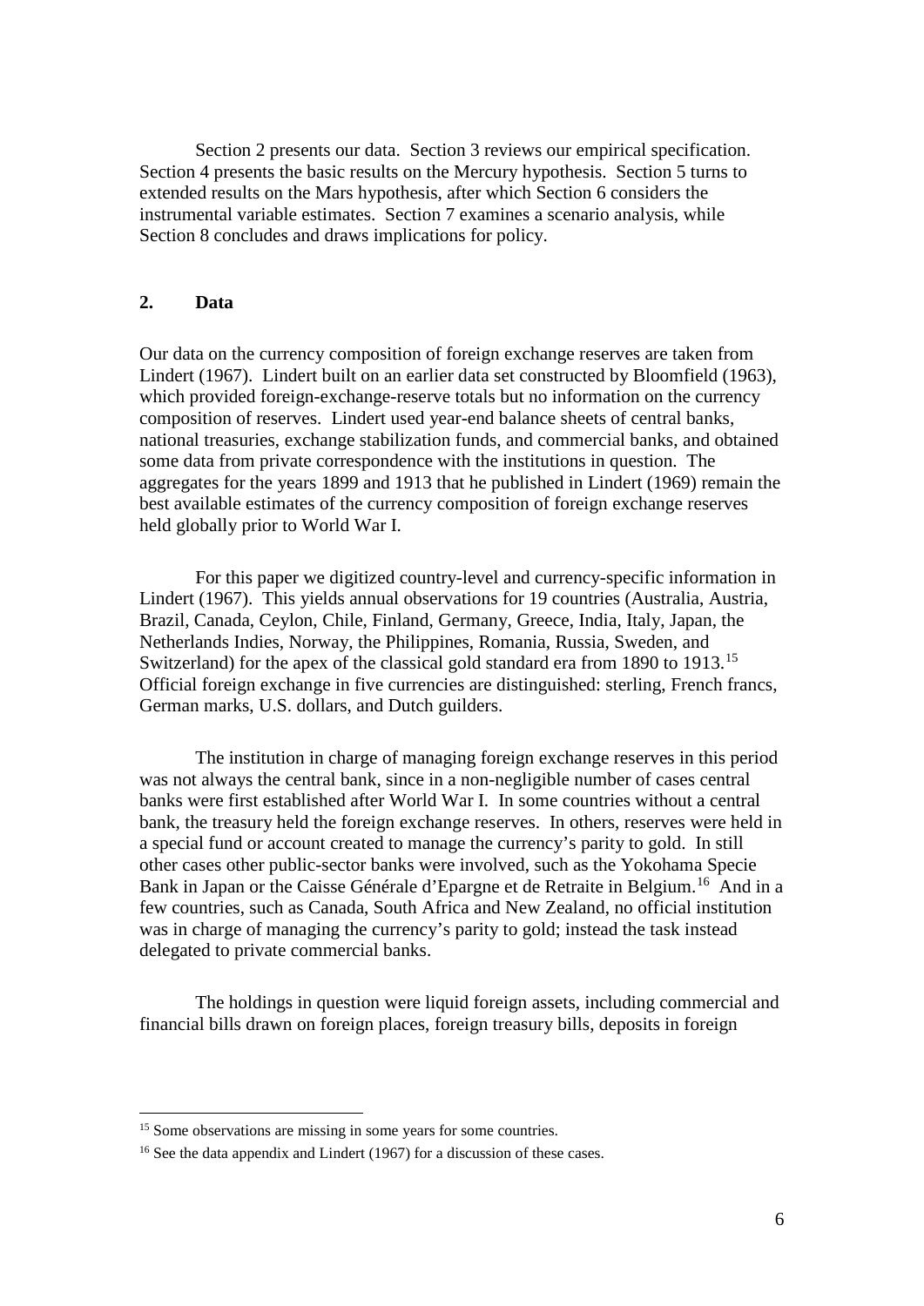Section 2 presents our data. Section 3 reviews our empirical specification. Section 4 presents the basic results on the Mercury hypothesis. Section 5 turns to extended results on the Mars hypothesis, after which Section 6 considers the instrumental variable estimates. Section 7 examines a scenario analysis, while Section 8 concludes and draws implications for policy.

## 2. Data

Our data on the currency composition of foreign exchange reserves are taken from Lindert (1967). Lindert built on an earlier data set constructed by Bloomfield (1963), which provided foreign-exchange-reserve totals but no information on the currency composition of reserves. Lindert used year-end balance sheets of central banks, national treasuries, exchange stabilization funds, and commercial banks, and obtained some data from private correspondence with the institutions in question. The aggregates for the years 1899 and 1913 that he published in Lindert (1969) remain the best available estimates of the currency composition of foreign exchange reserves held globally prior to World War I.

For this paper we digitized country-level and currency-specific information in Lindert (1967). This yields annual observations for 19 countries (Australia, Austria, Brazil, Canada, Ceylon, Chile, Finland, Germany, Greece, India, Italy, Japan, the Netherlands Indies, Norway, the Philippines, Romania, Russia, Sweden, and Switzerland) for the apex of the classical gold standard era from 1890 to 1913.[15] Official foreign exchange in five currencies are distinguished: sterling, French francs, German marks, U.S. dollars, and Dutch guilders.

The institution in charge of managing foreign exchange reserves in this period was not always the central bank, since in a non-negligible number of cases central banks were first established after World War I. In some countries without a central bank, the treasury held the foreign exchange reserves. In others, reserves were held in a special fund or account created to manage the currency's parity to gold. In still other cases other public-sector banks were involved, such as the Yokohama Specie Bank in Japan or the Caisse Générale d'Epargne et de Retraite in Belgium.[16] And in a few countries, such as Canada, South Africa and New Zealand, no official institution was in charge of managing the currency's parity to gold; instead the task instead delegated to private commercial banks.

The holdings in question were liquid foreign assets, including commercial and financial bills drawn on foreign places, foreign treasury bills, deposits in foreign

[15] Some observations are missing in some years for some countries.

[16] See the data appendix and Lindert (1967) for a discussion of these cases.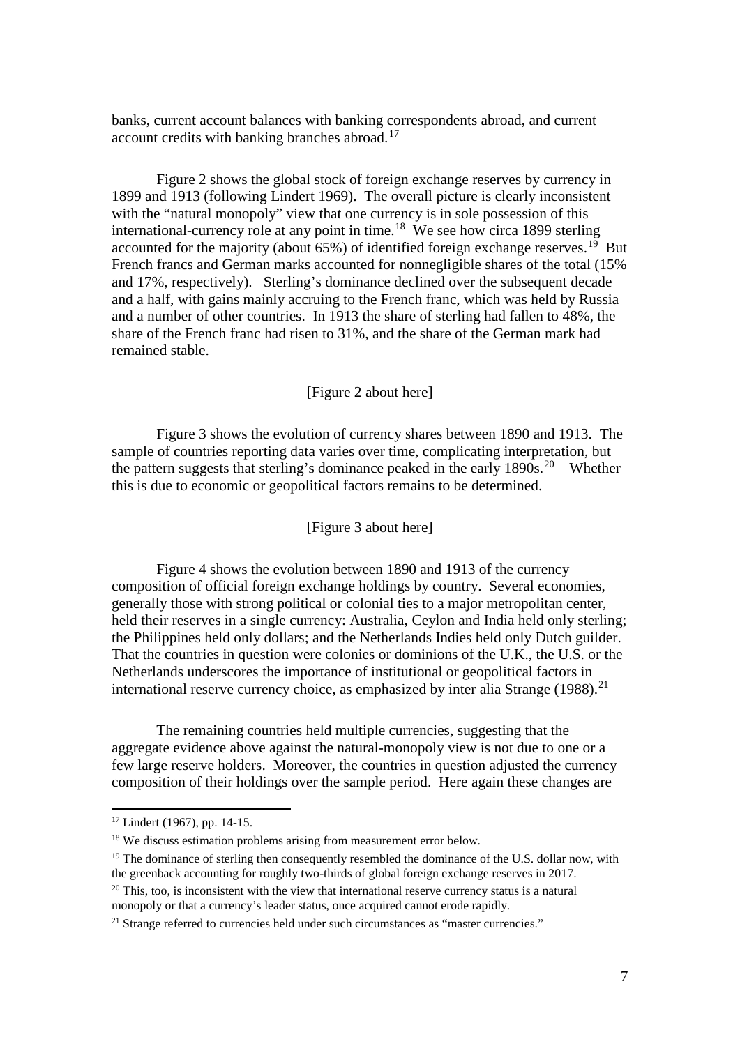banks, current account balances with banking correspondents abroad, and current account credits with banking branches abroad.[17]

Figure 2 shows the global stock of foreign exchange reserves by currency in 1899 and 1913 (following Lindert 1969). The overall picture is clearly inconsistent with the "natural monopoly" view that one currency is in sole possession of this international-currency role at any point in time.[18] We see how circa 1899 sterling accounted for the majority (about 65%) of identified foreign exchange reserves.[19] But French francs and German marks accounted for nonnegligible shares of the total (15% and 17%, respectively). Sterling's dominance declined over the subsequent decade and a half, with gains mainly accruing to the French franc, which was held by Russia and a number of other countries. In 1913 the share of sterling had fallen to 48%, the share of the French franc had risen to 31%, and the share of the German mark had remained stable.

[Figure 2 about here]

Figure 3 shows the evolution of currency shares between 1890 and 1913. The sample of countries reporting data varies over time, complicating interpretation, but the pattern suggests that sterling's dominance peaked in the early 1890s.[20] Whether this is due to economic or geopolitical factors remains to be determined.

[Figure 3 about here]

Figure 4 shows the evolution between 1890 and 1913 of the currency composition of official foreign exchange holdings by country. Several economies, generally those with strong political or colonial ties to a major metropolitan center, held their reserves in a single currency: Australia, Ceylon and India held only sterling; the Philippines held only dollars; and the Netherlands Indies held only Dutch guilder. That the countries in question were colonies or dominions of the U.K., the U.S. or the Netherlands underscores the importance of institutional or geopolitical factors in international reserve currency choice, as emphasized by inter alia Strange (1988).[21]

The remaining countries held multiple currencies, suggesting that the aggregate evidence above against the natural-monopoly view is not due to one or a few large reserve holders. Moreover, the countries in question adjusted the currency composition of their holdings over the sample period. Here again these changes are

---

[17] Lindert (1967), pp. 14-15.

[18] We discuss estimation problems arising from measurement error below.

[19] The dominance of sterling then consequently resembled the dominance of the U.S. dollar now, with the greenback accounting for roughly two-thirds of global foreign exchange reserves in 2017.

[20] This, too, is inconsistent with the view that international reserve currency status is a natural monopoly or that a currency's leader status, once acquired cannot erode rapidly.

[21] Strange referred to currencies held under such circumstances as "master currencies."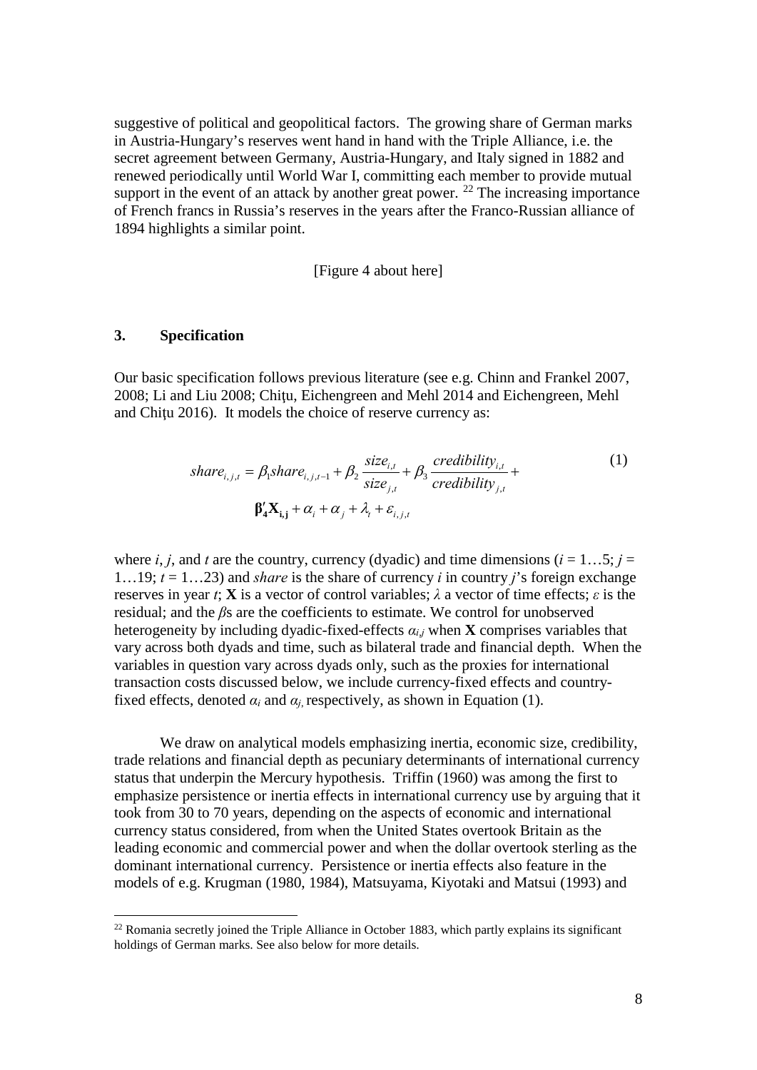suggestive of political and geopolitical factors. The growing share of German marks in Austria-Hungary's reserves went hand in hand with the Triple Alliance, i.e. the secret agreement between Germany, Austria-Hungary, and Italy signed in 1882 and renewed periodically until World War I, committing each member to provide mutual support in the event of an attack by another great power. [22] The increasing importance of French francs in Russia's reserves in the years after the Franco-Russian alliance of 1894 highlights a similar point.

[Figure 4 about here]

## 3. Specification

Our basic specification follows previous literature (see e.g. Chinn and Frankel 2007, 2008; Li and Liu 2008; Chițu, Eichengreen and Mehl 2014 and Eichengreen, Mehl and Chițu 2016). It models the choice of reserve currency as:

$$share_{i,j,t} = \beta_1 share_{i,j,t-1} + \beta_2 \frac{size_{i,t}}{size_{j,t}} + \beta_3 \frac{credibility_{i,t}}{credibility_{j,t}} + \boldsymbol{\beta}_4' \mathbf{X}_{\mathbf{i,j}} + \alpha_i + \alpha_j + \lambda_t + \varepsilon_{i,j,t} \tag{1}$$

where $i$, $j$, and $t$ are the country, currency (dyadic) and time dimensions ($i = 1\ldots5$; $j = 1\ldots19$; $t = 1\ldots23$) and *share* is the share of currency $i$ in country $j$'s foreign exchange reserves in year $t$; $\mathbf{X}$ is a vector of control variables; $\lambda$ a vector of time effects; $\varepsilon$ is the residual; and the $\beta$s are the coefficients to estimate. We control for unobserved heterogeneity by including dyadic-fixed-effects $\alpha_{i,j}$ when $\mathbf{X}$ comprises variables that vary across both dyads and time, such as bilateral trade and financial depth. When the variables in question vary across dyads only, such as the proxies for international transaction costs discussed below, we include currency-fixed effects and country-fixed effects, denoted $\alpha_i$ and $\alpha_j$, respectively, as shown in Equation (1).

We draw on analytical models emphasizing inertia, economic size, credibility, trade relations and financial depth as pecuniary determinants of international currency status that underpin the Mercury hypothesis. Triffin (1960) was among the first to emphasize persistence or inertia effects in international currency use by arguing that it took from 30 to 70 years, depending on the aspects of economic and international currency status considered, from when the United States overtook Britain as the leading economic and commercial power and when the dollar overtook sterling as the dominant international currency. Persistence or inertia effects also feature in the models of e.g. Krugman (1980, 1984), Matsuyama, Kiyotaki and Matsui (1993) and

[22] Romania secretly joined the Triple Alliance in October 1883, which partly explains its significant holdings of German marks. See also below for more details.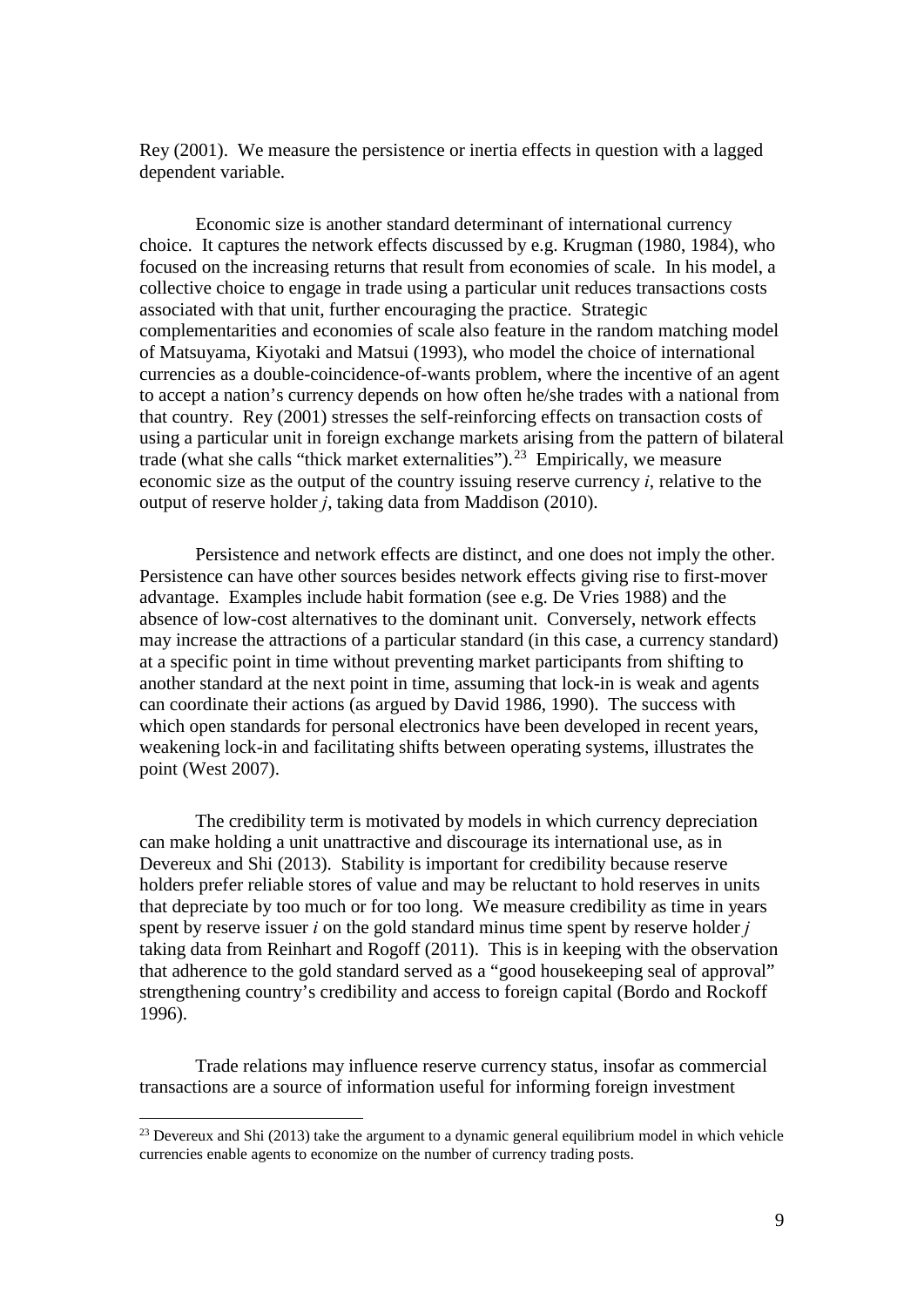Rey (2001). We measure the persistence or inertia effects in question with a lagged dependent variable.

Economic size is another standard determinant of international currency choice. It captures the network effects discussed by e.g. Krugman (1980, 1984), who focused on the increasing returns that result from economies of scale. In his model, a collective choice to engage in trade using a particular unit reduces transactions costs associated with that unit, further encouraging the practice. Strategic complementarities and economies of scale also feature in the random matching model of Matsuyama, Kiyotaki and Matsui (1993), who model the choice of international currencies as a double-coincidence-of-wants problem, where the incentive of an agent to accept a nation's currency depends on how often he/she trades with a national from that country. Rey (2001) stresses the self-reinforcing effects on transaction costs of using a particular unit in foreign exchange markets arising from the pattern of bilateral trade (what she calls "thick market externalities").[23] Empirically, we measure economic size as the output of the country issuing reserve currency $i$, relative to the output of reserve holder $j$, taking data from Maddison (2010).

Persistence and network effects are distinct, and one does not imply the other. Persistence can have other sources besides network effects giving rise to first-mover advantage. Examples include habit formation (see e.g. De Vries 1988) and the absence of low-cost alternatives to the dominant unit. Conversely, network effects may increase the attractions of a particular standard (in this case, a currency standard) at a specific point in time without preventing market participants from shifting to another standard at the next point in time, assuming that lock-in is weak and agents can coordinate their actions (as argued by David 1986, 1990). The success with which open standards for personal electronics have been developed in recent years, weakening lock-in and facilitating shifts between operating systems, illustrates the point (West 2007).

The credibility term is motivated by models in which currency depreciation can make holding a unit unattractive and discourage its international use, as in Devereux and Shi (2013). Stability is important for credibility because reserve holders prefer reliable stores of value and may be reluctant to hold reserves in units that depreciate by too much or for too long. We measure credibility as time in years spent by reserve issuer $i$ on the gold standard minus time spent by reserve holder $j$ taking data from Reinhart and Rogoff (2011). This is in keeping with the observation that adherence to the gold standard served as a "good housekeeping seal of approval" strengthening country's credibility and access to foreign capital (Bordo and Rockoff 1996).

Trade relations may influence reserve currency status, insofar as commercial transactions are a source of information useful for informing foreign investment

[23] Devereux and Shi (2013) take the argument to a dynamic general equilibrium model in which vehicle currencies enable agents to economize on the number of currency trading posts.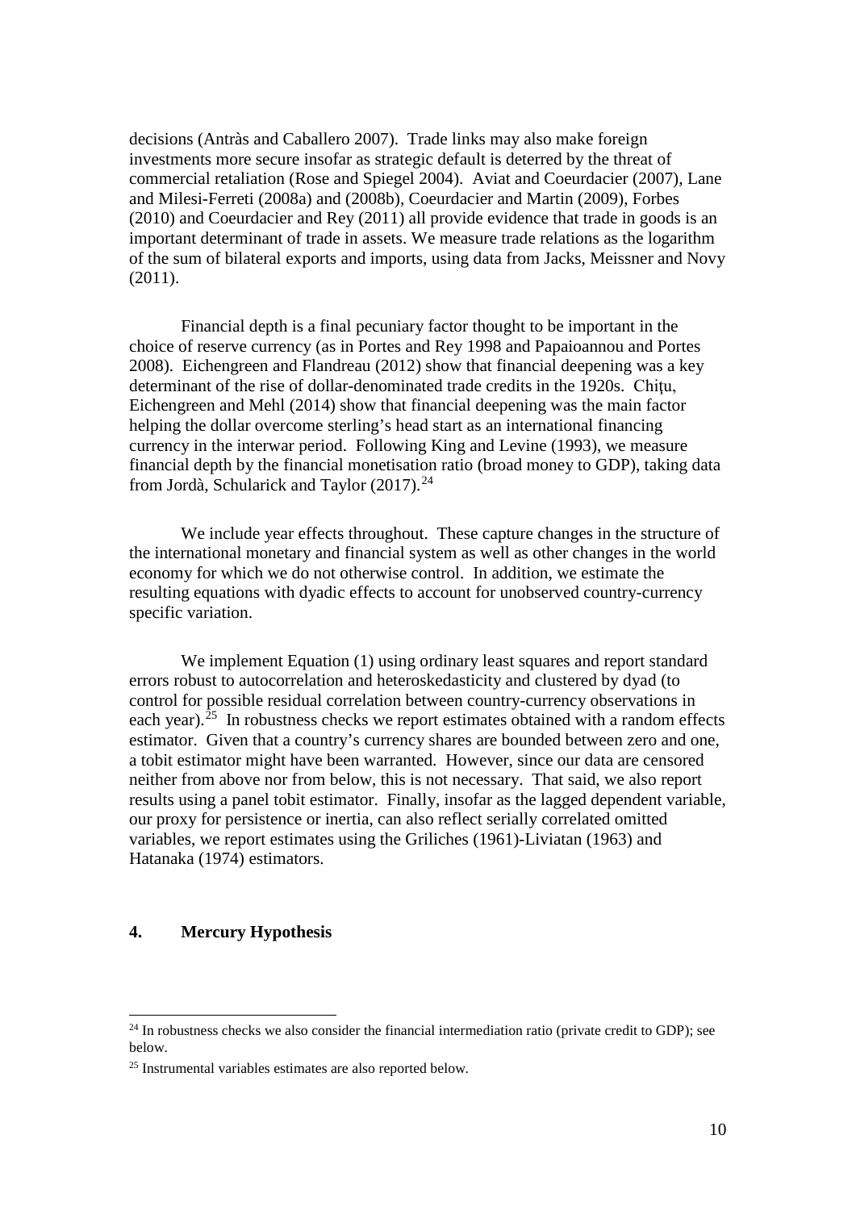decisions (Antràs and Caballero 2007). Trade links may also make foreign investments more secure insofar as strategic default is deterred by the threat of commercial retaliation (Rose and Spiegel 2004). Aviat and Coeurdacier (2007), Lane and Milesi-Ferreti (2008a) and (2008b), Coeurdacier and Martin (2009), Forbes (2010) and Coeurdacier and Rey (2011) all provide evidence that trade in goods is an important determinant of trade in assets. We measure trade relations as the logarithm of the sum of bilateral exports and imports, using data from Jacks, Meissner and Novy (2011).

Financial depth is a final pecuniary factor thought to be important in the choice of reserve currency (as in Portes and Rey 1998 and Papaioannou and Portes 2008). Eichengreen and Flandreau (2012) show that financial deepening was a key determinant of the rise of dollar-denominated trade credits in the 1920s. Chiţu, Eichengreen and Mehl (2014) show that financial deepening was the main factor helping the dollar overcome sterling's head start as an international financing currency in the interwar period. Following King and Levine (1993), we measure financial depth by the financial monetisation ratio (broad money to GDP), taking data from Jordà, Schularick and Taylor (2017).[24]

We include year effects throughout. These capture changes in the structure of the international monetary and financial system as well as other changes in the world economy for which we do not otherwise control. In addition, we estimate the resulting equations with dyadic effects to account for unobserved country-currency specific variation.

We implement Equation (1) using ordinary least squares and report standard errors robust to autocorrelation and heteroskedasticity and clustered by dyad (to control for possible residual correlation between country-currency observations in each year).[25] In robustness checks we report estimates obtained with a random effects estimator. Given that a country's currency shares are bounded between zero and one, a tobit estimator might have been warranted. However, since our data are censored neither from above nor from below, this is not necessary. That said, we also report results using a panel tobit estimator. Finally, insofar as the lagged dependent variable, our proxy for persistence or inertia, can also reflect serially correlated omitted variables, we report estimates using the Griliches (1961)-Liviatan (1963) and Hatanaka (1974) estimators.

## 4. Mercury Hypothesis

[24] In robustness checks we also consider the financial intermediation ratio (private credit to GDP); see below.

[25] Instrumental variables estimates are also reported below.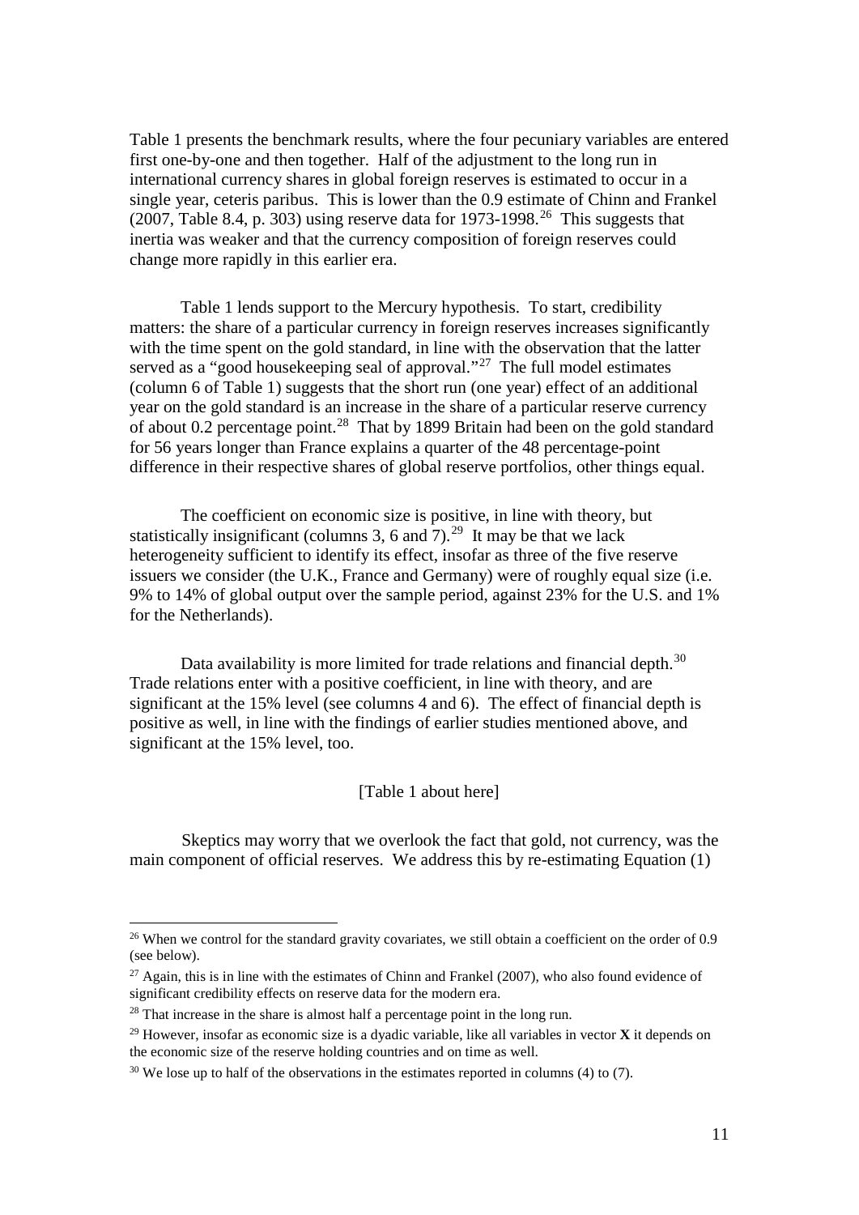Table 1 presents the benchmark results, where the four pecuniary variables are entered first one-by-one and then together. Half of the adjustment to the long run in international currency shares in global foreign reserves is estimated to occur in a single year, ceteris paribus. This is lower than the 0.9 estimate of Chinn and Frankel (2007, Table 8.4, p. 303) using reserve data for 1973-1998.[26] This suggests that inertia was weaker and that the currency composition of foreign reserves could change more rapidly in this earlier era.

Table 1 lends support to the Mercury hypothesis. To start, credibility matters: the share of a particular currency in foreign reserves increases significantly with the time spent on the gold standard, in line with the observation that the latter served as a "good housekeeping seal of approval."[27] The full model estimates (column 6 of Table 1) suggests that the short run (one year) effect of an additional year on the gold standard is an increase in the share of a particular reserve currency of about 0.2 percentage point.[28] That by 1899 Britain had been on the gold standard for 56 years longer than France explains a quarter of the 48 percentage-point difference in their respective shares of global reserve portfolios, other things equal.

The coefficient on economic size is positive, in line with theory, but statistically insignificant (columns 3, 6 and 7).[29] It may be that we lack heterogeneity sufficient to identify its effect, insofar as three of the five reserve issuers we consider (the U.K., France and Germany) were of roughly equal size (i.e. 9% to 14% of global output over the sample period, against 23% for the U.S. and 1% for the Netherlands).

Data availability is more limited for trade relations and financial depth.[30] Trade relations enter with a positive coefficient, in line with theory, and are significant at the 15% level (see columns 4 and 6). The effect of financial depth is positive as well, in line with the findings of earlier studies mentioned above, and significant at the 15% level, too.

[Table 1 about here]

Skeptics may worry that we overlook the fact that gold, not currency, was the main component of official reserves. We address this by re-estimating Equation (1)

---

[26] When we control for the standard gravity covariates, we still obtain a coefficient on the order of 0.9 (see below).

[27] Again, this is in line with the estimates of Chinn and Frankel (2007), who also found evidence of significant credibility effects on reserve data for the modern era.

[28] That increase in the share is almost half a percentage point in the long run.

[29] However, insofar as economic size is a dyadic variable, like all variables in vector **X** it depends on the economic size of the reserve holding countries and on time as well.

[30] We lose up to half of the observations in the estimates reported in columns (4) to (7).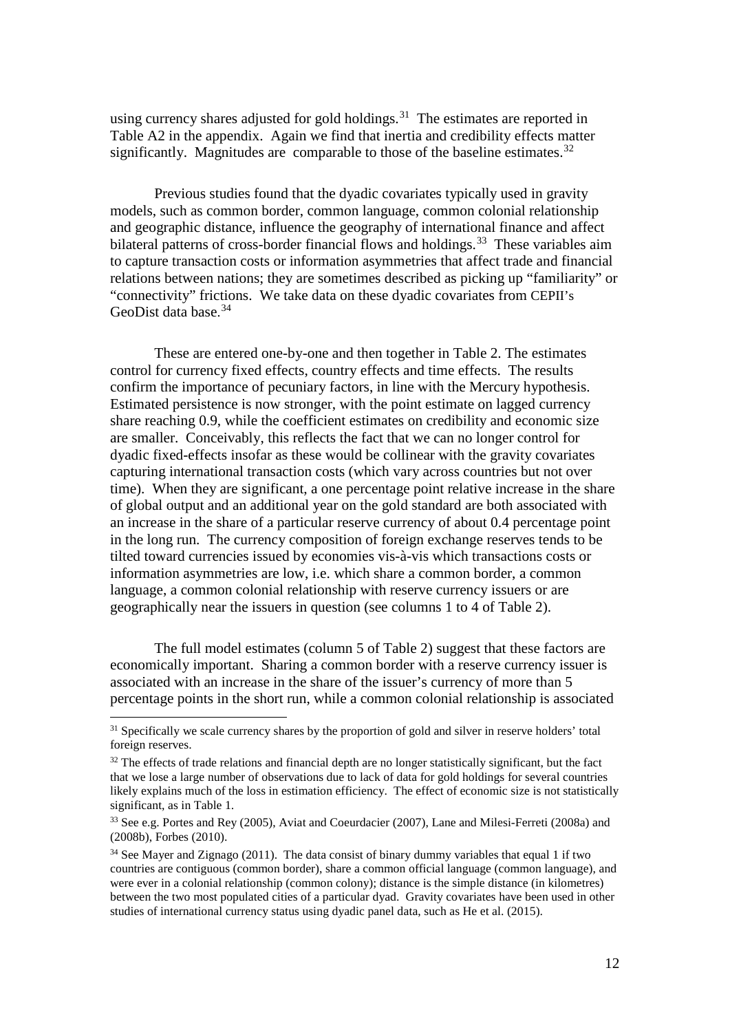using currency shares adjusted for gold holdings.[31] The estimates are reported in Table A2 in the appendix. Again we find that inertia and credibility effects matter significantly. Magnitudes are comparable to those of the baseline estimates.[32]

Previous studies found that the dyadic covariates typically used in gravity models, such as common border, common language, common colonial relationship and geographic distance, influence the geography of international finance and affect bilateral patterns of cross-border financial flows and holdings.[33] These variables aim to capture transaction costs or information asymmetries that affect trade and financial relations between nations; they are sometimes described as picking up "familiarity" or "connectivity" frictions. We take data on these dyadic covariates from CEPII's GeoDist data base.[34]

These are entered one-by-one and then together in Table 2. The estimates control for currency fixed effects, country effects and time effects. The results confirm the importance of pecuniary factors, in line with the Mercury hypothesis. Estimated persistence is now stronger, with the point estimate on lagged currency share reaching 0.9, while the coefficient estimates on credibility and economic size are smaller. Conceivably, this reflects the fact that we can no longer control for dyadic fixed-effects insofar as these would be collinear with the gravity covariates capturing international transaction costs (which vary across countries but not over time). When they are significant, a one percentage point relative increase in the share of global output and an additional year on the gold standard are both associated with an increase in the share of a particular reserve currency of about 0.4 percentage point in the long run. The currency composition of foreign exchange reserves tends to be tilted toward currencies issued by economies vis-à-vis which transactions costs or information asymmetries are low, i.e. which share a common border, a common language, a common colonial relationship with reserve currency issuers or are geographically near the issuers in question (see columns 1 to 4 of Table 2).

The full model estimates (column 5 of Table 2) suggest that these factors are economically important. Sharing a common border with a reserve currency issuer is associated with an increase in the share of the issuer's currency of more than 5 percentage points in the short run, while a common colonial relationship is associated

---

[31] Specifically we scale currency shares by the proportion of gold and silver in reserve holders' total foreign reserves.

[32] The effects of trade relations and financial depth are no longer statistically significant, but the fact that we lose a large number of observations due to lack of data for gold holdings for several countries likely explains much of the loss in estimation efficiency. The effect of economic size is not statistically significant, as in Table 1.

[33] See e.g. Portes and Rey (2005), Aviat and Coeurdacier (2007), Lane and Milesi-Ferreti (2008a) and (2008b), Forbes (2010).

[34] See Mayer and Zignago (2011). The data consist of binary dummy variables that equal 1 if two countries are contiguous (common border), share a common official language (common language), and were ever in a colonial relationship (common colony); distance is the simple distance (in kilometres) between the two most populated cities of a particular dyad. Gravity covariates have been used in other studies of international currency status using dyadic panel data, such as He et al. (2015).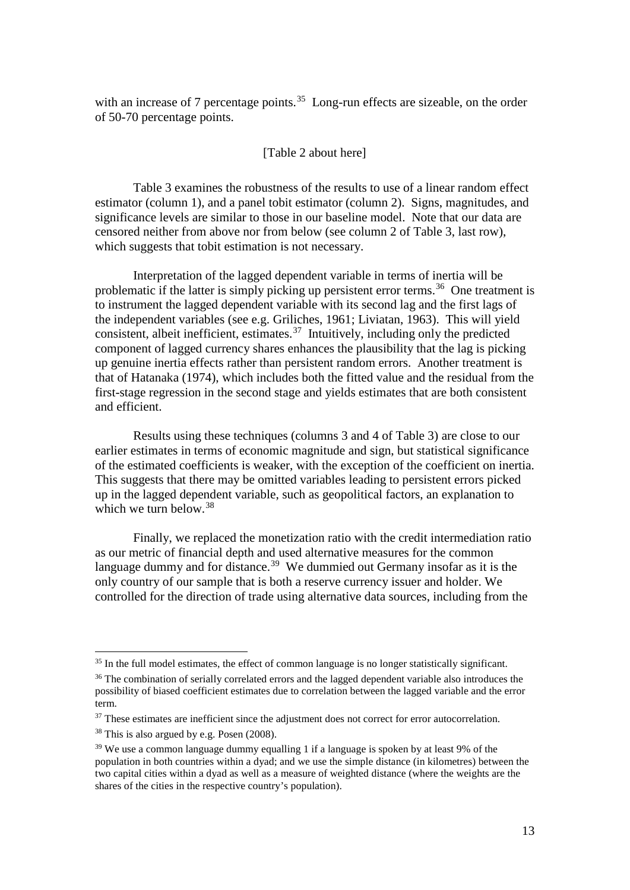with an increase of 7 percentage points.[35] Long-run effects are sizeable, on the order of 50-70 percentage points.

[Table 2 about here]

Table 3 examines the robustness of the results to use of a linear random effect estimator (column 1), and a panel tobit estimator (column 2). Signs, magnitudes, and significance levels are similar to those in our baseline model. Note that our data are censored neither from above nor from below (see column 2 of Table 3, last row), which suggests that tobit estimation is not necessary.

Interpretation of the lagged dependent variable in terms of inertia will be problematic if the latter is simply picking up persistent error terms.[36] One treatment is to instrument the lagged dependent variable with its second lag and the first lags of the independent variables (see e.g. Griliches, 1961; Liviatan, 1963). This will yield consistent, albeit inefficient, estimates.[37] Intuitively, including only the predicted component of lagged currency shares enhances the plausibility that the lag is picking up genuine inertia effects rather than persistent random errors. Another treatment is that of Hatanaka (1974), which includes both the fitted value and the residual from the first-stage regression in the second stage and yields estimates that are both consistent and efficient.

Results using these techniques (columns 3 and 4 of Table 3) are close to our earlier estimates in terms of economic magnitude and sign, but statistical significance of the estimated coefficients is weaker, with the exception of the coefficient on inertia. This suggests that there may be omitted variables leading to persistent errors picked up in the lagged dependent variable, such as geopolitical factors, an explanation to which we turn below.[38]

Finally, we replaced the monetization ratio with the credit intermediation ratio as our metric of financial depth and used alternative measures for the common language dummy and for distance.[39] We dummied out Germany insofar as it is the only country of our sample that is both a reserve currency issuer and holder. We controlled for the direction of trade using alternative data sources, including from the

[35] In the full model estimates, the effect of common language is no longer statistically significant.

[36] The combination of serially correlated errors and the lagged dependent variable also introduces the possibility of biased coefficient estimates due to correlation between the lagged variable and the error term.

[37] These estimates are inefficient since the adjustment does not correct for error autocorrelation.

[38] This is also argued by e.g. Posen (2008).

[39] We use a common language dummy equalling 1 if a language is spoken by at least 9% of the population in both countries within a dyad; and we use the simple distance (in kilometres) between the two capital cities within a dyad as well as a measure of weighted distance (where the weights are the shares of the cities in the respective country's population).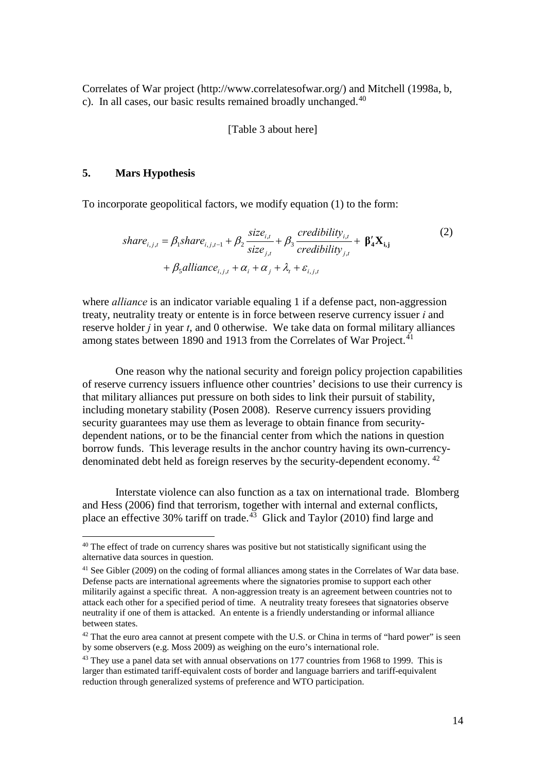Correlates of War project (http://www.correlatesofwar.org/) and Mitchell (1998a, b, c). In all cases, our basic results remained broadly unchanged.[40]

[Table 3 about here]

## 5. Mars Hypothesis

To incorporate geopolitical factors, we modify equation (1) to the form:

$$share_{i,j,t} = \beta_1 share_{i,j,t-1} + \beta_2 \frac{size_{i,t}}{size_{j,t}} + \beta_3 \frac{credibility_{i,t}}{credibility_{j,t}} + \boldsymbol{\beta}_4' \mathbf{X}_{\mathbf{i,j}} + \beta_5 alliance_{i,j,t} + \alpha_i + \alpha_j + \lambda_t + \varepsilon_{i,j,t} \tag{2}$$

where *alliance* is an indicator variable equaling 1 if a defense pact, non-aggression treaty, neutrality treaty or entente is in force between reserve currency issuer $i$ and reserve holder $j$ in year $t$, and 0 otherwise. We take data on formal military alliances among states between 1890 and 1913 from the Correlates of War Project.[41]

One reason why the national security and foreign policy projection capabilities of reserve currency issuers influence other countries' decisions to use their currency is that military alliances put pressure on both sides to link their pursuit of stability, including monetary stability (Posen 2008). Reserve currency issuers providing security guarantees may use them as leverage to obtain finance from security-dependent nations, or to be the financial center from which the nations in question borrow funds. This leverage results in the anchor country having its own-currency-denominated debt held as foreign reserves by the security-dependent economy.[42]

Interstate violence can also function as a tax on international trade. Blomberg and Hess (2006) find that terrorism, together with internal and external conflicts, place an effective 30% tariff on trade.[43] Glick and Taylor (2010) find large and

---

[40] The effect of trade on currency shares was positive but not statistically significant using the alternative data sources in question.

[41] See Gibler (2009) on the coding of formal alliances among states in the Correlates of War data base. Defense pacts are international agreements where the signatories promise to support each other militarily against a specific threat. A non-aggression treaty is an agreement between countries not to attack each other for a specified period of time. A neutrality treaty foresees that signatories observe neutrality if one of them is attacked. An entente is a friendly understanding or informal alliance between states.

[42] That the euro area cannot at present compete with the U.S. or China in terms of "hard power" is seen by some observers (e.g. Moss 2009) as weighing on the euro's international role.

[43] They use a panel data set with annual observations on 177 countries from 1968 to 1999. This is larger than estimated tariff-equivalent costs of border and language barriers and tariff-equivalent reduction through generalized systems of preference and WTO participation.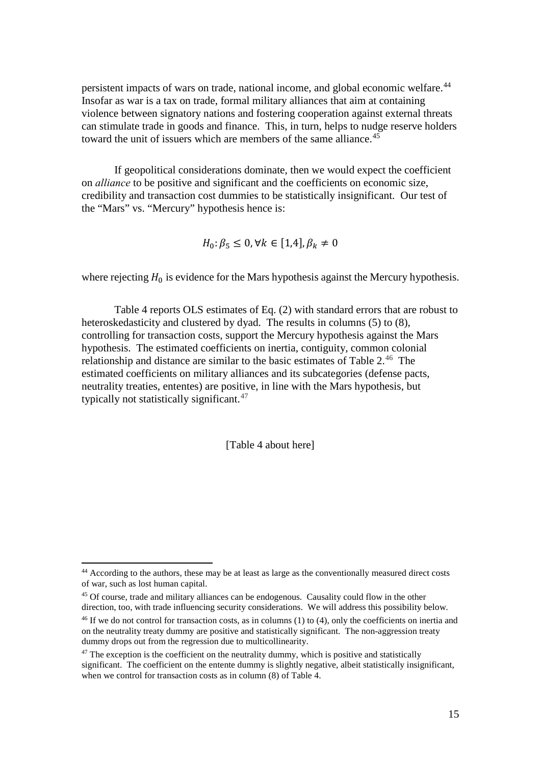persistent impacts of wars on trade, national income, and global economic welfare.[44] Insofar as war is a tax on trade, formal military alliances that aim at containing violence between signatory nations and fostering cooperation against external threats can stimulate trade in goods and finance. This, in turn, helps to nudge reserve holders toward the unit of issuers which are members of the same alliance.[45]

If geopolitical considerations dominate, then we would expect the coefficient on *alliance* to be positive and significant and the coefficients on economic size, credibility and transaction cost dummies to be statistically insignificant. Our test of the "Mars" vs. "Mercury" hypothesis hence is:

$$H_0: \beta_5 \leq 0, \forall k \in [1,4], \beta_k \neq 0$$

where rejecting $H_0$ is evidence for the Mars hypothesis against the Mercury hypothesis.

Table 4 reports OLS estimates of Eq. (2) with standard errors that are robust to heteroskedasticity and clustered by dyad. The results in columns (5) to (8), controlling for transaction costs, support the Mercury hypothesis against the Mars hypothesis. The estimated coefficients on inertia, contiguity, common colonial relationship and distance are similar to the basic estimates of Table 2.[46] The estimated coefficients on military alliances and its subcategories (defense pacts, neutrality treaties, ententes) are positive, in line with the Mars hypothesis, but typically not statistically significant.[47]

[Table 4 about here]

---

[44] According to the authors, these may be at least as large as the conventionally measured direct costs of war, such as lost human capital.

[45] Of course, trade and military alliances can be endogenous. Causality could flow in the other direction, too, with trade influencing security considerations. We will address this possibility below.

[46] If we do not control for transaction costs, as in columns (1) to (4), only the coefficients on inertia and on the neutrality treaty dummy are positive and statistically significant. The non-aggression treaty dummy drops out from the regression due to multicollinearity.

[47] The exception is the coefficient on the neutrality dummy, which is positive and statistically significant. The coefficient on the entente dummy is slightly negative, albeit statistically insignificant, when we control for transaction costs as in column (8) of Table 4.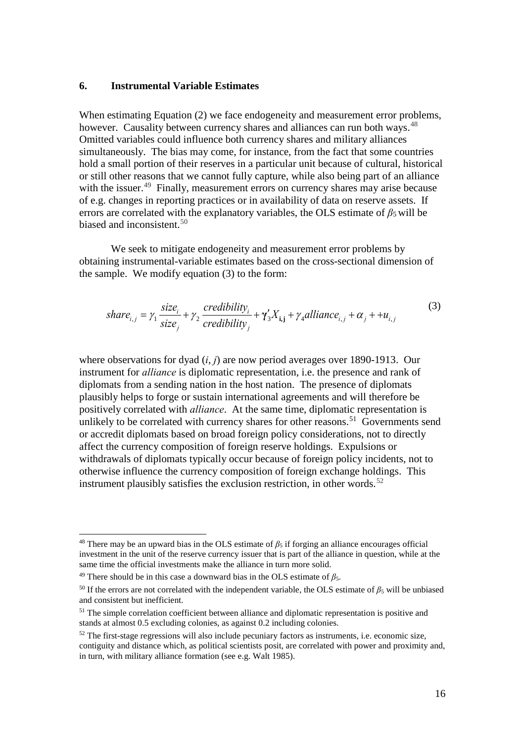## 6. Instrumental Variable Estimates

When estimating Equation (2) we face endogeneity and measurement error problems, however. Causality between currency shares and alliances can run both ways.[48] Omitted variables could influence both currency shares and military alliances simultaneously. The bias may come, for instance, from the fact that some countries hold a small portion of their reserves in a particular unit because of cultural, historical or still other reasons that we cannot fully capture, while also being part of an alliance with the issuer.[49] Finally, measurement errors on currency shares may arise because of e.g. changes in reporting practices or in availability of data on reserve assets. If errors are correlated with the explanatory variables, the OLS estimate of $\beta_5$ will be biased and inconsistent.[50]

We seek to mitigate endogeneity and measurement error problems by obtaining instrumental-variable estimates based on the cross-sectional dimension of the sample. We modify equation (3) to the form:

$$share_{i,j} = \gamma_1 \frac{size_i}{size_j} + \gamma_2 \frac{credibility_i}{credibility_j} + \boldsymbol{\gamma}_3' X_{\mathbf{i,j}} + \gamma_4 alliance_{i,j} + \alpha_j + + u_{i,j} \tag{3}$$

where observations for dyad $(i, j)$ are now period averages over 1890-1913. Our instrument for *alliance* is diplomatic representation, i.e. the presence and rank of diplomats from a sending nation in the host nation. The presence of diplomats plausibly helps to forge or sustain international agreements and will therefore be positively correlated with *alliance*. At the same time, diplomatic representation is unlikely to be correlated with currency shares for other reasons.[51] Governments send or accredit diplomats based on broad foreign policy considerations, not to directly affect the currency composition of foreign reserve holdings. Expulsions or withdrawals of diplomats typically occur because of foreign policy incidents, not to otherwise influence the currency composition of foreign exchange holdings. This instrument plausibly satisfies the exclusion restriction, in other words.[52]

---

[48] There may be an upward bias in the OLS estimate of $\beta_5$ if forging an alliance encourages official investment in the unit of the reserve currency issuer that is part of the alliance in question, while at the same time the official investments make the alliance in turn more solid.

[49] There should be in this case a downward bias in the OLS estimate of $\beta_5$.

[50] If the errors are not correlated with the independent variable, the OLS estimate of $\beta_5$ will be unbiased and consistent but inefficient.

[51] The simple correlation coefficient between alliance and diplomatic representation is positive and stands at almost 0.5 excluding colonies, as against 0.2 including colonies.

[52] The first-stage regressions will also include pecuniary factors as instruments, i.e. economic size, contiguity and distance which, as political scientists posit, are correlated with power and proximity and, in turn, with military alliance formation (see e.g. Walt 1985).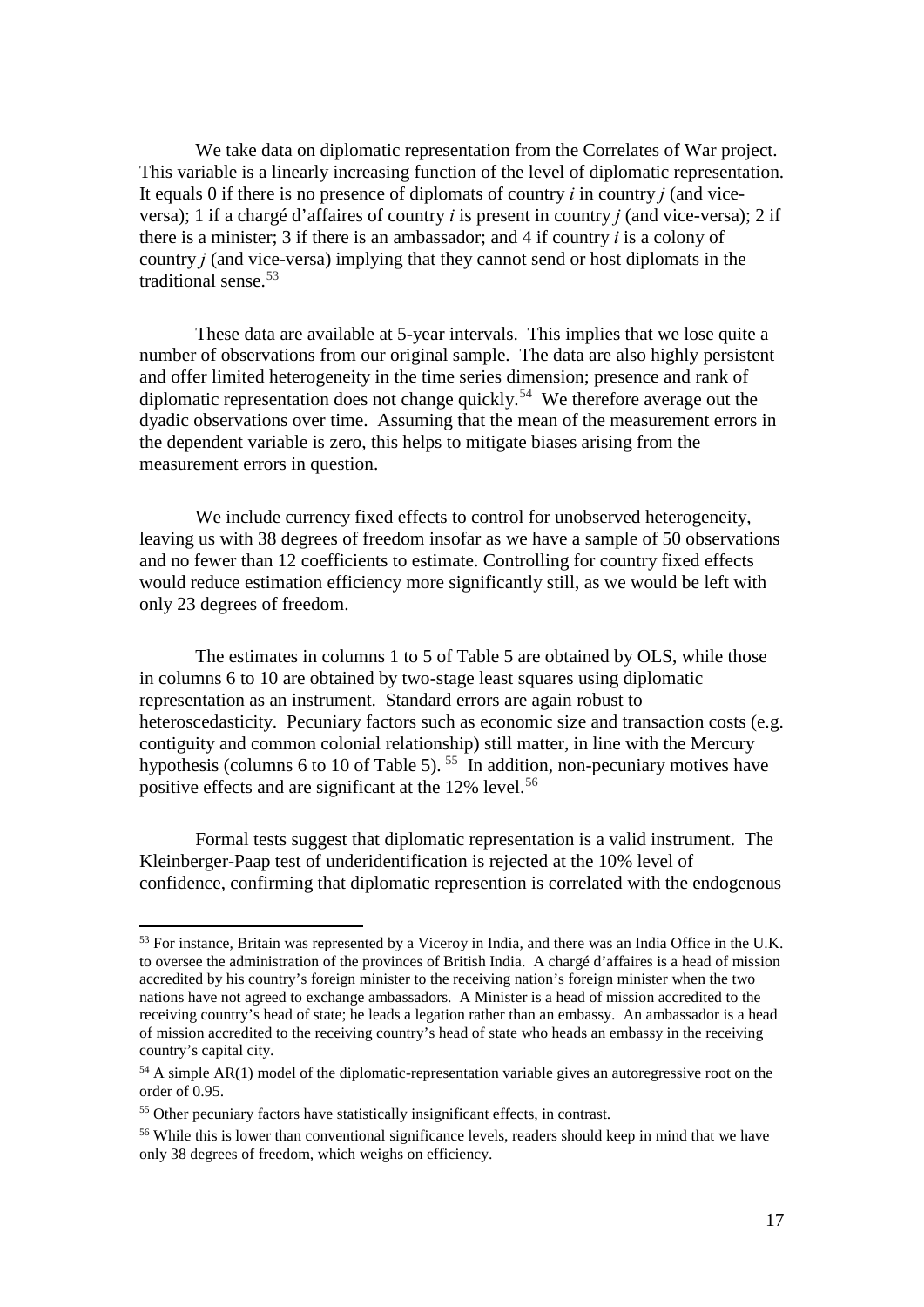We take data on diplomatic representation from the Correlates of War project. This variable is a linearly increasing function of the level of diplomatic representation. It equals 0 if there is no presence of diplomats of country $i$ in country $j$ (and vice-versa); 1 if a chargé d'affaires of country $i$ is present in country $j$ (and vice-versa); 2 if there is a minister; 3 if there is an ambassador; and 4 if country $i$ is a colony of country $j$ (and vice-versa) implying that they cannot send or host diplomats in the traditional sense.[53]

These data are available at 5-year intervals. This implies that we lose quite a number of observations from our original sample. The data are also highly persistent and offer limited heterogeneity in the time series dimension; presence and rank of diplomatic representation does not change quickly.[54] We therefore average out the dyadic observations over time. Assuming that the mean of the measurement errors in the dependent variable is zero, this helps to mitigate biases arising from the measurement errors in question.

We include currency fixed effects to control for unobserved heterogeneity, leaving us with 38 degrees of freedom insofar as we have a sample of 50 observations and no fewer than 12 coefficients to estimate. Controlling for country fixed effects would reduce estimation efficiency more significantly still, as we would be left with only 23 degrees of freedom.

The estimates in columns 1 to 5 of Table 5 are obtained by OLS, while those in columns 6 to 10 are obtained by two-stage least squares using diplomatic representation as an instrument. Standard errors are again robust to heteroscedasticity. Pecuniary factors such as economic size and transaction costs (e.g. contiguity and common colonial relationship) still matter, in line with the Mercury hypothesis (columns 6 to 10 of Table 5). [55] In addition, non-pecuniary motives have positive effects and are significant at the 12% level.[56]

Formal tests suggest that diplomatic representation is a valid instrument. The Kleinberger-Paap test of underidentification is rejected at the 10% level of confidence, confirming that diplomatic represention is correlated with the endogenous

---

[53] For instance, Britain was represented by a Viceroy in India, and there was an India Office in the U.K. to oversee the administration of the provinces of British India. A chargé d'affaires is a head of mission accredited by his country's foreign minister to the receiving nation's foreign minister when the two nations have not agreed to exchange ambassadors. A Minister is a head of mission accredited to the receiving country's head of state; he leads a legation rather than an embassy. An ambassador is a head of mission accredited to the receiving country's head of state who heads an embassy in the receiving country's capital city.

[54] A simple AR(1) model of the diplomatic-representation variable gives an autoregressive root on the order of 0.95.

[55] Other pecuniary factors have statistically insignificant effects, in contrast.

[56] While this is lower than conventional significance levels, readers should keep in mind that we have only 38 degrees of freedom, which weighs on efficiency.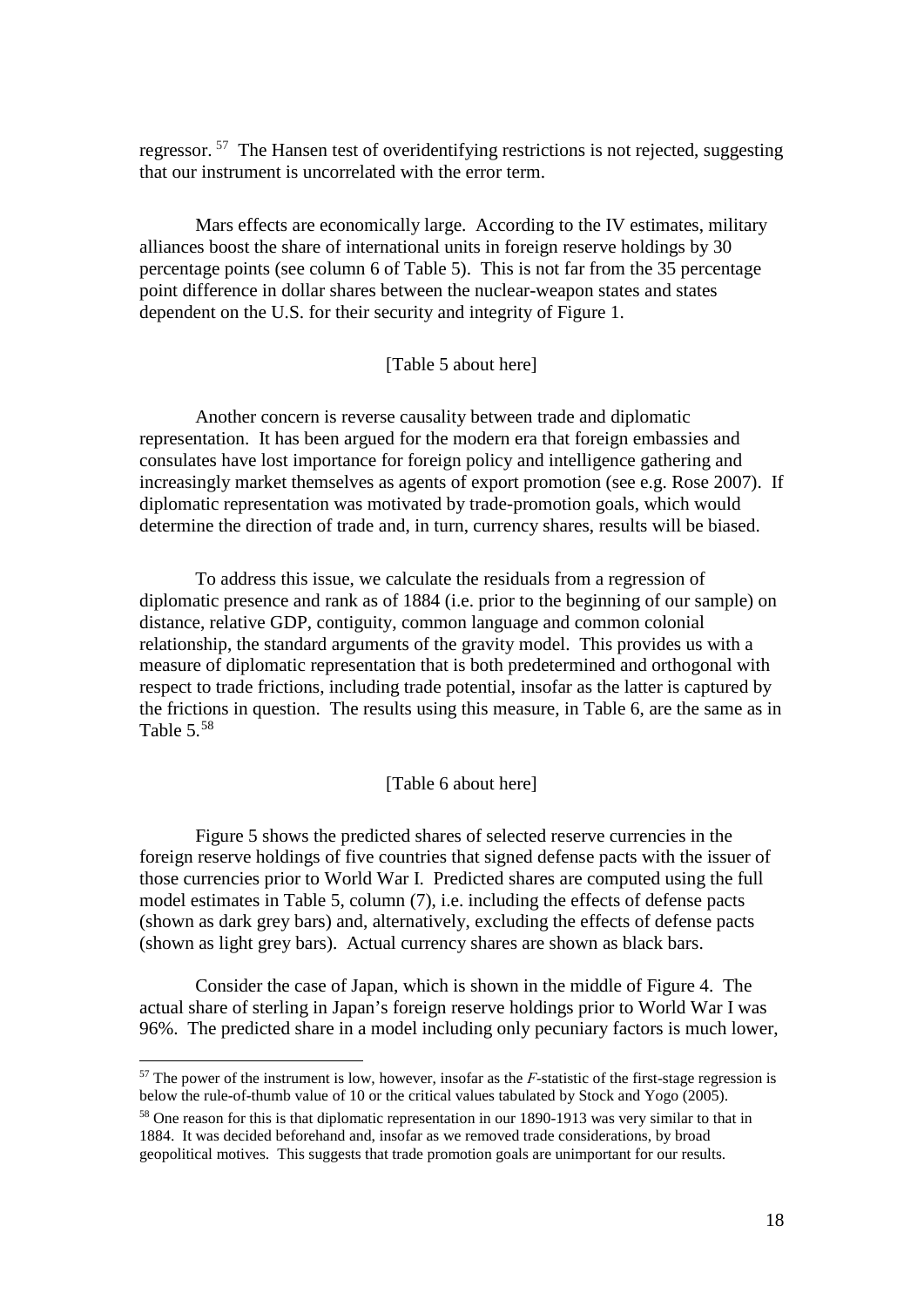regressor. [57] The Hansen test of overidentifying restrictions is not rejected, suggesting that our instrument is uncorrelated with the error term.

Mars effects are economically large. According to the IV estimates, military alliances boost the share of international units in foreign reserve holdings by 30 percentage points (see column 6 of Table 5). This is not far from the 35 percentage point difference in dollar shares between the nuclear-weapon states and states dependent on the U.S. for their security and integrity of Figure 1.

[Table 5 about here]

Another concern is reverse causality between trade and diplomatic representation. It has been argued for the modern era that foreign embassies and consulates have lost importance for foreign policy and intelligence gathering and increasingly market themselves as agents of export promotion (see e.g. Rose 2007). If diplomatic representation was motivated by trade-promotion goals, which would determine the direction of trade and, in turn, currency shares, results will be biased.

To address this issue, we calculate the residuals from a regression of diplomatic presence and rank as of 1884 (i.e. prior to the beginning of our sample) on distance, relative GDP, contiguity, common language and common colonial relationship, the standard arguments of the gravity model. This provides us with a measure of diplomatic representation that is both predetermined and orthogonal with respect to trade frictions, including trade potential, insofar as the latter is captured by the frictions in question. The results using this measure, in Table 6, are the same as in Table 5.[58]

[Table 6 about here]

Figure 5 shows the predicted shares of selected reserve currencies in the foreign reserve holdings of five countries that signed defense pacts with the issuer of those currencies prior to World War I. Predicted shares are computed using the full model estimates in Table 5, column (7), i.e. including the effects of defense pacts (shown as dark grey bars) and, alternatively, excluding the effects of defense pacts (shown as light grey bars). Actual currency shares are shown as black bars.

Consider the case of Japan, which is shown in the middle of Figure 4. The actual share of sterling in Japan's foreign reserve holdings prior to World War I was 96%. The predicted share in a model including only pecuniary factors is much lower,

---

[57] The power of the instrument is low, however, insofar as the *F*-statistic of the first-stage regression is below the rule-of-thumb value of 10 or the critical values tabulated by Stock and Yogo (2005).

[58] One reason for this is that diplomatic representation in our 1890-1913 was very similar to that in 1884. It was decided beforehand and, insofar as we removed trade considerations, by broad geopolitical motives. This suggests that trade promotion goals are unimportant for our results.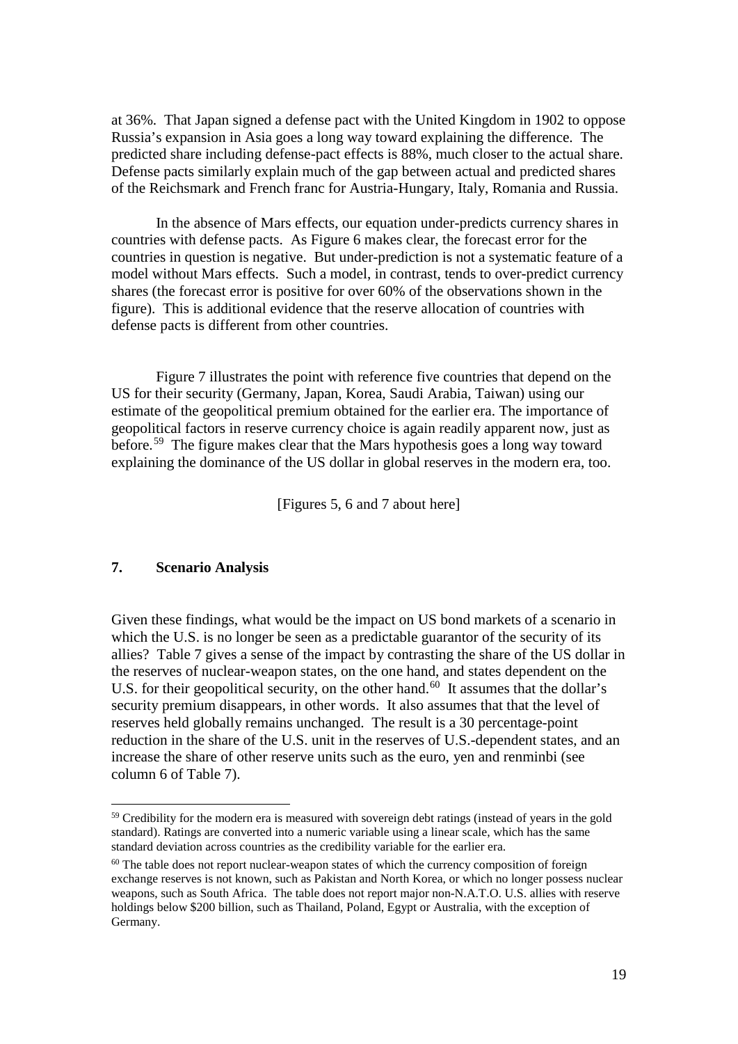at 36%. That Japan signed a defense pact with the United Kingdom in 1902 to oppose Russia's expansion in Asia goes a long way toward explaining the difference. The predicted share including defense-pact effects is 88%, much closer to the actual share. Defense pacts similarly explain much of the gap between actual and predicted shares of the Reichsmark and French franc for Austria-Hungary, Italy, Romania and Russia.

In the absence of Mars effects, our equation under-predicts currency shares in countries with defense pacts. As Figure 6 makes clear, the forecast error for the countries in question is negative. But under-prediction is not a systematic feature of a model without Mars effects. Such a model, in contrast, tends to over-predict currency shares (the forecast error is positive for over 60% of the observations shown in the figure). This is additional evidence that the reserve allocation of countries with defense pacts is different from other countries.

Figure 7 illustrates the point with reference five countries that depend on the US for their security (Germany, Japan, Korea, Saudi Arabia, Taiwan) using our estimate of the geopolitical premium obtained for the earlier era. The importance of geopolitical factors in reserve currency choice is again readily apparent now, just as before.[59] The figure makes clear that the Mars hypothesis goes a long way toward explaining the dominance of the US dollar in global reserves in the modern era, too.

[Figures 5, 6 and 7 about here]

## 7. Scenario Analysis

Given these findings, what would be the impact on US bond markets of a scenario in which the U.S. is no longer be seen as a predictable guarantor of the security of its allies? Table 7 gives a sense of the impact by contrasting the share of the US dollar in the reserves of nuclear-weapon states, on the one hand, and states dependent on the U.S. for their geopolitical security, on the other hand.[60] It assumes that the dollar's security premium disappears, in other words. It also assumes that that the level of reserves held globally remains unchanged. The result is a 30 percentage-point reduction in the share of the U.S. unit in the reserves of U.S.-dependent states, and an increase the share of other reserve units such as the euro, yen and renminbi (see column 6 of Table 7).

[59] Credibility for the modern era is measured with sovereign debt ratings (instead of years in the gold standard). Ratings are converted into a numeric variable using a linear scale, which has the same standard deviation across countries as the credibility variable for the earlier era.

[60] The table does not report nuclear-weapon states of which the currency composition of foreign exchange reserves is not known, such as Pakistan and North Korea, or which no longer possess nuclear weapons, such as South Africa. The table does not report major non-N.A.T.O. U.S. allies with reserve holdings below \$200 billion, such as Thailand, Poland, Egypt or Australia, with the exception of Germany.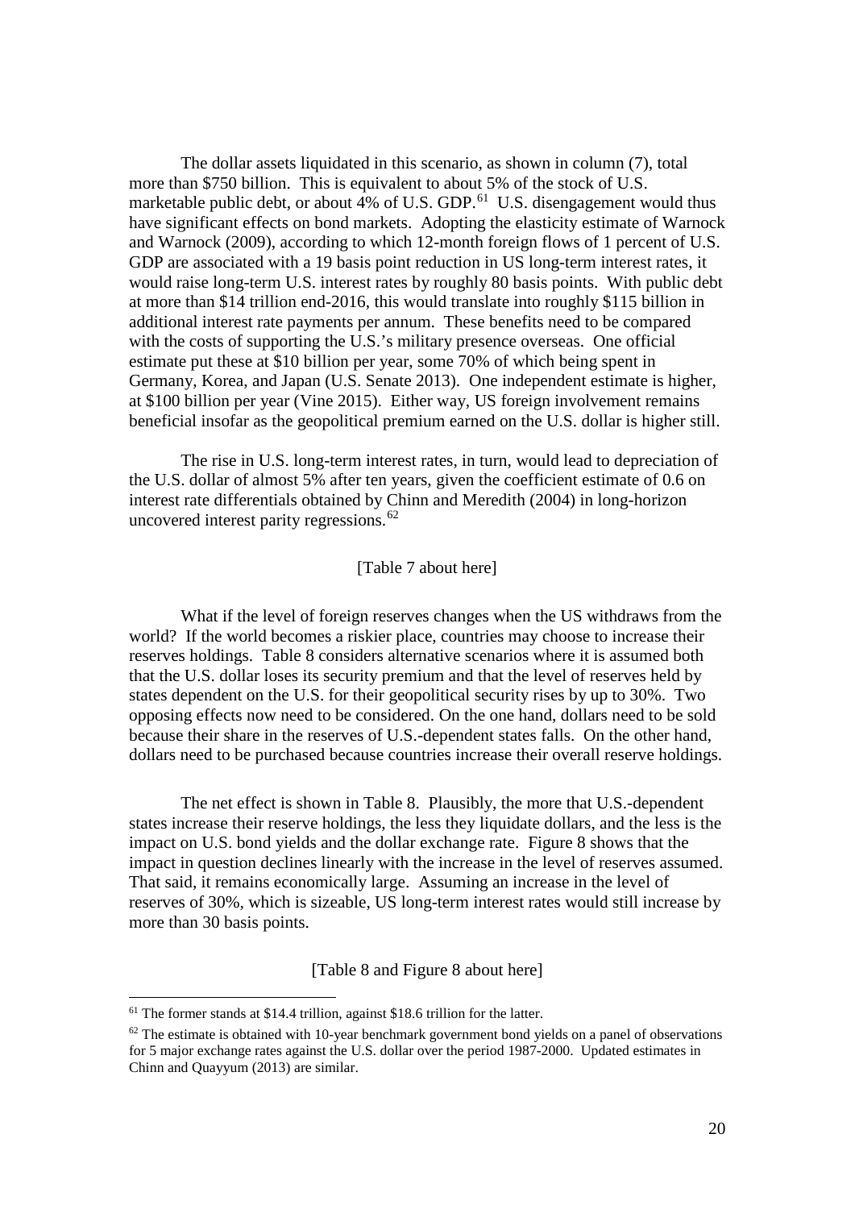The dollar assets liquidated in this scenario, as shown in column (7), total more than \$750 billion. This is equivalent to about 5% of the stock of U.S. marketable public debt, or about 4% of U.S. GDP.[61] U.S. disengagement would thus have significant effects on bond markets. Adopting the elasticity estimate of Warnock and Warnock (2009), according to which 12-month foreign flows of 1 percent of U.S. GDP are associated with a 19 basis point reduction in US long-term interest rates, it would raise long-term U.S. interest rates by roughly 80 basis points. With public debt at more than \$14 trillion end-2016, this would translate into roughly \$115 billion in additional interest rate payments per annum. These benefits need to be compared with the costs of supporting the U.S.'s military presence overseas. One official estimate put these at \$10 billion per year, some 70% of which being spent in Germany, Korea, and Japan (U.S. Senate 2013). One independent estimate is higher, at \$100 billion per year (Vine 2015). Either way, US foreign involvement remains beneficial insofar as the geopolitical premium earned on the U.S. dollar is higher still.

The rise in U.S. long-term interest rates, in turn, would lead to depreciation of the U.S. dollar of almost 5% after ten years, given the coefficient estimate of 0.6 on interest rate differentials obtained by Chinn and Meredith (2004) in long-horizon uncovered interest parity regressions.[62]

[Table 7 about here]

What if the level of foreign reserves changes when the US withdraws from the world? If the world becomes a riskier place, countries may choose to increase their reserves holdings. Table 8 considers alternative scenarios where it is assumed both that the U.S. dollar loses its security premium and that the level of reserves held by states dependent on the U.S. for their geopolitical security rises by up to 30%. Two opposing effects now need to be considered. On the one hand, dollars need to be sold because their share in the reserves of U.S.-dependent states falls. On the other hand, dollars need to be purchased because countries increase their overall reserve holdings.

The net effect is shown in Table 8. Plausibly, the more that U.S.-dependent states increase their reserve holdings, the less they liquidate dollars, and the less is the impact on U.S. bond yields and the dollar exchange rate. Figure 8 shows that the impact in question declines linearly with the increase in the level of reserves assumed. That said, it remains economically large. Assuming an increase in the level of reserves of 30%, which is sizeable, US long-term interest rates would still increase by more than 30 basis points.

[Table 8 and Figure 8 about here]

[61] The former stands at \$14.4 trillion, against \$18.6 trillion for the latter.

[62] The estimate is obtained with 10-year benchmark government bond yields on a panel of observations for 5 major exchange rates against the U.S. dollar over the period 1987-2000. Updated estimates in Chinn and Quayyum (2013) are similar.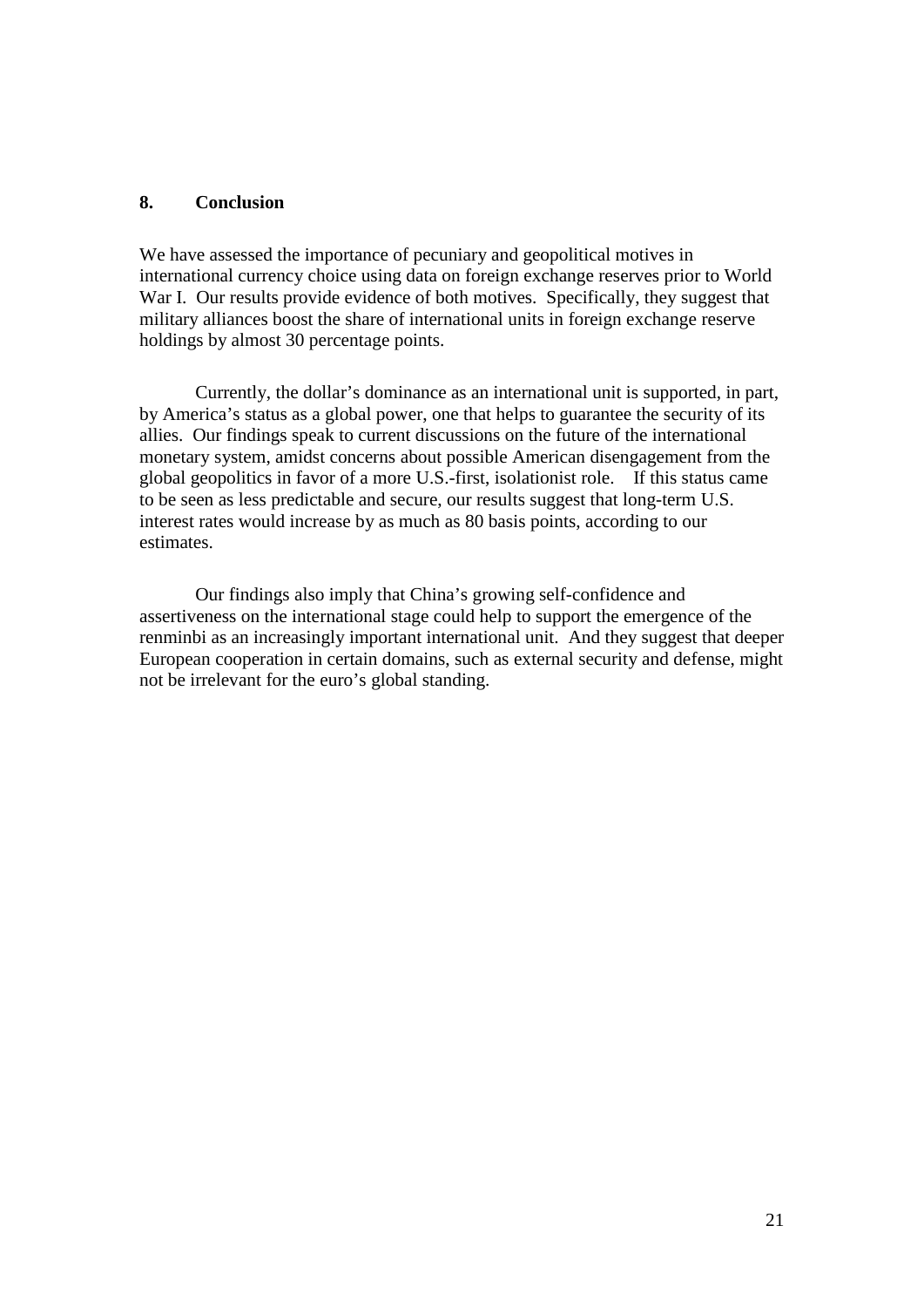## 8. Conclusion

We have assessed the importance of pecuniary and geopolitical motives in international currency choice using data on foreign exchange reserves prior to World War I. Our results provide evidence of both motives. Specifically, they suggest that military alliances boost the share of international units in foreign exchange reserve holdings by almost 30 percentage points.

Currently, the dollar's dominance as an international unit is supported, in part, by America's status as a global power, one that helps to guarantee the security of its allies. Our findings speak to current discussions on the future of the international monetary system, amidst concerns about possible American disengagement from the global geopolitics in favor of a more U.S.-first, isolationist role. If this status came to be seen as less predictable and secure, our results suggest that long-term U.S. interest rates would increase by as much as 80 basis points, according to our estimates.

Our findings also imply that China's growing self-confidence and assertiveness on the international stage could help to support the emergence of the renminbi as an increasingly important international unit. And they suggest that deeper European cooperation in certain domains, such as external security and defense, might not be irrelevant for the euro's global standing.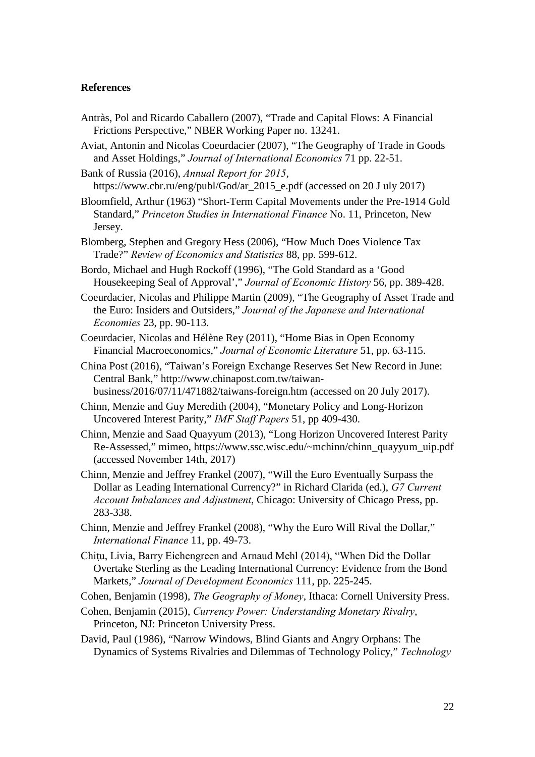**References**

Antràs, Pol and Ricardo Caballero (2007), "Trade and Capital Flows: A Financial Frictions Perspective," NBER Working Paper no. 13241.

Aviat, Antonin and Nicolas Coeurdacier (2007), "The Geography of Trade in Goods and Asset Holdings," *Journal of International Economics* 71 pp. 22-51.

Bank of Russia (2016), *Annual Report for 2015*, https://www.cbr.ru/eng/publ/God/ar_2015_e.pdf (accessed on 20 J uly 2017)

Bloomfield, Arthur (1963) "Short-Term Capital Movements under the Pre-1914 Gold Standard," *Princeton Studies in International Finance* No. 11, Princeton, New Jersey.

Blomberg, Stephen and Gregory Hess (2006), "How Much Does Violence Tax Trade?" *Review of Economics and Statistics* 88, pp. 599-612.

Bordo, Michael and Hugh Rockoff (1996), "The Gold Standard as a 'Good Housekeeping Seal of Approval'," *Journal of Economic History* 56, pp. 389-428.

Coeurdacier, Nicolas and Philippe Martin (2009), "The Geography of Asset Trade and the Euro: Insiders and Outsiders," *Journal of the Japanese and International Economies* 23, pp. 90-113.

Coeurdacier, Nicolas and Hélène Rey (2011), "Home Bias in Open Economy Financial Macroeconomics," *Journal of Economic Literature* 51, pp. 63-115.

China Post (2016), "Taiwan's Foreign Exchange Reserves Set New Record in June: Central Bank," http://www.chinapost.com.tw/taiwan-business/2016/07/11/471882/taiwans-foreign.htm (accessed on 20 July 2017).

Chinn, Menzie and Guy Meredith (2004), "Monetary Policy and Long-Horizon Uncovered Interest Parity," *IMF Staff Papers* 51, pp 409-430.

Chinn, Menzie and Saad Quayyum (2013), "Long Horizon Uncovered Interest Parity Re-Assessed," mimeo, https://www.ssc.wisc.edu/~mchinn/chinn_quayyum_uip.pdf (accessed November 14th, 2017)

Chinn, Menzie and Jeffrey Frankel (2007), "Will the Euro Eventually Surpass the Dollar as Leading International Currency?" in Richard Clarida (ed.), *G7 Current Account Imbalances and Adjustment*, Chicago: University of Chicago Press, pp. 283-338.

Chinn, Menzie and Jeffrey Frankel (2008), "Why the Euro Will Rival the Dollar," *International Finance* 11, pp. 49-73.

Chiţu, Livia, Barry Eichengreen and Arnaud Mehl (2014), "When Did the Dollar Overtake Sterling as the Leading International Currency: Evidence from the Bond Markets," *Journal of Development Economics* 111, pp. 225-245.

Cohen, Benjamin (1998), *The Geography of Money*, Ithaca: Cornell University Press.

Cohen, Benjamin (2015), *Currency Power: Understanding Monetary Rivalry*, Princeton, NJ: Princeton University Press.

David, Paul (1986), "Narrow Windows, Blind Giants and Angry Orphans: The Dynamics of Systems Rivalries and Dilemmas of Technology Policy," *Technology*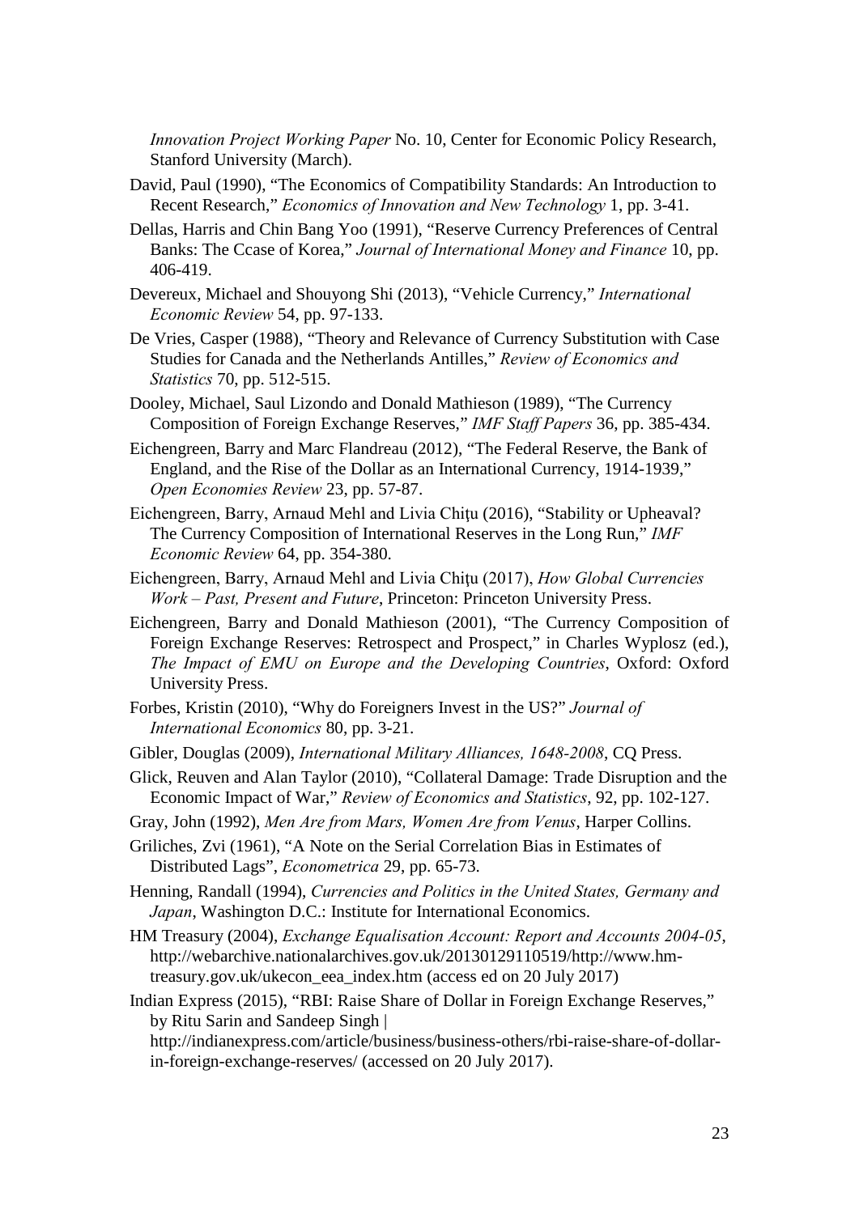*Innovation Project Working Paper* No. 10, Center for Economic Policy Research, Stanford University (March).

David, Paul (1990), "The Economics of Compatibility Standards: An Introduction to Recent Research," *Economics of Innovation and New Technology* 1, pp. 3-41.

Dellas, Harris and Chin Bang Yoo (1991), "Reserve Currency Preferences of Central Banks: The Ccase of Korea," *Journal of International Money and Finance* 10, pp. 406-419.

Devereux, Michael and Shouyong Shi (2013), "Vehicle Currency," *International Economic Review* 54, pp. 97-133.

De Vries, Casper (1988), "Theory and Relevance of Currency Substitution with Case Studies for Canada and the Netherlands Antilles," *Review of Economics and Statistics* 70, pp. 512-515.

Dooley, Michael, Saul Lizondo and Donald Mathieson (1989), "The Currency Composition of Foreign Exchange Reserves," *IMF Staff Papers* 36, pp. 385-434.

Eichengreen, Barry and Marc Flandreau (2012), "The Federal Reserve, the Bank of England, and the Rise of the Dollar as an International Currency, 1914-1939," *Open Economies Review* 23, pp. 57-87.

Eichengreen, Barry, Arnaud Mehl and Livia Chiţu (2016), "Stability or Upheaval? The Currency Composition of International Reserves in the Long Run," *IMF Economic Review* 64, pp. 354-380.

Eichengreen, Barry, Arnaud Mehl and Livia Chiţu (2017), *How Global Currencies Work – Past, Present and Future*, Princeton: Princeton University Press.

Eichengreen, Barry and Donald Mathieson (2001), "The Currency Composition of Foreign Exchange Reserves: Retrospect and Prospect," in Charles Wyplosz (ed.), *The Impact of EMU on Europe and the Developing Countries*, Oxford: Oxford University Press.

Forbes, Kristin (2010), "Why do Foreigners Invest in the US?" *Journal of International Economics* 80, pp. 3-21.

Gibler, Douglas (2009), *International Military Alliances, 1648-2008*, CQ Press.

Glick, Reuven and Alan Taylor (2010), "Collateral Damage: Trade Disruption and the Economic Impact of War," *Review of Economics and Statistics*, 92, pp. 102-127.

Gray, John (1992), *Men Are from Mars, Women Are from Venus*, Harper Collins.

Griliches, Zvi (1961), "A Note on the Serial Correlation Bias in Estimates of Distributed Lags", *Econometrica* 29, pp. 65-73.

Henning, Randall (1994), *Currencies and Politics in the United States, Germany and Japan*, Washington D.C.: Institute for International Economics.

HM Treasury (2004), *Exchange Equalisation Account: Report and Accounts 2004-05*, http://webarchive.nationalarchives.gov.uk/20130129110519/http://www.hm-treasury.gov.uk/ukecon_eea_index.htm (access ed on 20 July 2017)

Indian Express (2015), "RBI: Raise Share of Dollar in Foreign Exchange Reserves," by Ritu Sarin and Sandeep Singh | http://indianexpress.com/article/business/business-others/rbi-raise-share-of-dollar-in-foreign-exchange-reserves/ (accessed on 20 July 2017).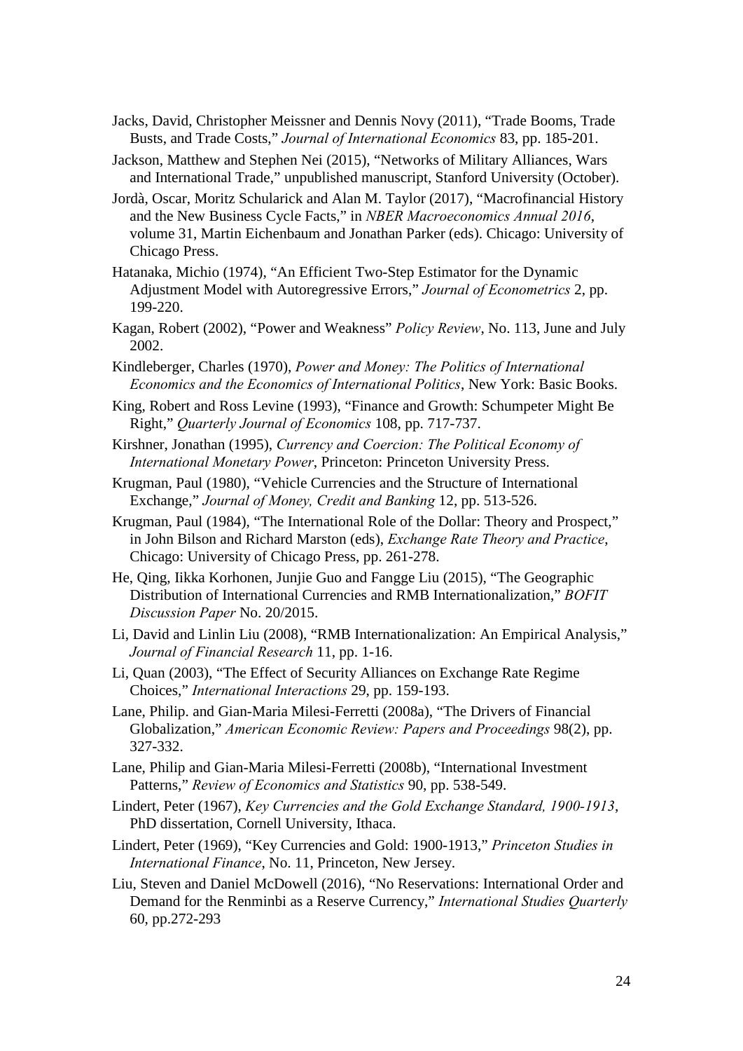Jacks, David, Christopher Meissner and Dennis Novy (2011), "Trade Booms, Trade Busts, and Trade Costs," *Journal of International Economics* 83, pp. 185-201.

Jackson, Matthew and Stephen Nei (2015), "Networks of Military Alliances, Wars and International Trade," unpublished manuscript, Stanford University (October).

Jordà, Oscar, Moritz Schularick and Alan M. Taylor (2017), "Macrofinancial History and the New Business Cycle Facts," in *NBER Macroeconomics Annual 2016*, volume 31, Martin Eichenbaum and Jonathan Parker (eds). Chicago: University of Chicago Press.

Hatanaka, Michio (1974), "An Efficient Two-Step Estimator for the Dynamic Adjustment Model with Autoregressive Errors," *Journal of Econometrics* 2, pp. 199-220.

Kagan, Robert (2002), "Power and Weakness" *Policy Review*, No. 113, June and July 2002.

Kindleberger, Charles (1970), *Power and Money: The Politics of International Economics and the Economics of International Politics*, New York: Basic Books.

King, Robert and Ross Levine (1993), "Finance and Growth: Schumpeter Might Be Right," *Quarterly Journal of Economics* 108, pp. 717-737.

Kirshner, Jonathan (1995), *Currency and Coercion: The Political Economy of International Monetary Power*, Princeton: Princeton University Press.

Krugman, Paul (1980), "Vehicle Currencies and the Structure of International Exchange," *Journal of Money, Credit and Banking* 12, pp. 513-526.

Krugman, Paul (1984), "The International Role of the Dollar: Theory and Prospect," in John Bilson and Richard Marston (eds), *Exchange Rate Theory and Practice*, Chicago: University of Chicago Press, pp. 261-278.

He, Qing, Iikka Korhonen, Junjie Guo and Fangge Liu (2015), "The Geographic Distribution of International Currencies and RMB Internationalization," *BOFIT Discussion Paper* No. 20/2015.

Li, David and Linlin Liu (2008), "RMB Internationalization: An Empirical Analysis," *Journal of Financial Research* 11, pp. 1-16.

Li, Quan (2003), "The Effect of Security Alliances on Exchange Rate Regime Choices," *International Interactions* 29, pp. 159-193.

Lane, Philip. and Gian-Maria Milesi-Ferretti (2008a), "The Drivers of Financial Globalization," *American Economic Review: Papers and Proceedings* 98(2), pp. 327-332.

Lane, Philip and Gian-Maria Milesi-Ferretti (2008b), "International Investment Patterns," *Review of Economics and Statistics* 90, pp. 538-549.

Lindert, Peter (1967), *Key Currencies and the Gold Exchange Standard, 1900-1913*, PhD dissertation, Cornell University, Ithaca.

Lindert, Peter (1969), "Key Currencies and Gold: 1900-1913," *Princeton Studies in International Finance*, No. 11, Princeton, New Jersey.

Liu, Steven and Daniel McDowell (2016), "No Reservations: International Order and Demand for the Renminbi as a Reserve Currency," *International Studies Quarterly* 60, pp.272-293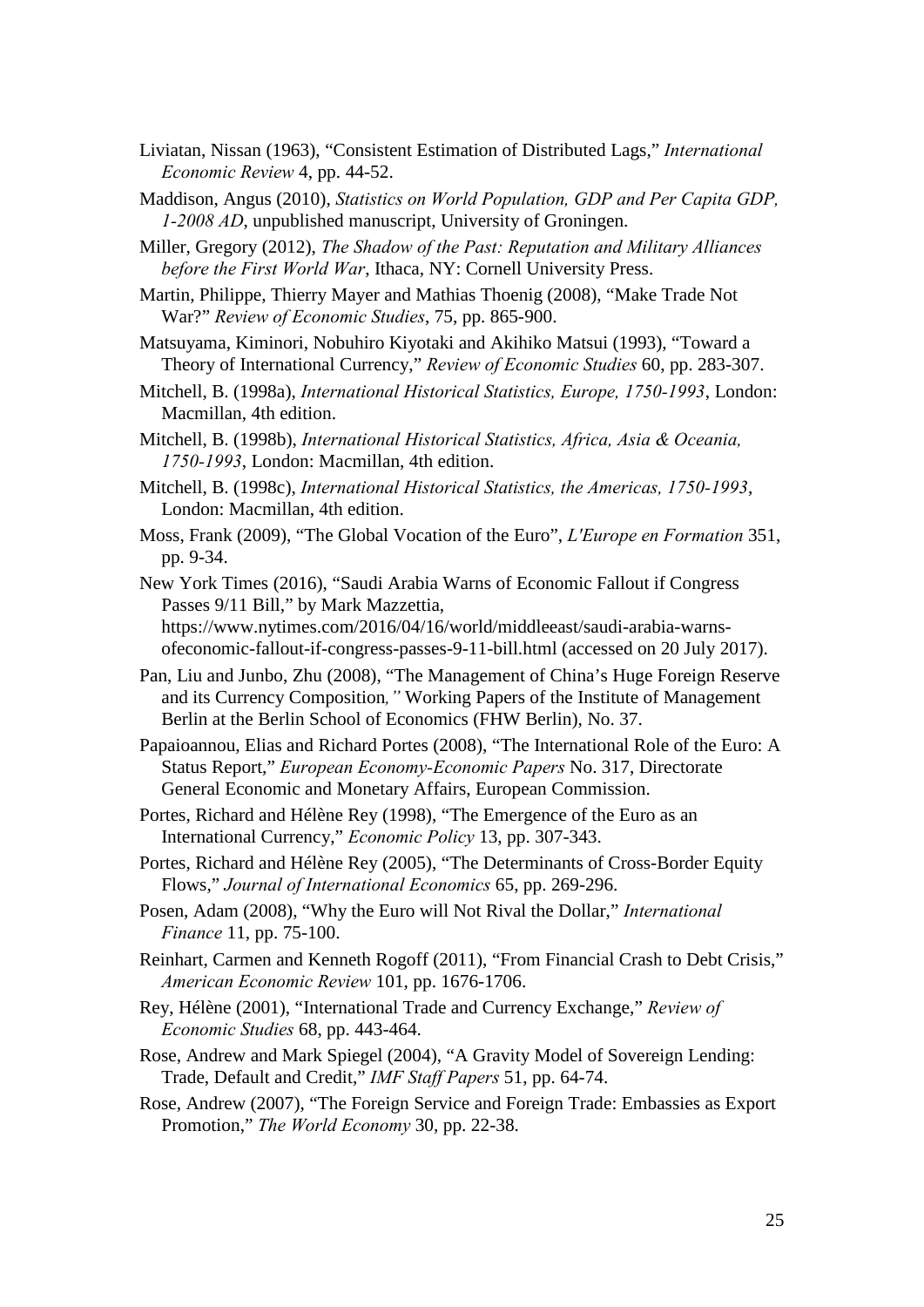Liviatan, Nissan (1963), "Consistent Estimation of Distributed Lags," *International Economic Review* 4, pp. 44-52.

Maddison, Angus (2010), *Statistics on World Population, GDP and Per Capita GDP, 1-2008 AD*, unpublished manuscript, University of Groningen.

Miller, Gregory (2012), *The Shadow of the Past: Reputation and Military Alliances before the First World War*, Ithaca, NY: Cornell University Press.

Martin, Philippe, Thierry Mayer and Mathias Thoenig (2008), "Make Trade Not War?" *Review of Economic Studies*, 75, pp. 865-900.

Matsuyama, Kiminori, Nobuhiro Kiyotaki and Akihiko Matsui (1993), "Toward a Theory of International Currency," *Review of Economic Studies* 60, pp. 283-307.

Mitchell, B. (1998a), *International Historical Statistics, Europe, 1750-1993*, London: Macmillan, 4th edition.

Mitchell, B. (1998b), *International Historical Statistics, Africa, Asia & Oceania, 1750-1993*, London: Macmillan, 4th edition.

Mitchell, B. (1998c), *International Historical Statistics, the Americas, 1750-1993*, London: Macmillan, 4th edition.

Moss, Frank (2009), "The Global Vocation of the Euro", *L'Europe en Formation* 351, pp. 9-34.

New York Times (2016), "Saudi Arabia Warns of Economic Fallout if Congress Passes 9/11 Bill," by Mark Mazzettia, https://www.nytimes.com/2016/04/16/world/middleeast/saudi-arabia-warns-ofeconomic-fallout-if-congress-passes-9-11-bill.html (accessed on 20 July 2017).

Pan, Liu and Junbo, Zhu (2008), "The Management of China's Huge Foreign Reserve and its Currency Composition*,"* Working Papers of the Institute of Management Berlin at the Berlin School of Economics (FHW Berlin), No. 37.

Papaioannou, Elias and Richard Portes (2008), "The International Role of the Euro: A Status Report," *European Economy-Economic Papers* No. 317, Directorate General Economic and Monetary Affairs, European Commission.

Portes, Richard and Hélène Rey (1998), "The Emergence of the Euro as an International Currency," *Economic Policy* 13, pp. 307-343.

Portes, Richard and Hélène Rey (2005), "The Determinants of Cross-Border Equity Flows," *Journal of International Economics* 65, pp. 269-296.

Posen, Adam (2008), "Why the Euro will Not Rival the Dollar," *International Finance* 11, pp. 75-100.

Reinhart, Carmen and Kenneth Rogoff (2011), "From Financial Crash to Debt Crisis," *American Economic Review* 101, pp. 1676-1706.

Rey, Hélène (2001), "International Trade and Currency Exchange," *Review of Economic Studies* 68, pp. 443-464.

Rose, Andrew and Mark Spiegel (2004), "A Gravity Model of Sovereign Lending: Trade, Default and Credit," *IMF Staff Papers* 51, pp. 64-74.

Rose, Andrew (2007), "The Foreign Service and Foreign Trade: Embassies as Export Promotion," *The World Economy* 30, pp. 22-38.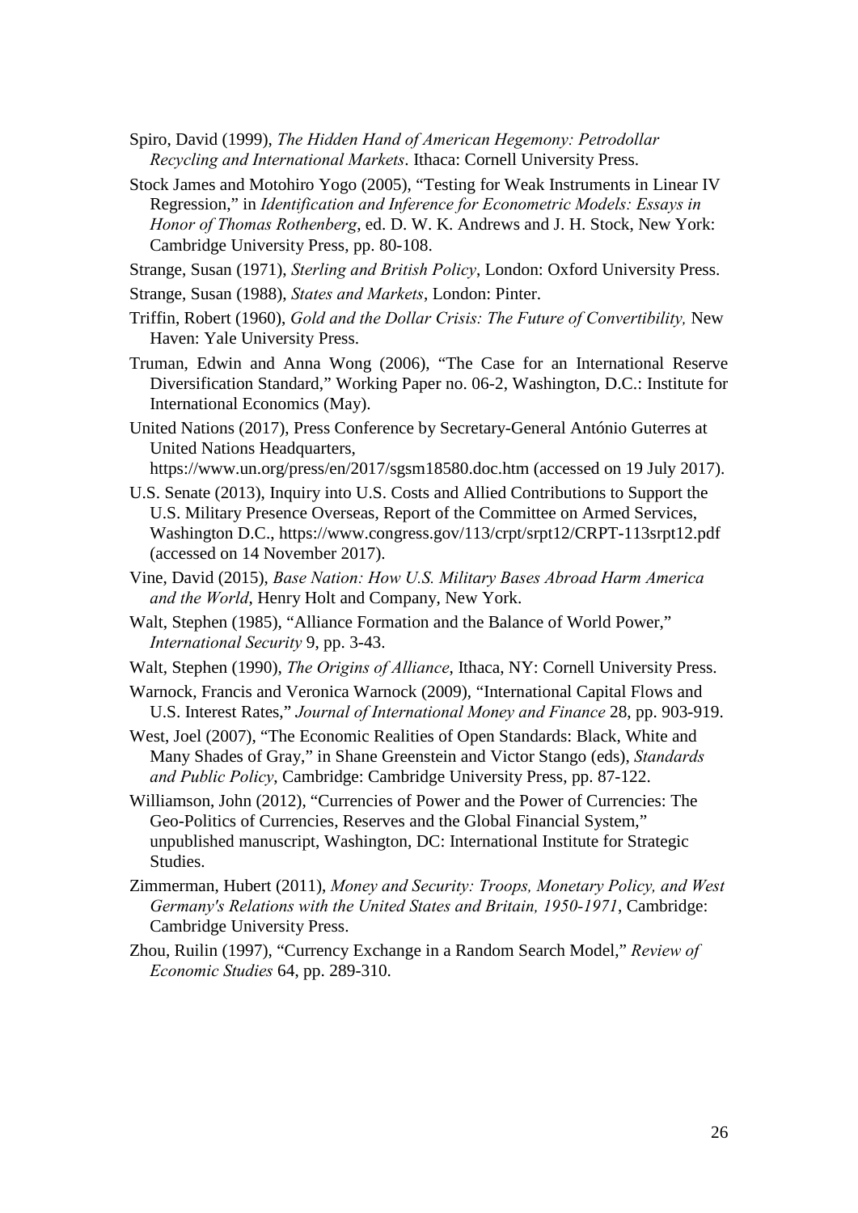Spiro, David (1999), *The Hidden Hand of American Hegemony: Petrodollar Recycling and International Markets*. Ithaca: Cornell University Press.

Stock James and Motohiro Yogo (2005), "Testing for Weak Instruments in Linear IV Regression," in *Identification and Inference for Econometric Models: Essays in Honor of Thomas Rothenberg*, ed. D. W. K. Andrews and J. H. Stock, New York: Cambridge University Press, pp. 80-108.

Strange, Susan (1971), *Sterling and British Policy*, London: Oxford University Press.

Strange, Susan (1988), *States and Markets*, London: Pinter.

Triffin, Robert (1960), *Gold and the Dollar Crisis: The Future of Convertibility,* New Haven: Yale University Press.

Truman, Edwin and Anna Wong (2006), "The Case for an International Reserve Diversification Standard," Working Paper no. 06-2, Washington, D.C.: Institute for International Economics (May).

United Nations (2017), Press Conference by Secretary-General António Guterres at United Nations Headquarters, https://www.un.org/press/en/2017/sgsm18580.doc.htm (accessed on 19 July 2017).

U.S. Senate (2013), Inquiry into U.S. Costs and Allied Contributions to Support the U.S. Military Presence Overseas, Report of the Committee on Armed Services, Washington D.C., https://www.congress.gov/113/crpt/srpt12/CRPT-113srpt12.pdf (accessed on 14 November 2017).

Vine, David (2015), *Base Nation: How U.S. Military Bases Abroad Harm America and the World*, Henry Holt and Company, New York.

Walt, Stephen (1985), "Alliance Formation and the Balance of World Power," *International Security* 9, pp. 3-43.

Walt, Stephen (1990), *The Origins of Alliance*, Ithaca, NY: Cornell University Press.

Warnock, Francis and Veronica Warnock (2009), "International Capital Flows and U.S. Interest Rates," *Journal of International Money and Finance* 28, pp. 903-919.

West, Joel (2007), "The Economic Realities of Open Standards: Black, White and Many Shades of Gray," in Shane Greenstein and Victor Stango (eds), *Standards and Public Policy*, Cambridge: Cambridge University Press, pp. 87-122.

Williamson, John (2012), "Currencies of Power and the Power of Currencies: The Geo-Politics of Currencies, Reserves and the Global Financial System," unpublished manuscript, Washington, DC: International Institute for Strategic Studies.

Zimmerman, Hubert (2011), *Money and Security: Troops, Monetary Policy, and West Germany's Relations with the United States and Britain, 1950-1971*, Cambridge: Cambridge University Press.

Zhou, Ruilin (1997), "Currency Exchange in a Random Search Model," *Review of Economic Studies* 64, pp. 289-310.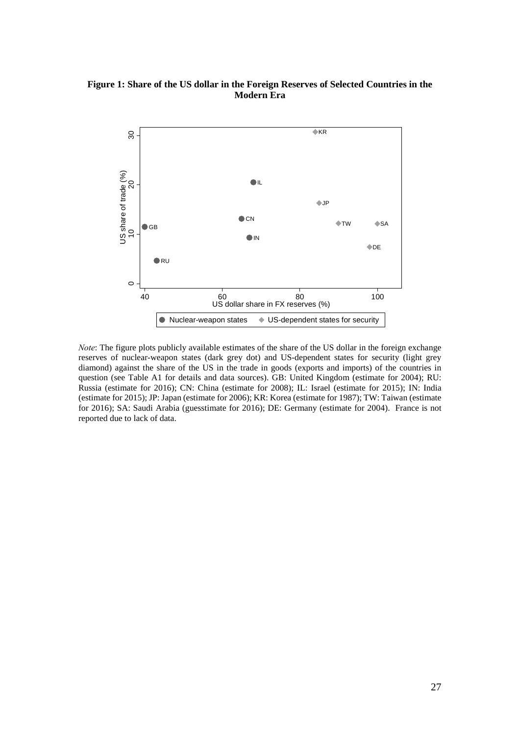**Figure 1: Share of the US dollar in the Foreign Reserves of Selected Countries in the Modern Era**

*Note*: The figure plots publicly available estimates of the share of the US dollar in the foreign exchange reserves of nuclear-weapon states (dark grey dot) and US-dependent states for security (light grey diamond) against the share of the US in the trade in goods (exports and imports) of the countries in question (see Table A1 for details and data sources). GB: United Kingdom (estimate for 2004); RU: Russia (estimate for 2016); CN: China (estimate for 2008); IL: Israel (estimate for 2015); IN: India (estimate for 2015); JP: Japan (estimate for 2006); KR: Korea (estimate for 1987); TW: Taiwan (estimate for 2016); SA: Saudi Arabia (guesstimate for 2016); DE: Germany (estimate for 2004). France is not reported due to lack of data.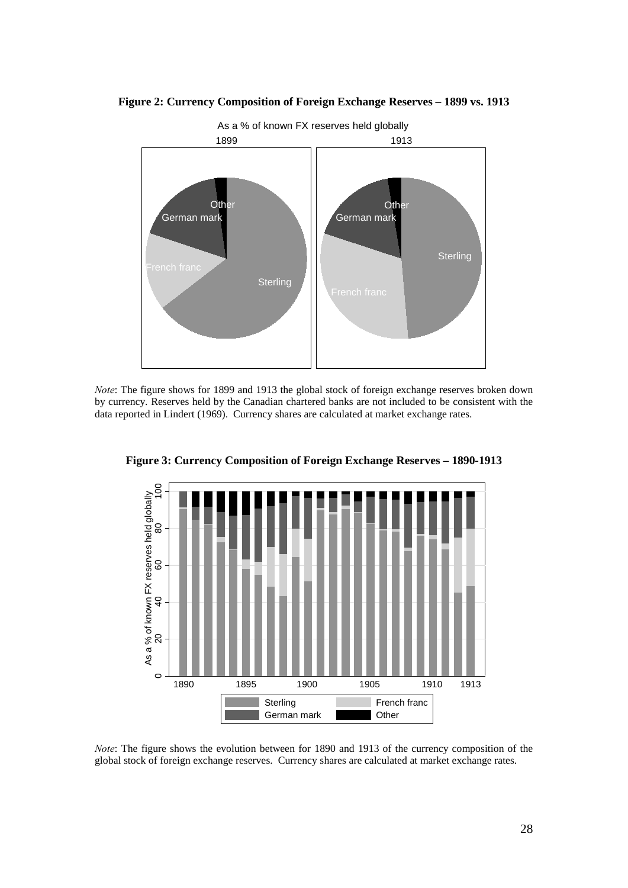**Figure 2: Currency Composition of Foreign Exchange Reserves – 1899 vs. 1913**

*Note*: The figure shows for 1899 and 1913 the global stock of foreign exchange reserves broken down by currency. Reserves held by the Canadian chartered banks are not included to be consistent with the data reported in Lindert (1969). Currency shares are calculated at market exchange rates.

**Figure 3: Currency Composition of Foreign Exchange Reserves – 1890-1913**

*Note*: The figure shows the evolution between for 1890 and 1913 of the currency composition of the global stock of foreign exchange reserves. Currency shares are calculated at market exchange rates.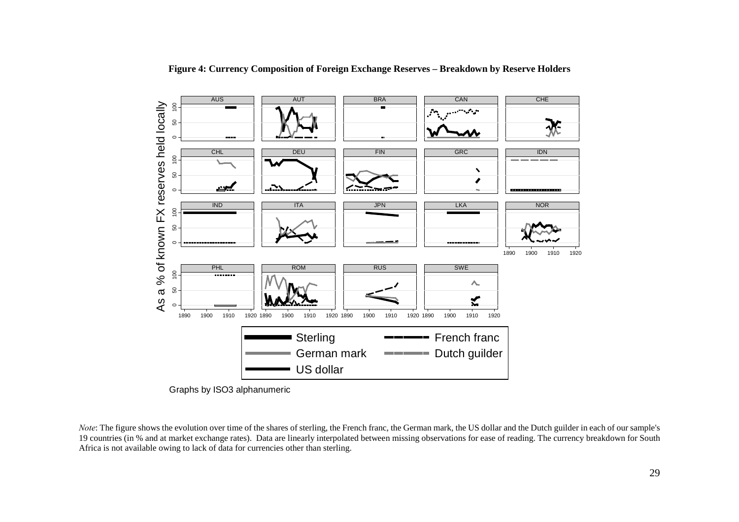**Figure 4: Currency Composition of Foreign Exchange Reserves – Breakdown by Reserve Holders**

*Note*: The figure shows the evolution over time of the shares of sterling, the French franc, the German mark, the US dollar and the Dutch guilder in each of our sample's 19 countries (in % and at market exchange rates). Data are linearly interpolated between missing observations for ease of reading. The currency breakdown for South Africa is not available owing to lack of data for currencies other than sterling.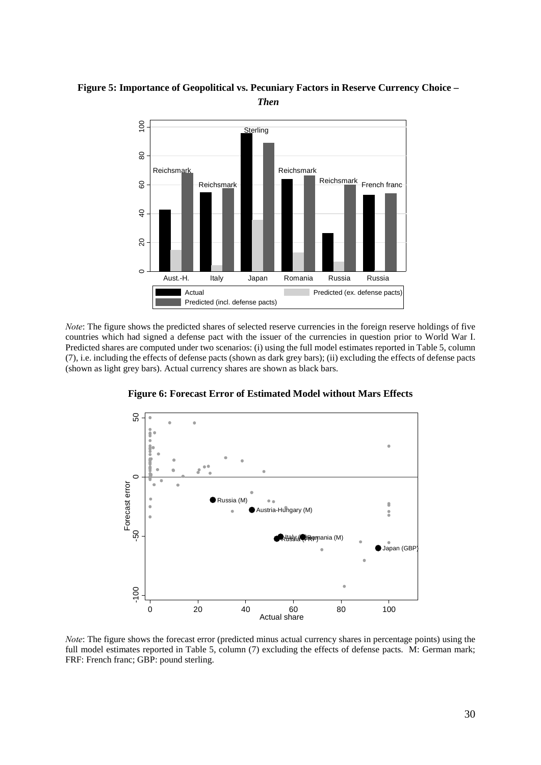**Figure 5: Importance of Geopolitical vs. Pecuniary Factors in Reserve Currency Choice – *Then***

*Note*: The figure shows the predicted shares of selected reserve currencies in the foreign reserve holdings of five countries which had signed a defense pact with the issuer of the currencies in question prior to World War I. Predicted shares are computed under two scenarios: (i) using the full model estimates reported in Table 5, column (7), i.e. including the effects of defense pacts (shown as dark grey bars); (ii) excluding the effects of defense pacts (shown as light grey bars). Actual currency shares are shown as black bars.

**Figure 6: Forecast Error of Estimated Model without Mars Effects**

*Note*: The figure shows the forecast error (predicted minus actual currency shares in percentage points) using the full model estimates reported in Table 5, column (7) excluding the effects of defense pacts. M: German mark; FRF: French franc; GBP: pound sterling.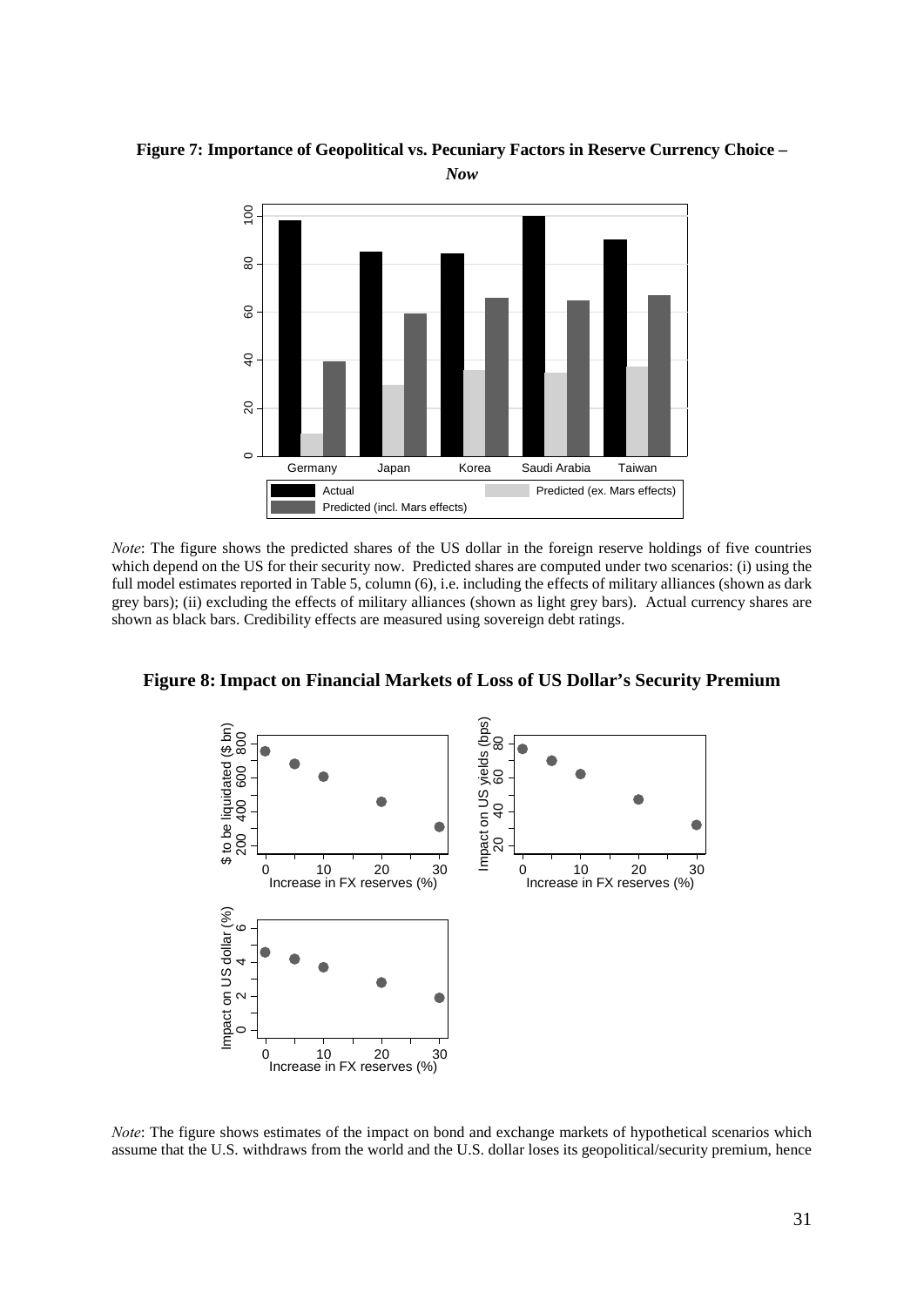**Figure 7: Importance of Geopolitical vs. Pecuniary Factors in Reserve Currency Choice – *Now***

*Note*: The figure shows the predicted shares of the US dollar in the foreign reserve holdings of five countries which depend on the US for their security now. Predicted shares are computed under two scenarios: (i) using the full model estimates reported in Table 5, column (6), i.e. including the effects of military alliances (shown as dark grey bars); (ii) excluding the effects of military alliances (shown as light grey bars). Actual currency shares are shown as black bars. Credibility effects are measured using sovereign debt ratings.

**Figure 8: Impact on Financial Markets of Loss of US Dollar's Security Premium**

*Note*: The figure shows estimates of the impact on bond and exchange markets of hypothetical scenarios which assume that the U.S. withdraws from the world and the U.S. dollar loses its geopolitical/security premium, hence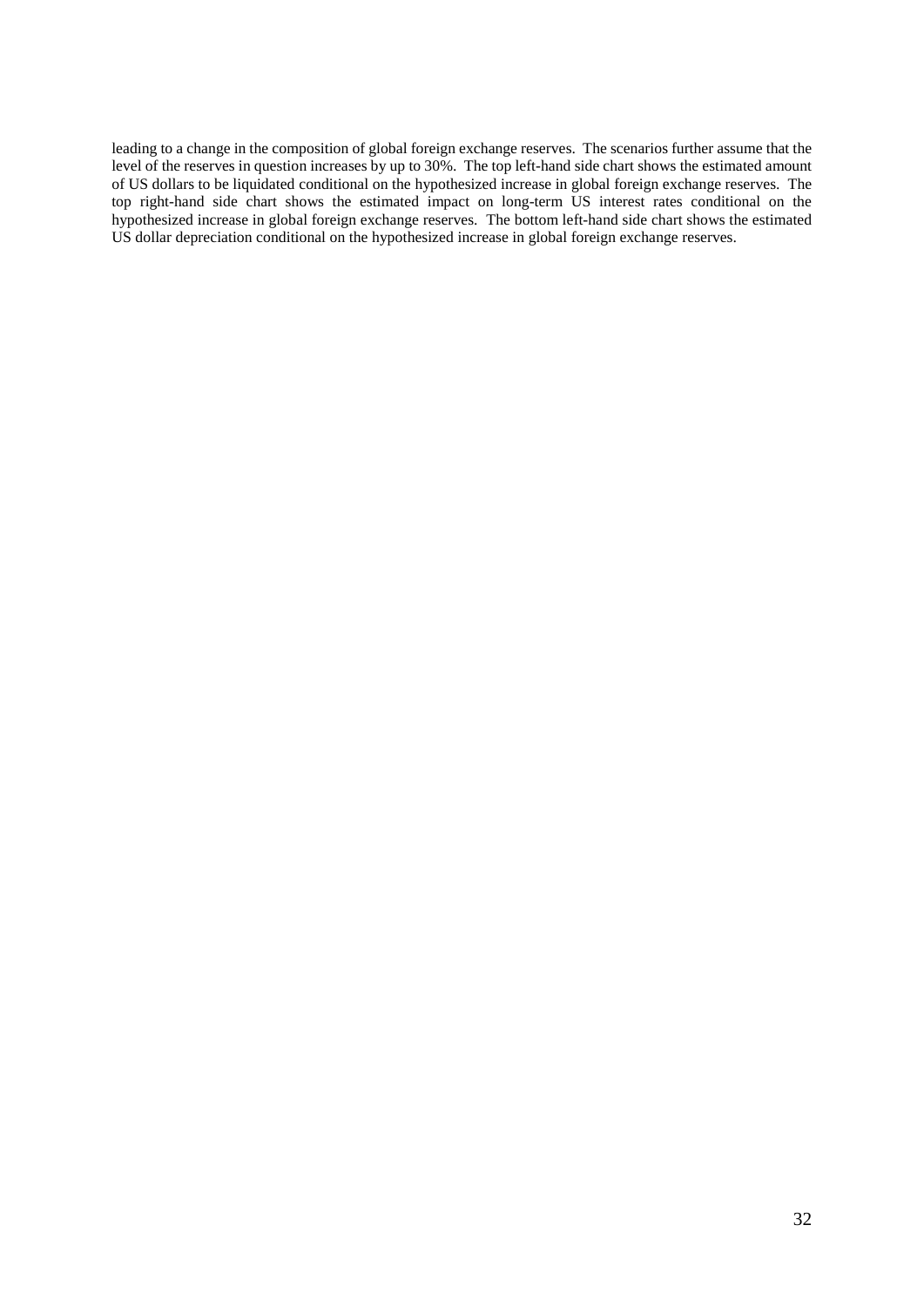leading to a change in the composition of global foreign exchange reserves. The scenarios further assume that the level of the reserves in question increases by up to 30%. The top left-hand side chart shows the estimated amount of US dollars to be liquidated conditional on the hypothesized increase in global foreign exchange reserves. The top right-hand side chart shows the estimated impact on long-term US interest rates conditional on the hypothesized increase in global foreign exchange reserves. The bottom left-hand side chart shows the estimated US dollar depreciation conditional on the hypothesized increase in global foreign exchange reserves.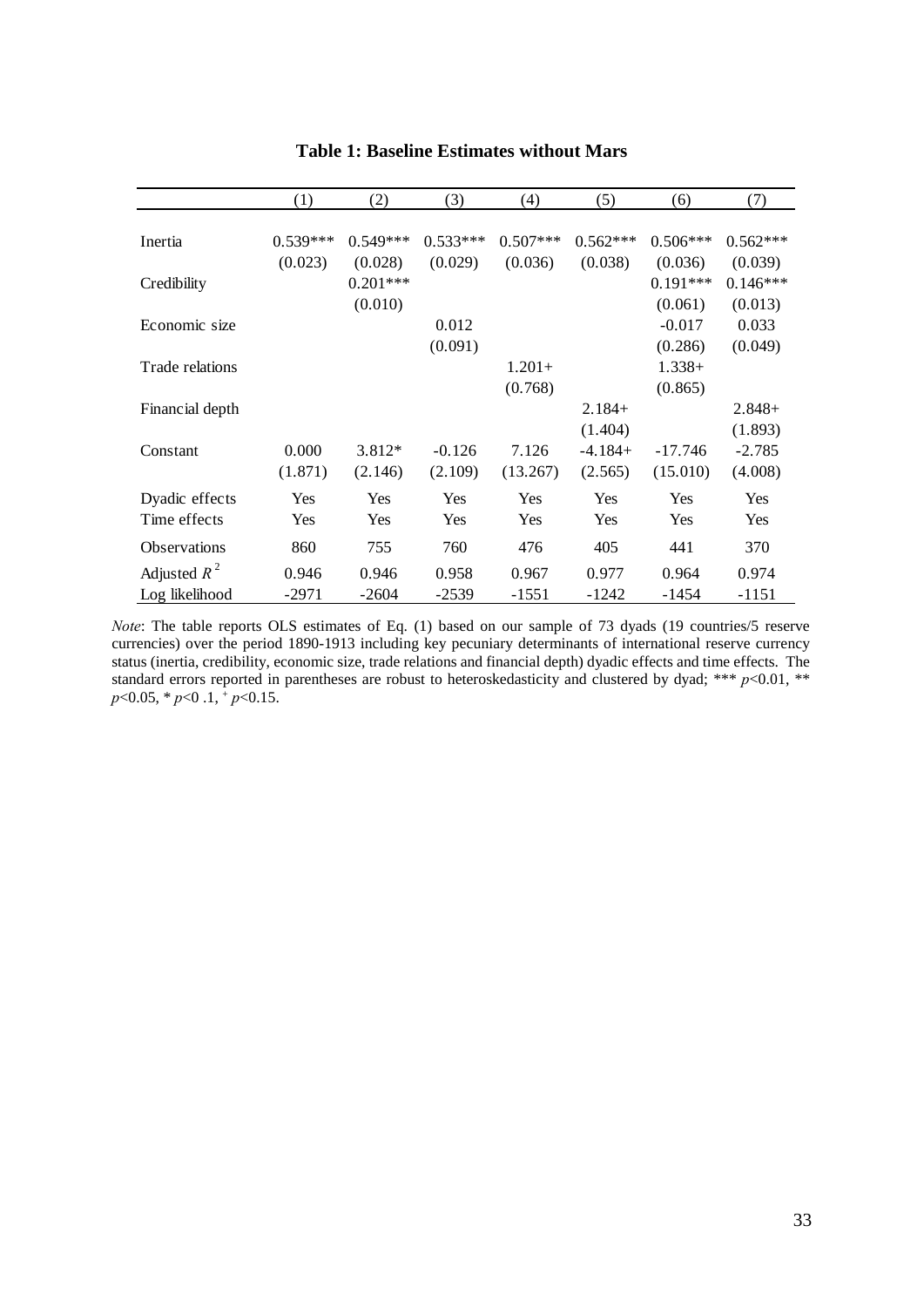**Table 1: Baseline Estimates without Mars**

| | (1) | (2) | (3) | (4) | (5) | (6) | (7) |
|---|---|---|---|---|---|---|---|
| Inertia | 0.539*** | 0.549*** | 0.533*** | 0.507*** | 0.562*** | 0.506*** | 0.562*** |
| | (0.023) | (0.028) | (0.029) | (0.036) | (0.038) | (0.036) | (0.039) |
| Credibility | | 0.201*** | | | | 0.191*** | 0.146*** |
| | | (0.010) | | | | (0.061) | (0.013) |
| Economic size | | | 0.012 | | | -0.017 | 0.033 |
| | | | (0.091) | | | (0.286) | (0.049) |
| Trade relations | | | | 1.201+ | | 1.338+ | |
| | | | | (0.768) | | (0.865) | |
| Financial depth | | | | | 2.184+ | | 2.848+ |
| | | | | | (1.404) | | (1.893) |
| Constant | 0.000 | 3.812* | -0.126 | 7.126 | -4.184+ | -17.746 | -2.785 |
| | (1.871) | (2.146) | (2.109) | (13.267) | (2.565) | (15.010) | (4.008) |
| Dyadic effects | Yes | Yes | Yes | Yes | Yes | Yes | Yes |
| Time effects | Yes | Yes | Yes | Yes | Yes | Yes | Yes |
| Observations | 860 | 755 | 760 | 476 | 405 | 441 | 370 |
| Adjusted $R^2$ | 0.946 | 0.946 | 0.958 | 0.967 | 0.977 | 0.964 | 0.974 |
| Log likelihood | -2971 | -2604 | -2539 | -1551 | -1242 | -1454 | -1151 |

*Note*: The table reports OLS estimates of Eq. (1) based on our sample of 73 dyads (19 countries/5 reserve currencies) over the period 1890-1913 including key pecuniary determinants of international reserve currency status (inertia, credibility, economic size, trade relations and financial depth) dyadic effects and time effects. The standard errors reported in parentheses are robust to heteroskedasticity and clustered by dyad; *** $p$<0.01, ** $p$<0.05, * $p$<0 .1, + $p$<0.15.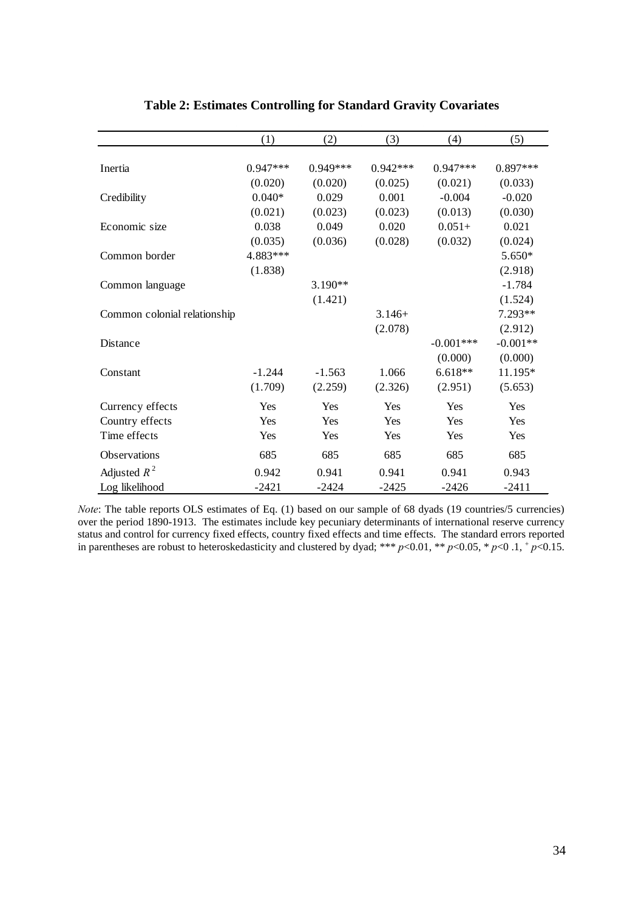**Table 2: Estimates Controlling for Standard Gravity Covariates**

| | (1) | (2) | (3) | (4) | (5) |
|---|---|---|---|---|---|
| Inertia | 0.947*** | 0.949*** | 0.942*** | 0.947*** | 0.897*** |
| | (0.020) | (0.020) | (0.025) | (0.021) | (0.033) |
| Credibility | 0.040* | 0.029 | 0.001 | -0.004 | -0.020 |
| | (0.021) | (0.023) | (0.023) | (0.013) | (0.030) |
| Economic size | 0.038 | 0.049 | 0.020 | 0.051+ | 0.021 |
| | (0.035) | (0.036) | (0.028) | (0.032) | (0.024) |
| Common border | 4.883*** | | | | 5.650* |
| | (1.838) | | | | (2.918) |
| Common language | | 3.190** | | | -1.784 |
| | | (1.421) | | | (1.524) |
| Common colonial relationship | | | 3.146+ | | 7.293** |
| | | | (2.078) | | (2.912) |
| Distance | | | | -0.001*** | -0.001** |
| | | | | (0.000) | (0.000) |
| Constant | -1.244 | -1.563 | 1.066 | 6.618** | 11.195* |
| | (1.709) | (2.259) | (2.326) | (2.951) | (5.653) |
| Currency effects | Yes | Yes | Yes | Yes | Yes |
| Country effects | Yes | Yes | Yes | Yes | Yes |
| Time effects | Yes | Yes | Yes | Yes | Yes |
| Observations | 685 | 685 | 685 | 685 | 685 |
| Adjusted $R^2$ | 0.942 | 0.941 | 0.941 | 0.941 | 0.943 |
| Log likelihood | -2421 | -2424 | -2425 | -2426 | -2411 |

*Note*: The table reports OLS estimates of Eq. (1) based on our sample of 68 dyads (19 countries/5 currencies) over the period 1890-1913. The estimates include key pecuniary determinants of international reserve currency status and control for currency fixed effects, country fixed effects and time effects. The standard errors reported in parentheses are robust to heteroskedasticity and clustered by dyad; *** $p<0.01$, ** $p<0.05$, * $p<0.1$, + $p<0.15$.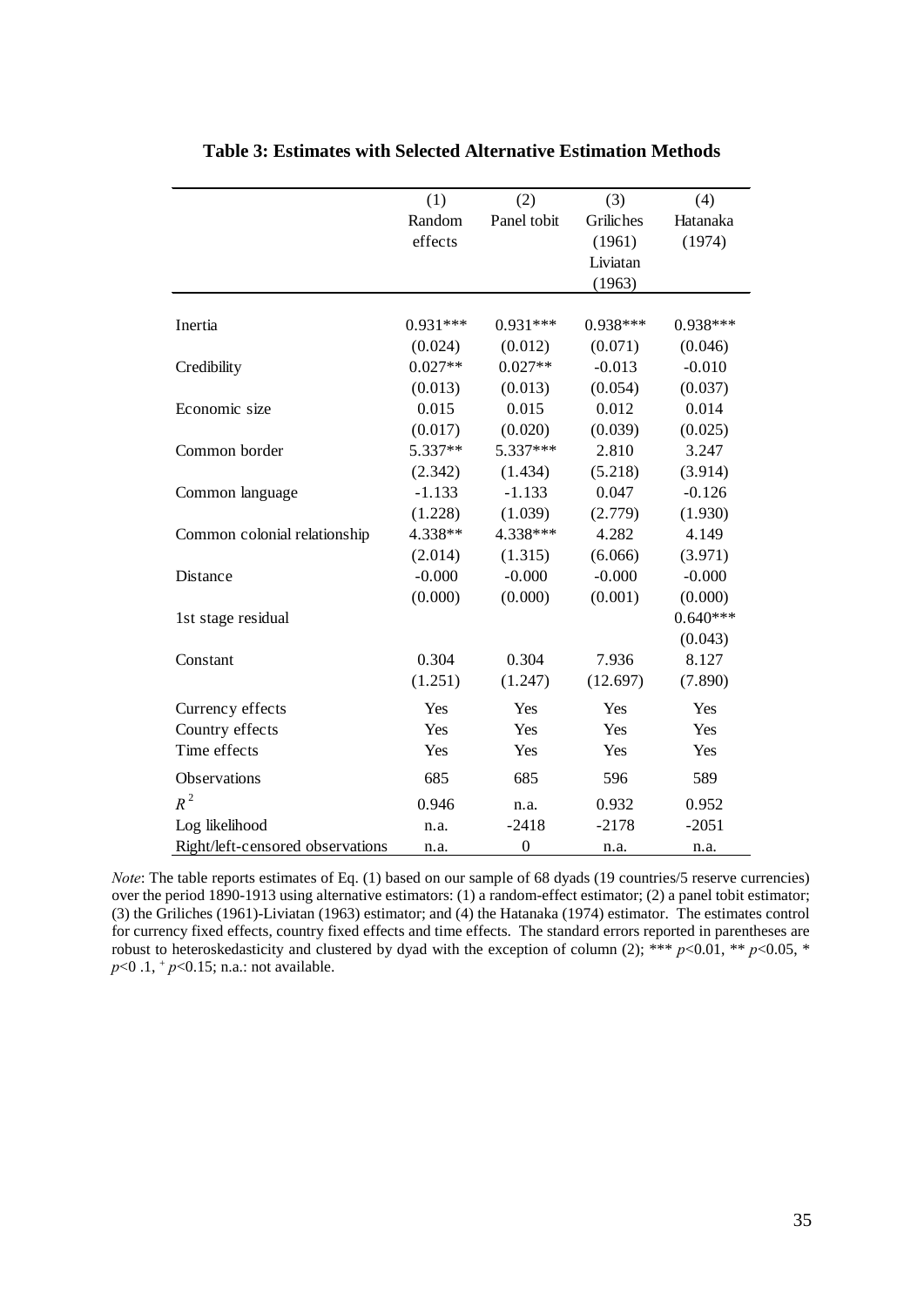**Table 3: Estimates with Selected Alternative Estimation Methods**

| | (1) Random effects | (2) Panel tobit | (3) Griliches (1961) Liviatan (1963) | (4) Hatanaka (1974) |
|---|---|---|---|---|
| Inertia | 0.931*** | 0.931*** | 0.938*** | 0.938*** |
| | (0.024) | (0.012) | (0.071) | (0.046) |
| Credibility | 0.027** | 0.027** | -0.013 | -0.010 |
| | (0.013) | (0.013) | (0.054) | (0.037) |
| Economic size | 0.015 | 0.015 | 0.012 | 0.014 |
| | (0.017) | (0.020) | (0.039) | (0.025) |
| Common border | 5.337** | 5.337*** | 2.810 | 3.247 |
| | (2.342) | (1.434) | (5.218) | (3.914) |
| Common language | -1.133 | -1.133 | 0.047 | -0.126 |
| | (1.228) | (1.039) | (2.779) | (1.930) |
| Common colonial relationship | 4.338** | 4.338*** | 4.282 | 4.149 |
| | (2.014) | (1.315) | (6.066) | (3.971) |
| Distance | -0.000 | -0.000 | -0.000 | -0.000 |
| | (0.000) | (0.000) | (0.001) | (0.000) |
| 1st stage residual | | | | 0.640*** |
| | | | | (0.043) |
| Constant | 0.304 | 0.304 | 7.936 | 8.127 |
| | (1.251) | (1.247) | (12.697) | (7.890) |
| Currency effects | Yes | Yes | Yes | Yes |
| Country effects | Yes | Yes | Yes | Yes |
| Time effects | Yes | Yes | Yes | Yes |
| Observations | 685 | 685 | 596 | 589 |
| $R^2$ | 0.946 | n.a. | 0.932 | 0.952 |
| Log likelihood | n.a. | -2418 | -2178 | -2051 |
| Right/left-censored observations | n.a. | 0 | n.a. | n.a. |

*Note*: The table reports estimates of Eq. (1) based on our sample of 68 dyads (19 countries/5 reserve currencies) over the period 1890-1913 using alternative estimators: (1) a random-effect estimator; (2) a panel tobit estimator; (3) the Griliches (1961)-Liviatan (1963) estimator; and (4) the Hatanaka (1974) estimator. The estimates control for currency fixed effects, country fixed effects and time effects. The standard errors reported in parentheses are robust to heteroskedasticity and clustered by dyad with the exception of column (2); *** $p$<0.01, ** $p$<0.05, * $p$<0 .1, $^+$ $p$<0.15; n.a.: not available.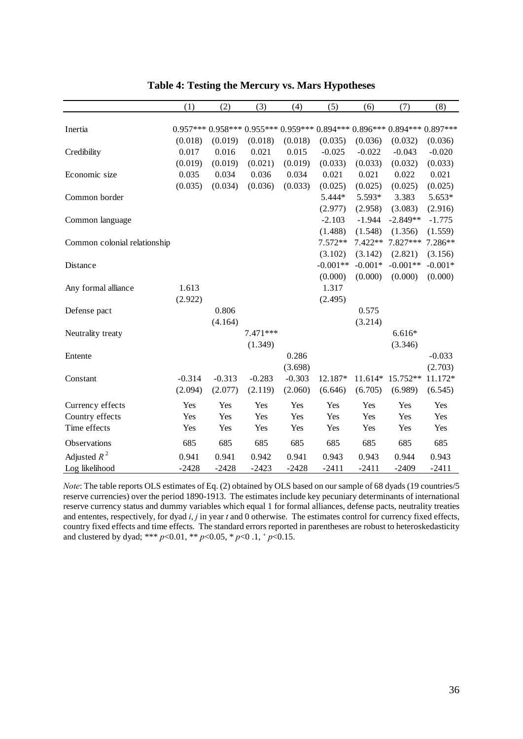**Table 4: Testing the Mercury vs. Mars Hypotheses**

| | (1) | (2) | (3) | (4) | (5) | (6) | (7) | (8) |
|---|---|---|---|---|---|---|---|---|
| Inertia | 0.957*** | 0.958*** | 0.955*** | 0.959*** | 0.894*** | 0.896*** | 0.894*** | 0.897*** |
| | (0.018) | (0.019) | (0.018) | (0.018) | (0.035) | (0.036) | (0.032) | (0.036) |
| Credibility | 0.017 | 0.016 | 0.021 | 0.015 | -0.025 | -0.022 | -0.043 | -0.020 |
| | (0.019) | (0.019) | (0.021) | (0.019) | (0.033) | (0.033) | (0.032) | (0.033) |
| Economic size | 0.035 | 0.034 | 0.036 | 0.034 | 0.021 | 0.021 | 0.022 | 0.021 |
| | (0.035) | (0.034) | (0.036) | (0.033) | (0.025) | (0.025) | (0.025) | (0.025) |
| Common border | | | | | 5.444* | 5.593* | 3.383 | 5.653* |
| | | | | | (2.977) | (2.958) | (3.083) | (2.916) |
| Common language | | | | | -2.103 | -1.944 | -2.849** | -1.775 |
| | | | | | (1.488) | (1.548) | (1.356) | (1.559) |
| Common colonial relationship | | | | | 7.572** | 7.422** | 7.827*** | 7.286** |
| | | | | | (3.102) | (3.142) | (2.821) | (3.156) |
| Distance | | | | | -0.001** | -0.001* | -0.001** | -0.001* |
| | | | | | (0.000) | (0.000) | (0.000) | (0.000) |
| Any formal alliance | 1.613 | | | | 1.317 | | | |
| | (2.922) | | | | (2.495) | | | |
| Defense pact | | 0.806 | | | | 0.575 | | |
| | | (4.164) | | | | (3.214) | | |
| Neutrality treaty | | | 7.471*** | | | | 6.616* | |
| | | | (1.349) | | | | (3.346) | |
| Entente | | | | 0.286 | | | | -0.033 |
| | | | | (3.698) | | | | (2.703) |
| Constant | -0.314 | -0.313 | -0.283 | -0.303 | 12.187* | 11.614* | 15.752** | 11.172* |
| | (2.094) | (2.077) | (2.119) | (2.060) | (6.646) | (6.705) | (6.989) | (6.545) |
| Currency effects | Yes | Yes | Yes | Yes | Yes | Yes | Yes | Yes |
| Country effects | Yes | Yes | Yes | Yes | Yes | Yes | Yes | Yes |
| Time effects | Yes | Yes | Yes | Yes | Yes | Yes | Yes | Yes |
| Observations | 685 | 685 | 685 | 685 | 685 | 685 | 685 | 685 |
| Adjusted $R^2$ | 0.941 | 0.941 | 0.942 | 0.941 | 0.943 | 0.943 | 0.944 | 0.943 |
| Log likelihood | -2428 | -2428 | -2423 | -2428 | -2411 | -2411 | -2409 | -2411 |

*Note*: The table reports OLS estimates of Eq. (2) obtained by OLS based on our sample of 68 dyads (19 countries/5 reserve currencies) over the period 1890-1913. The estimates include key pecuniary determinants of international reserve currency status and dummy variables which equal 1 for formal alliances, defense pacts, neutrality treaties and ententes, respectively, for dyad $i$, $j$ in year $t$ and 0 otherwise. The estimates control for currency fixed effects, country fixed effects and time effects. The standard errors reported in parentheses are robust to heteroskedasticity and clustered by dyad; *** $p$<0.01, ** $p$<0.05, * $p$<0 .1, $^{+}$ $p$<0.15.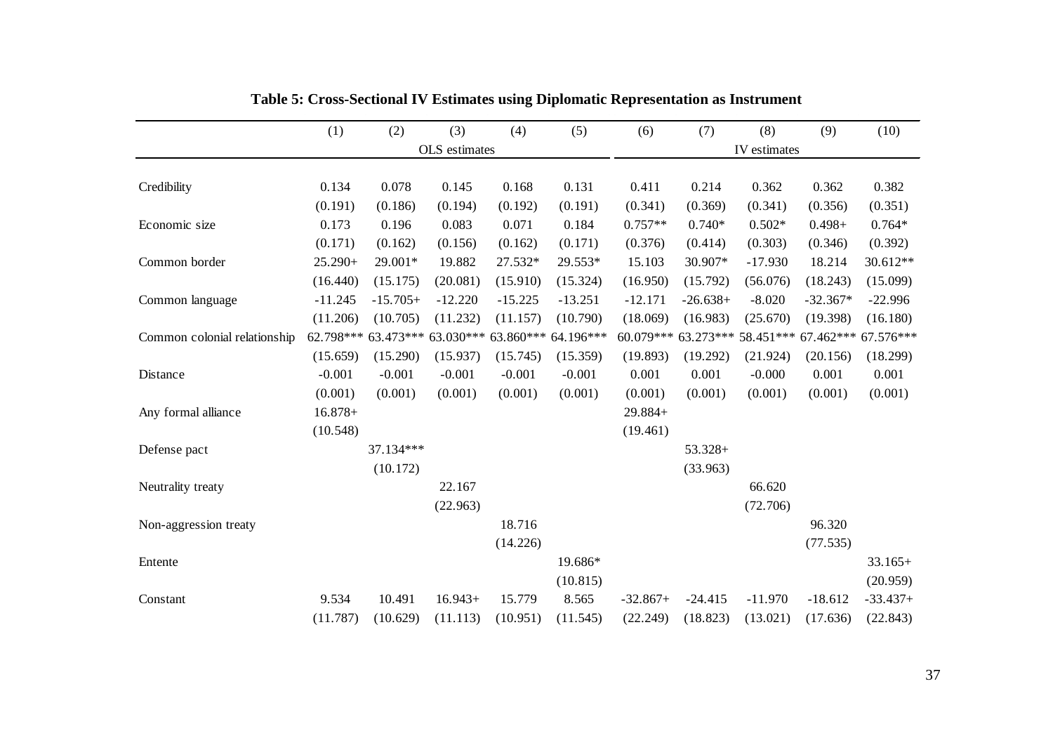**Table 5: Cross-Sectional IV Estimates using Diplomatic Representation as Instrument**

| | (1) | (2) | (3) | (4) | (5) | (6) | (7) | (8) | (9) | (10) |
|---|---|---|---|---|---|---|---|---|---|---|
| | OLS estimates | | | | | IV estimates | | | | |
| Credibility | 0.134 | 0.078 | 0.145 | 0.168 | 0.131 | 0.411 | 0.214 | 0.362 | 0.362 | 0.382 |
| | (0.191) | (0.186) | (0.194) | (0.192) | (0.191) | (0.341) | (0.369) | (0.341) | (0.356) | (0.351) |
| Economic size | 0.173 | 0.196 | 0.083 | 0.071 | 0.184 | 0.757** | 0.740* | 0.502* | 0.498+ | 0.764* |
| | (0.171) | (0.162) | (0.156) | (0.162) | (0.171) | (0.376) | (0.414) | (0.303) | (0.346) | (0.392) |
| Common border | 25.290+ | 29.001* | 19.882 | 27.532* | 29.553* | 15.103 | 30.907* | -17.930 | 18.214 | 30.612** |
| | (16.440) | (15.175) | (20.081) | (15.910) | (15.324) | (16.950) | (15.792) | (56.076) | (18.243) | (15.099) |
| Common language | -11.245 | -15.705+ | -12.220 | -15.225 | -13.251 | -12.171 | -26.638+ | -8.020 | -32.367* | -22.996 |
| | (11.206) | (10.705) | (11.232) | (11.157) | (10.790) | (18.069) | (16.983) | (25.670) | (19.398) | (16.180) |
| Common colonial relationship | 62.798*** | 63.473*** | 63.030*** | 63.860*** | 64.196*** | 60.079*** | 63.273*** | 58.451*** | 67.462*** | 67.576*** |
| | (15.659) | (15.290) | (15.937) | (15.745) | (15.359) | (19.893) | (19.292) | (21.924) | (20.156) | (18.299) |
| Distance | -0.001 | -0.001 | -0.001 | -0.001 | -0.001 | 0.001 | 0.001 | -0.000 | 0.001 | 0.001 |
| | (0.001) | (0.001) | (0.001) | (0.001) | (0.001) | (0.001) | (0.001) | (0.001) | (0.001) | (0.001) |
| Any formal alliance | 16.878+ | | | | | 29.884+ | | | | |
| | (10.548) | | | | | (19.461) | | | | |
| Defense pact | | 37.134*** | | | | | 53.328+ | | | |
| | | (10.172) | | | | | (33.963) | | | |
| Neutrality treaty | | | 22.167 | | | | | 66.620 | | |
| | | | (22.963) | | | | | (72.706) | | |
| Non-aggression treaty | | | | 18.716 | | | | | 96.320 | |
| | | | | (14.226) | | | | | (77.535) | |
| Entente | | | | | 19.686* | | | | | 33.165+ |
| | | | | | (10.815) | | | | | (20.959) |
| Constant | 9.534 | 10.491 | 16.943+ | 15.779 | 8.565 | -32.867+ | -24.415 | -11.970 | -18.612 | -33.437+ |
| | (11.787) | (10.629) | (11.113) | (10.951) | (11.545) | (22.249) | (18.823) | (13.021) | (17.636) | (22.843) |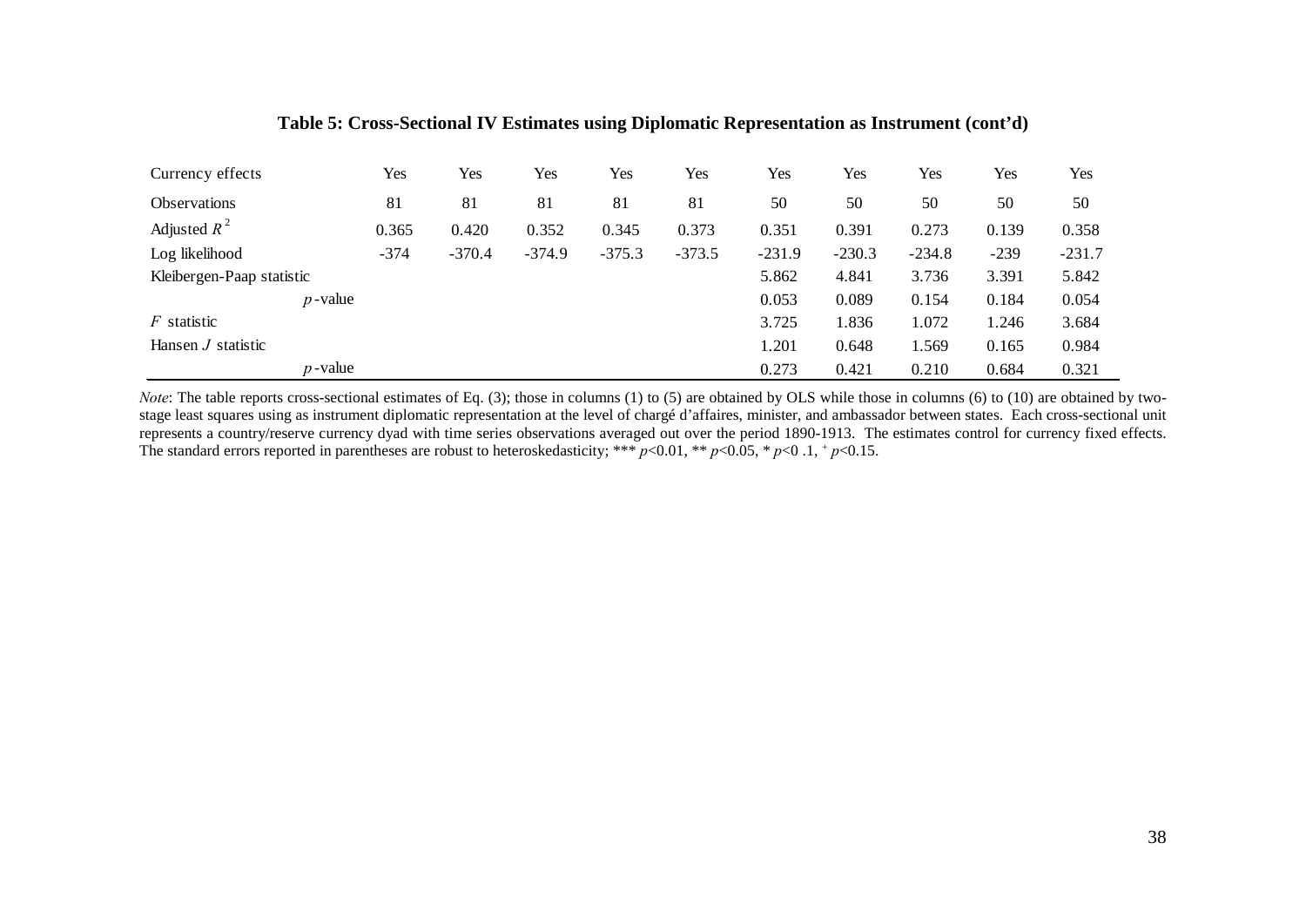**Table 5: Cross-Sectional IV Estimates using Diplomatic Representation as Instrument (cont'd)**

| | | | | | | | | | | |
|---|---|---|---|---|---|---|---|---|---|---|
| Currency effects | Yes | Yes | Yes | Yes | Yes | Yes | Yes | Yes | Yes | Yes |
| Observations | 81 | 81 | 81 | 81 | 81 | 50 | 50 | 50 | 50 | 50 |
| Adjusted $R^2$ | 0.365 | 0.420 | 0.352 | 0.345 | 0.373 | 0.351 | 0.391 | 0.273 | 0.139 | 0.358 |
| Log likelihood | -374 | -370.4 | -374.9 | -375.3 | -373.5 | -231.9 | -230.3 | -234.8 | -239 | -231.7 |
| Kleibergen-Paap statistic | | | | | | 5.862 | 4.841 | 3.736 | 3.391 | 5.842 |
| $p$-value | | | | | | 0.053 | 0.089 | 0.154 | 0.184 | 0.054 |
| $F$ statistic | | | | | | 3.725 | 1.836 | 1.072 | 1.246 | 3.684 |
| Hansen $J$ statistic | | | | | | 1.201 | 0.648 | 1.569 | 0.165 | 0.984 |
| $p$-value | | | | | | 0.273 | 0.421 | 0.210 | 0.684 | 0.321 |

*Note*: The table reports cross-sectional estimates of Eq. (3); those in columns (1) to (5) are obtained by OLS while those in columns (6) to (10) are obtained by two-stage least squares using as instrument diplomatic representation at the level of chargé d'affaires, minister, and ambassador between states. Each cross-sectional unit represents a country/reserve currency dyad with time series observations averaged out over the period 1890-1913. The estimates control for currency fixed effects. The standard errors reported in parentheses are robust to heteroskedasticity; *** $p$<0.01, ** $p$<0.05, * $p$<0 .1, $^{+}$ $p$<0.15.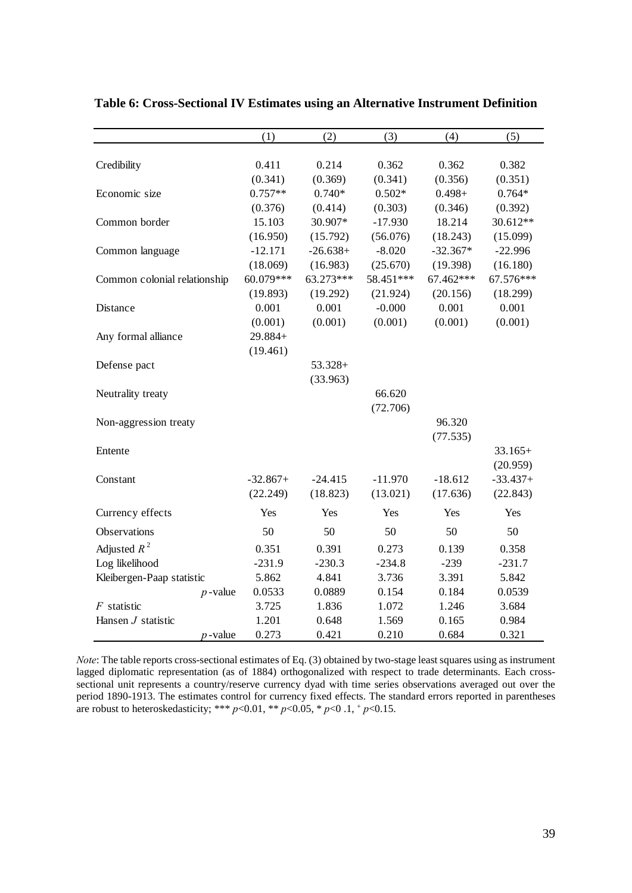**Table 6: Cross-Sectional IV Estimates using an Alternative Instrument Definition**

| | (1) | (2) | (3) | (4) | (5) |
|---|---|---|---|---|---|
| Credibility | 0.411 | 0.214 | 0.362 | 0.362 | 0.382 |
| | (0.341) | (0.369) | (0.341) | (0.356) | (0.351) |
| Economic size | 0.757** | 0.740* | 0.502* | 0.498+ | 0.764* |
| | (0.376) | (0.414) | (0.303) | (0.346) | (0.392) |
| Common border | 15.103 | 30.907* | -17.930 | 18.214 | 30.612** |
| | (16.950) | (15.792) | (56.076) | (18.243) | (15.099) |
| Common language | -12.171 | -26.638+ | -8.020 | -32.367* | -22.996 |
| | (18.069) | (16.983) | (25.670) | (19.398) | (16.180) |
| Common colonial relationship | 60.079*** | 63.273*** | 58.451*** | 67.462*** | 67.576*** |
| | (19.893) | (19.292) | (21.924) | (20.156) | (18.299) |
| Distance | 0.001 | 0.001 | -0.000 | 0.001 | 0.001 |
| | (0.001) | (0.001) | (0.001) | (0.001) | (0.001) |
| Any formal alliance | 29.884+ | | | | |
| | (19.461) | | | | |
| Defense pact | | 53.328+ | | | |
| | | (33.963) | | | |
| Neutrality treaty | | | 66.620 | | |
| | | | (72.706) | | |
| Non-aggression treaty | | | | 96.320 | |
| | | | | (77.535) | |
| Entente | | | | | 33.165+ |
| | | | | | (20.959) |
| Constant | -32.867+ | -24.415 | -11.970 | -18.612 | -33.437+ |
| | (22.249) | (18.823) | (13.021) | (17.636) | (22.843) |
| Currency effects | Yes | Yes | Yes | Yes | Yes |
| Observations | 50 | 50 | 50 | 50 | 50 |
| Adjusted $R^2$ | 0.351 | 0.391 | 0.273 | 0.139 | 0.358 |
| Log likelihood | -231.9 | -230.3 | -234.8 | -239 | -231.7 |
| Kleibergen-Paap statistic | 5.862 | 4.841 | 3.736 | 3.391 | 5.842 |
| *p*-value | 0.0533 | 0.0889 | 0.154 | 0.184 | 0.0539 |
| $F$ statistic | 3.725 | 1.836 | 1.072 | 1.246 | 3.684 |
| Hansen $J$ statistic | 1.201 | 0.648 | 1.569 | 0.165 | 0.984 |
| *p*-value | 0.273 | 0.421 | 0.210 | 0.684 | 0.321 |

*Note*: The table reports cross-sectional estimates of Eq. (3) obtained by two-stage least squares using as instrument lagged diplomatic representation (as of 1884) orthogonalized with respect to trade determinants. Each cross-sectional unit represents a country/reserve currency dyad with time series observations averaged out over the period 1890-1913. The estimates control for currency fixed effects. The standard errors reported in parentheses are robust to heteroskedasticity; *** $p$<0.01, ** $p$<0.05, * $p$<0 .1, + $p$<0.15.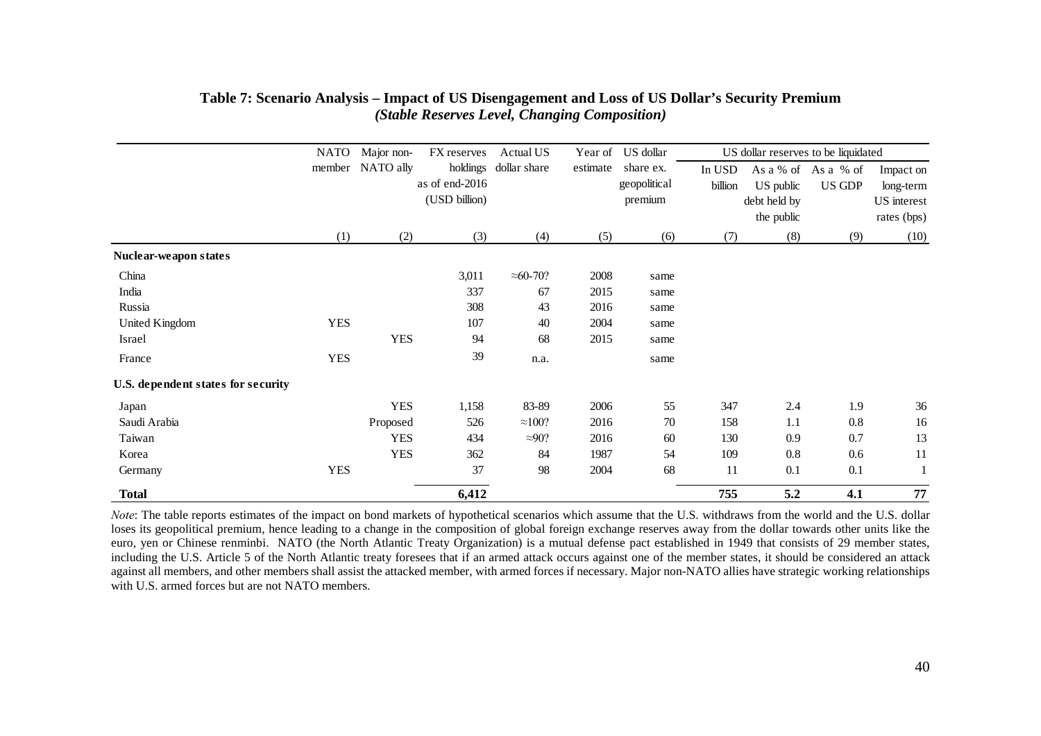**Table 7: Scenario Analysis – Impact of US Disengagement and Loss of US Dollar's Security Premium**
***(Stable Reserves Level, Changing Composition)***

| | NATO member | Major non-NATO ally | FX reserves holdings as of end-2016 (USD billion) | Actual US dollar share | Year of estimate | US dollar share ex. geopolitical premium | US dollar reserves to be liquidated | | | |
|---|---|---|---|---|---|---|---|---|---|---|
| | | | | | | | In USD billion | As a % of US public debt held by the public | As a % of US GDP | Impact on long-term US interest rates (bps) |
| | (1) | (2) | (3) | (4) | (5) | (6) | (7) | (8) | (9) | (10) |
| **Nuclear-weapon states** | | | | | | | | | | |
| China | | | 3,011 | ≈60-70? | 2008 | same | | | | |
| India | | | 337 | 67 | 2015 | same | | | | |
| Russia | | | 308 | 43 | 2016 | same | | | | |
| United Kingdom | YES | | 107 | 40 | 2004 | same | | | | |
| Israel | | YES | 94 | 68 | 2015 | same | | | | |
| France | YES | | 39 | n.a. | | same | | | | |
| **U.S. dependent states for security** | | | | | | | | | | |
| Japan | | YES | 1,158 | 83-89 | 2006 | 55 | 347 | 2.4 | 1.9 | 36 |
| Saudi Arabia | | Proposed | 526 | ≈100? | 2016 | 70 | 158 | 1.1 | 0.8 | 16 |
| Taiwan | | YES | 434 | ≈90? | 2016 | 60 | 130 | 0.9 | 0.7 | 13 |
| Korea | | YES | 362 | 84 | 1987 | 54 | 109 | 0.8 | 0.6 | 11 |
| Germany | YES | | 37 | 98 | 2004 | 68 | 11 | 0.1 | 0.1 | 1 |
| **Total** | | | **6,412** | | | | **755** | **5.2** | **4.1** | **77** |

*Note*: The table reports estimates of the impact on bond markets of hypothetical scenarios which assume that the U.S. withdraws from the world and the U.S. dollar loses its geopolitical premium, hence leading to a change in the composition of global foreign exchange reserves away from the dollar towards other units like the euro, yen or Chinese renminbi. NATO (the North Atlantic Treaty Organization) is a mutual defense pact established in 1949 that consists of 29 member states, including the U.S. Article 5 of the North Atlantic treaty foresees that if an armed attack occurs against one of the member states, it should be considered an attack against all members, and other members shall assist the attacked member, with armed forces if necessary. Major non-NATO allies have strategic working relationships with U.S. armed forces but are not NATO members.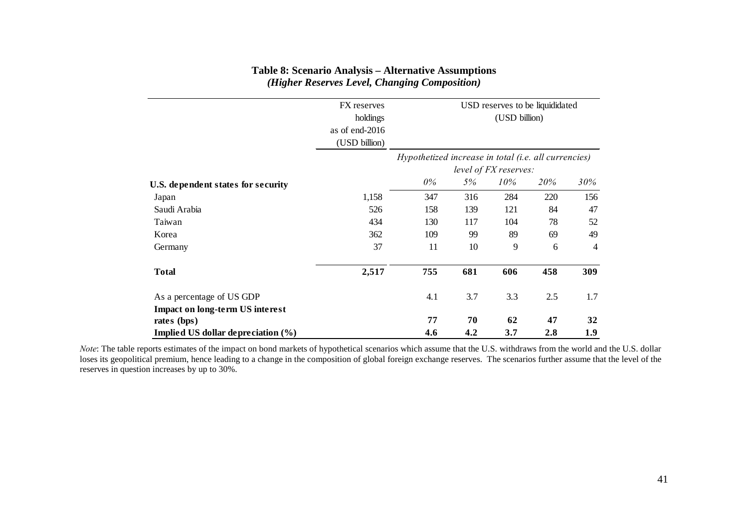**Table 8: Scenario Analysis – Alternative Assumptions**
***(Higher Reserves Level, Changing Composition)***

| | FX reserves holdings as of end-2016 (USD billion) | USD reserves to be liquididated (USD billion) | | | | |
|---|---|---|---|---|---|---|
| | | *Hypothetized increase in total (i.e. all currencies) level of FX reserves:* | | | | |
| **U.S. dependent states for security** | | *0%* | *5%* | *10%* | *20%* | *30%* |
| Japan | 1,158 | 347 | 316 | 284 | 220 | 156 |
| Saudi Arabia | 526 | 158 | 139 | 121 | 84 | 47 |
| Taiwan | 434 | 130 | 117 | 104 | 78 | 52 |
| Korea | 362 | 109 | 99 | 89 | 69 | 49 |
| Germany | 37 | 11 | 10 | 9 | 6 | 4 |
| **Total** | **2,517** | **755** | **681** | **606** | **458** | **309** |
| As a percentage of US GDP | | 4.1 | 3.7 | 3.3 | 2.5 | 1.7 |
| **Impact on long-term US interest rates (bps)** | | **77** | **70** | **62** | **47** | **32** |
| **Implied US dollar depreciation (%)** | | **4.6** | **4.2** | **3.7** | **2.8** | **1.9** |

*Note*: The table reports estimates of the impact on bond markets of hypothetical scenarios which assume that the U.S. withdraws from the world and the U.S. dollar loses its geopolitical premium, hence leading to a change in the composition of global foreign exchange reserves. The scenarios further assume that the level of the reserves in question increases by up to 30%.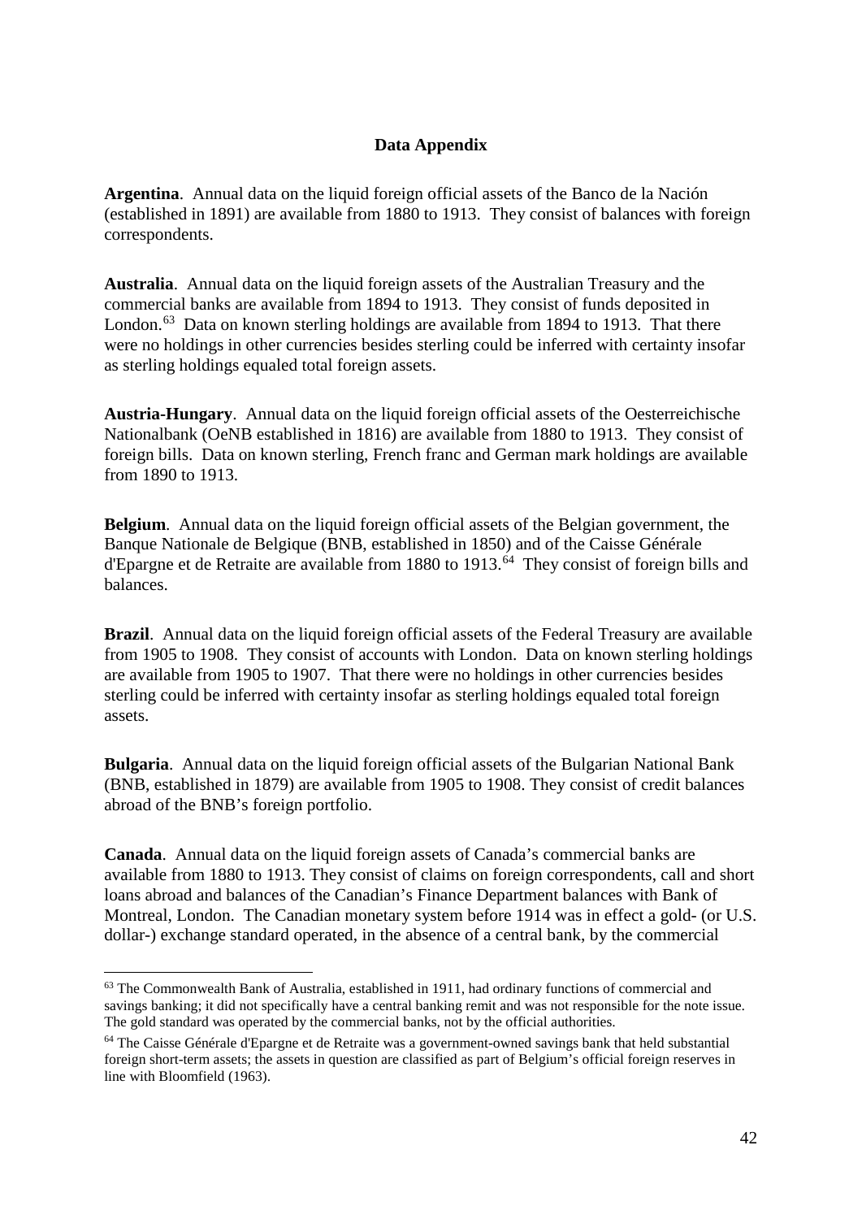## Data Appendix

**Argentina**. Annual data on the liquid foreign official assets of the Banco de la Nación (established in 1891) are available from 1880 to 1913. They consist of balances with foreign correspondents.

**Australia**. Annual data on the liquid foreign assets of the Australian Treasury and the commercial banks are available from 1894 to 1913. They consist of funds deposited in London.[63] Data on known sterling holdings are available from 1894 to 1913. That there were no holdings in other currencies besides sterling could be inferred with certainty insofar as sterling holdings equaled total foreign assets.

**Austria-Hungary**. Annual data on the liquid foreign official assets of the Oesterreichische Nationalbank (OeNB established in 1816) are available from 1880 to 1913. They consist of foreign bills. Data on known sterling, French franc and German mark holdings are available from 1890 to 1913.

**Belgium**. Annual data on the liquid foreign official assets of the Belgian government, the Banque Nationale de Belgique (BNB, established in 1850) and of the Caisse Générale d'Epargne et de Retraite are available from 1880 to 1913.[64] They consist of foreign bills and balances.

**Brazil**. Annual data on the liquid foreign official assets of the Federal Treasury are available from 1905 to 1908. They consist of accounts with London. Data on known sterling holdings are available from 1905 to 1907. That there were no holdings in other currencies besides sterling could be inferred with certainty insofar as sterling holdings equaled total foreign assets.

**Bulgaria**. Annual data on the liquid foreign official assets of the Bulgarian National Bank (BNB, established in 1879) are available from 1905 to 1908. They consist of credit balances abroad of the BNB's foreign portfolio.

**Canada**. Annual data on the liquid foreign assets of Canada's commercial banks are available from 1880 to 1913. They consist of claims on foreign correspondents, call and short loans abroad and balances of the Canadian's Finance Department balances with Bank of Montreal, London. The Canadian monetary system before 1914 was in effect a gold- (or U.S. dollar-) exchange standard operated, in the absence of a central bank, by the commercial

[63] The Commonwealth Bank of Australia, established in 1911, had ordinary functions of commercial and savings banking; it did not specifically have a central banking remit and was not responsible for the note issue. The gold standard was operated by the commercial banks, not by the official authorities.

[64] The Caisse Générale d'Epargne et de Retraite was a government-owned savings bank that held substantial foreign short-term assets; the assets in question are classified as part of Belgium's official foreign reserves in line with Bloomfield (1963).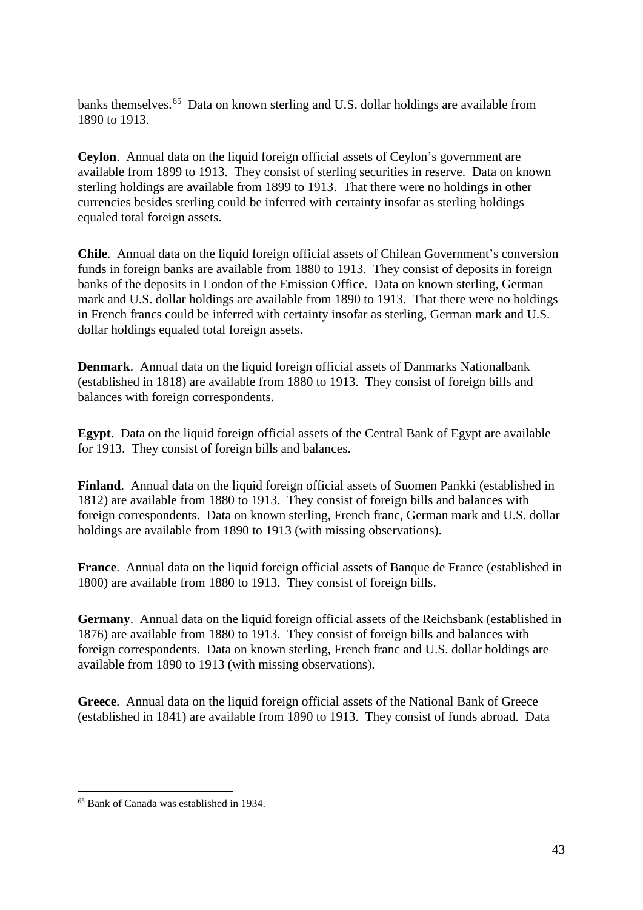banks themselves.[65] Data on known sterling and U.S. dollar holdings are available from 1890 to 1913.

**Ceylon**. Annual data on the liquid foreign official assets of Ceylon's government are available from 1899 to 1913. They consist of sterling securities in reserve. Data on known sterling holdings are available from 1899 to 1913. That there were no holdings in other currencies besides sterling could be inferred with certainty insofar as sterling holdings equaled total foreign assets.

**Chile**. Annual data on the liquid foreign official assets of Chilean Government's conversion funds in foreign banks are available from 1880 to 1913. They consist of deposits in foreign banks of the deposits in London of the Emission Office. Data on known sterling, German mark and U.S. dollar holdings are available from 1890 to 1913. That there were no holdings in French francs could be inferred with certainty insofar as sterling, German mark and U.S. dollar holdings equaled total foreign assets.

**Denmark**. Annual data on the liquid foreign official assets of Danmarks Nationalbank (established in 1818) are available from 1880 to 1913. They consist of foreign bills and balances with foreign correspondents.

**Egypt**. Data on the liquid foreign official assets of the Central Bank of Egypt are available for 1913. They consist of foreign bills and balances.

**Finland**. Annual data on the liquid foreign official assets of Suomen Pankki (established in 1812) are available from 1880 to 1913. They consist of foreign bills and balances with foreign correspondents. Data on known sterling, French franc, German mark and U.S. dollar holdings are available from 1890 to 1913 (with missing observations).

**France**. Annual data on the liquid foreign official assets of Banque de France (established in 1800) are available from 1880 to 1913. They consist of foreign bills.

**Germany**. Annual data on the liquid foreign official assets of the Reichsbank (established in 1876) are available from 1880 to 1913. They consist of foreign bills and balances with foreign correspondents. Data on known sterling, French franc and U.S. dollar holdings are available from 1890 to 1913 (with missing observations).

**Greece**. Annual data on the liquid foreign official assets of the National Bank of Greece (established in 1841) are available from 1890 to 1913. They consist of funds abroad. Data

[65] Bank of Canada was established in 1934.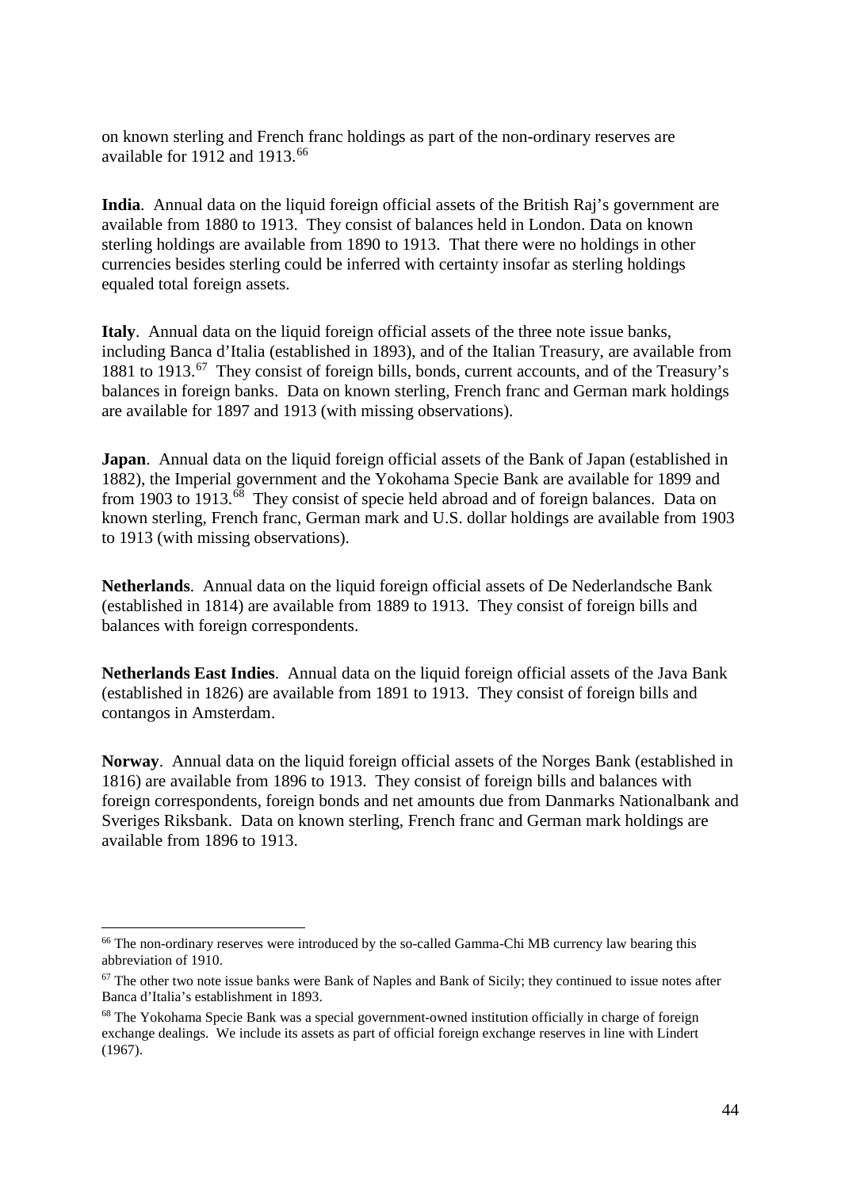on known sterling and French franc holdings as part of the non-ordinary reserves are available for 1912 and 1913.[66]

**India**. Annual data on the liquid foreign official assets of the British Raj's government are available from 1880 to 1913. They consist of balances held in London. Data on known sterling holdings are available from 1890 to 1913. That there were no holdings in other currencies besides sterling could be inferred with certainty insofar as sterling holdings equaled total foreign assets.

**Italy**. Annual data on the liquid foreign official assets of the three note issue banks, including Banca d'Italia (established in 1893), and of the Italian Treasury, are available from 1881 to 1913.[67] They consist of foreign bills, bonds, current accounts, and of the Treasury's balances in foreign banks. Data on known sterling, French franc and German mark holdings are available for 1897 and 1913 (with missing observations).

**Japan**. Annual data on the liquid foreign official assets of the Bank of Japan (established in 1882), the Imperial government and the Yokohama Specie Bank are available for 1899 and from 1903 to 1913.[68] They consist of specie held abroad and of foreign balances. Data on known sterling, French franc, German mark and U.S. dollar holdings are available from 1903 to 1913 (with missing observations).

**Netherlands**. Annual data on the liquid foreign official assets of De Nederlandsche Bank (established in 1814) are available from 1889 to 1913. They consist of foreign bills and balances with foreign correspondents.

**Netherlands East Indies**. Annual data on the liquid foreign official assets of the Java Bank (established in 1826) are available from 1891 to 1913. They consist of foreign bills and contangos in Amsterdam.

**Norway**. Annual data on the liquid foreign official assets of the Norges Bank (established in 1816) are available from 1896 to 1913. They consist of foreign bills and balances with foreign correspondents, foreign bonds and net amounts due from Danmarks Nationalbank and Sveriges Riksbank. Data on known sterling, French franc and German mark holdings are available from 1896 to 1913.

---

[66] The non-ordinary reserves were introduced by the so-called Gamma-Chi MB currency law bearing this abbreviation of 1910.

[67] The other two note issue banks were Bank of Naples and Bank of Sicily; they continued to issue notes after Banca d'Italia's establishment in 1893.

[68] The Yokohama Specie Bank was a special government-owned institution officially in charge of foreign exchange dealings. We include its assets as part of official foreign exchange reserves in line with Lindert (1967).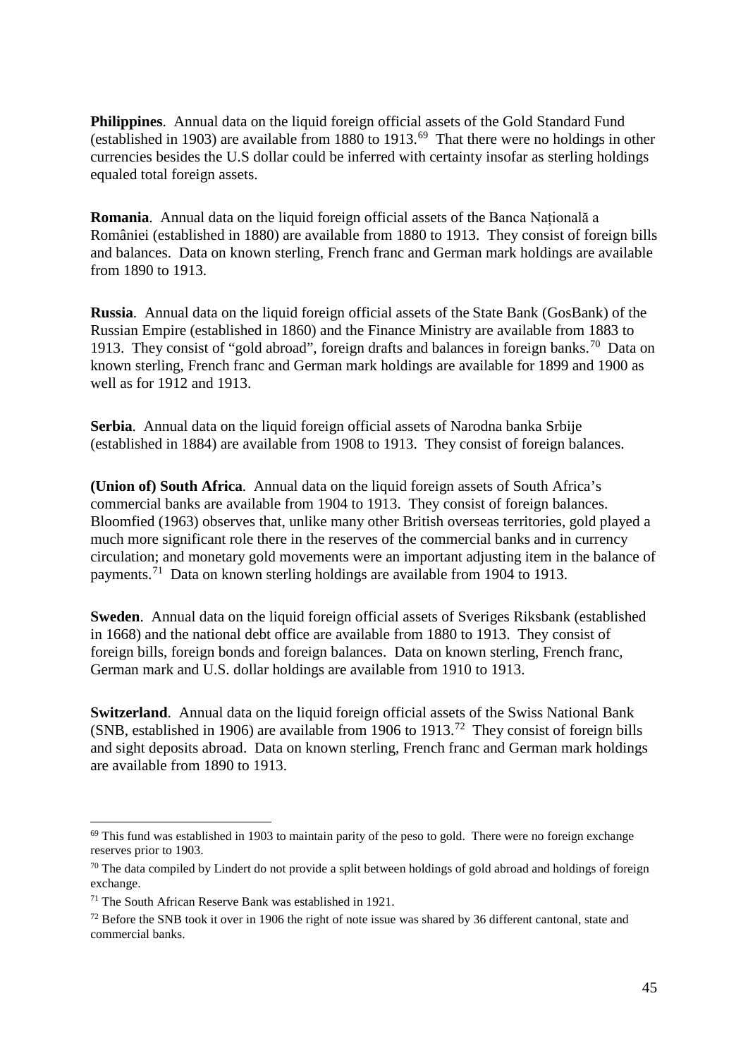**Philippines**. Annual data on the liquid foreign official assets of the Gold Standard Fund (established in 1903) are available from 1880 to 1913.[69] That there were no holdings in other currencies besides the U.S dollar could be inferred with certainty insofar as sterling holdings equaled total foreign assets.

**Romania**. Annual data on the liquid foreign official assets of the Banca Națională a României (established in 1880) are available from 1880 to 1913. They consist of foreign bills and balances. Data on known sterling, French franc and German mark holdings are available from 1890 to 1913.

**Russia**. Annual data on the liquid foreign official assets of the State Bank (GosBank) of the Russian Empire (established in 1860) and the Finance Ministry are available from 1883 to 1913. They consist of "gold abroad", foreign drafts and balances in foreign banks.[70] Data on known sterling, French franc and German mark holdings are available for 1899 and 1900 as well as for 1912 and 1913.

**Serbia**. Annual data on the liquid foreign official assets of Narodna banka Srbije (established in 1884) are available from 1908 to 1913. They consist of foreign balances.

**(Union of) South Africa**. Annual data on the liquid foreign assets of South Africa's commercial banks are available from 1904 to 1913. They consist of foreign balances. Bloomfied (1963) observes that, unlike many other British overseas territories, gold played a much more significant role there in the reserves of the commercial banks and in currency circulation; and monetary gold movements were an important adjusting item in the balance of payments.[71] Data on known sterling holdings are available from 1904 to 1913.

**Sweden**. Annual data on the liquid foreign official assets of Sveriges Riksbank (established in 1668) and the national debt office are available from 1880 to 1913. They consist of foreign bills, foreign bonds and foreign balances. Data on known sterling, French franc, German mark and U.S. dollar holdings are available from 1910 to 1913.

**Switzerland**. Annual data on the liquid foreign official assets of the Swiss National Bank (SNB, established in 1906) are available from 1906 to 1913.[72] They consist of foreign bills and sight deposits abroad. Data on known sterling, French franc and German mark holdings are available from 1890 to 1913.

---

[69] This fund was established in 1903 to maintain parity of the peso to gold. There were no foreign exchange reserves prior to 1903.

[70] The data compiled by Lindert do not provide a split between holdings of gold abroad and holdings of foreign exchange.

[71] The South African Reserve Bank was established in 1921.

[72] Before the SNB took it over in 1906 the right of note issue was shared by 36 different cantonal, state and commercial banks.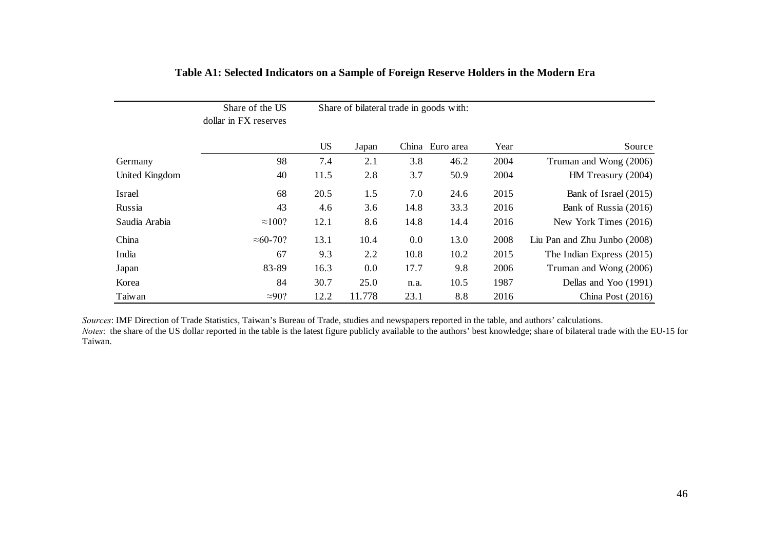**Table A1: Selected Indicators on a Sample of Foreign Reserve Holders in the Modern Era**

| | Share of the US dollar in FX reserves | Share of bilateral trade in goods with: | | | | | |
|---|---|---|---|---|---|---|---|
| | | US | Japan | China | Euro area | Year | Source |
| Germany | 98 | 7.4 | 2.1 | 3.8 | 46.2 | 2004 | Truman and Wong (2006) |
| United Kingdom | 40 | 11.5 | 2.8 | 3.7 | 50.9 | 2004 | HM Treasury (2004) |
| Israel | 68 | 20.5 | 1.5 | 7.0 | 24.6 | 2015 | Bank of Israel (2015) |
| Russia | 43 | 4.6 | 3.6 | 14.8 | 33.3 | 2016 | Bank of Russia (2016) |
| Saudia Arabia | ≈100? | 12.1 | 8.6 | 14.8 | 14.4 | 2016 | New York Times (2016) |
| China | ≈60-70? | 13.1 | 10.4 | 0.0 | 13.0 | 2008 | Liu Pan and Zhu Junbo (2008) |
| India | 67 | 9.3 | 2.2 | 10.8 | 10.2 | 2015 | The Indian Express (2015) |
| Japan | 83-89 | 16.3 | 0.0 | 17.7 | 9.8 | 2006 | Truman and Wong (2006) |
| Korea | 84 | 30.7 | 25.0 | n.a. | 10.5 | 1987 | Dellas and Yoo (1991) |
| Taiwan | ≈90? | 12.2 | 11.778 | 23.1 | 8.8 | 2016 | China Post (2016) |

*Sources*: IMF Direction of Trade Statistics, Taiwan's Bureau of Trade, studies and newspapers reported in the table, and authors' calculations.
*Notes*: the share of the US dollar reported in the table is the latest figure publicly available to the authors' best knowledge; share of bilateral trade with the EU-15 for Taiwan.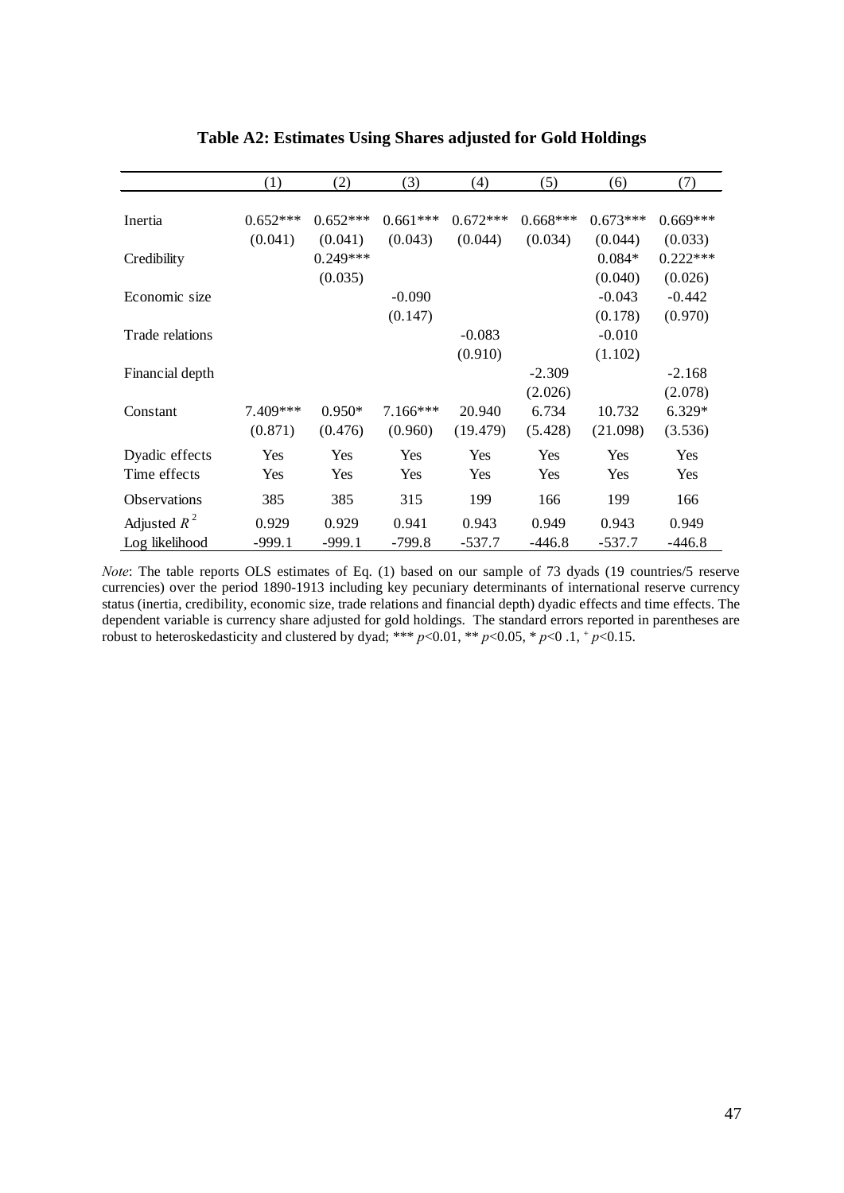**Table A2: Estimates Using Shares adjusted for Gold Holdings**

| | (1) | (2) | (3) | (4) | (5) | (6) | (7) |
|---|---|---|---|---|---|---|---|
| Inertia | 0.652*** | 0.652*** | 0.661*** | 0.672*** | 0.668*** | 0.673*** | 0.669*** |
| | (0.041) | (0.041) | (0.043) | (0.044) | (0.034) | (0.044) | (0.033) |
| Credibility | | 0.249*** | | | | 0.084* | 0.222*** |
| | | (0.035) | | | | (0.040) | (0.026) |
| Economic size | | | -0.090 | | | -0.043 | -0.442 |
| | | | (0.147) | | | (0.178) | (0.970) |
| Trade relations | | | | -0.083 | | -0.010 | |
| | | | | (0.910) | | (1.102) | |
| Financial depth | | | | | -2.309 | | -2.168 |
| | | | | | (2.026) | | (2.078) |
| Constant | 7.409*** | 0.950* | 7.166*** | 20.940 | 6.734 | 10.732 | 6.329* |
| | (0.871) | (0.476) | (0.960) | (19.479) | (5.428) | (21.098) | (3.536) |
| Dyadic effects | Yes | Yes | Yes | Yes | Yes | Yes | Yes |
| Time effects | Yes | Yes | Yes | Yes | Yes | Yes | Yes |
| Observations | 385 | 385 | 315 | 199 | 166 | 199 | 166 |
| Adjusted $R^2$ | 0.929 | 0.929 | 0.941 | 0.943 | 0.949 | 0.943 | 0.949 |
| Log likelihood | -999.1 | -999.1 | -799.8 | -537.7 | -446.8 | -537.7 | -446.8 |

*Note*: The table reports OLS estimates of Eq. (1) based on our sample of 73 dyads (19 countries/5 reserve currencies) over the period 1890-1913 including key pecuniary determinants of international reserve currency status (inertia, credibility, economic size, trade relations and financial depth) dyadic effects and time effects. The dependent variable is currency share adjusted for gold holdings. The standard errors reported in parentheses are robust to heteroskedasticity and clustered by dyad; *** $p$<0.01, ** $p$<0.05, * $p$<0 .1, $^+$ $p$<0.15.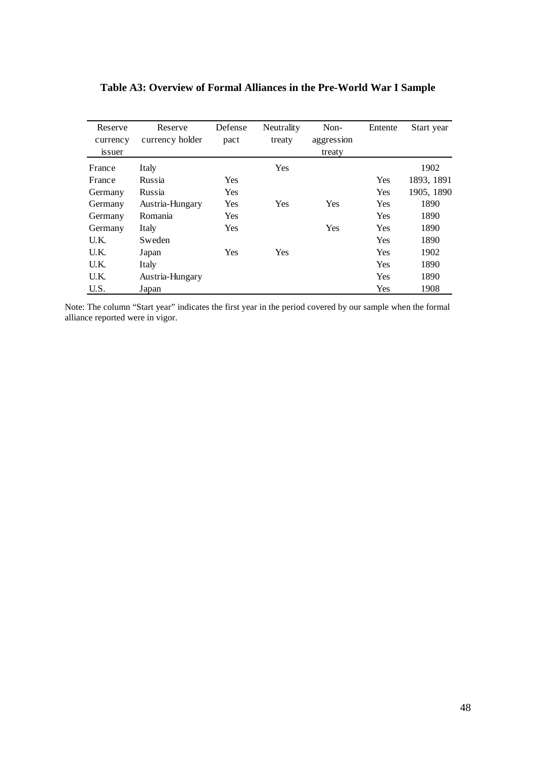**Table A3: Overview of Formal Alliances in the Pre-World War I Sample**

| Reserve currency issuer | Reserve currency holder | Defense pact | Neutrality treaty | Non-aggression treaty | Entente | Start year |
|---|---|---|---|---|---|---|
| France | Italy | | Yes | | | 1902 |
| France | Russia | Yes | | | Yes | 1893, 1891 |
| Germany | Russia | Yes | | | Yes | 1905, 1890 |
| Germany | Austria-Hungary | Yes | Yes | Yes | Yes | 1890 |
| Germany | Romania | Yes | | | Yes | 1890 |
| Germany | Italy | Yes | | Yes | Yes | 1890 |
| U.K. | Sweden | | | | Yes | 1890 |
| U.K. | Japan | Yes | Yes | | Yes | 1902 |
| U.K. | Italy | | | | Yes | 1890 |
| U.K. | Austria-Hungary | | | | Yes | 1890 |
| U.S. | Japan | | | | Yes | 1908 |

Note: The column "Start year" indicates the first year in the period covered by our sample when the formal alliance reported were in vigor.